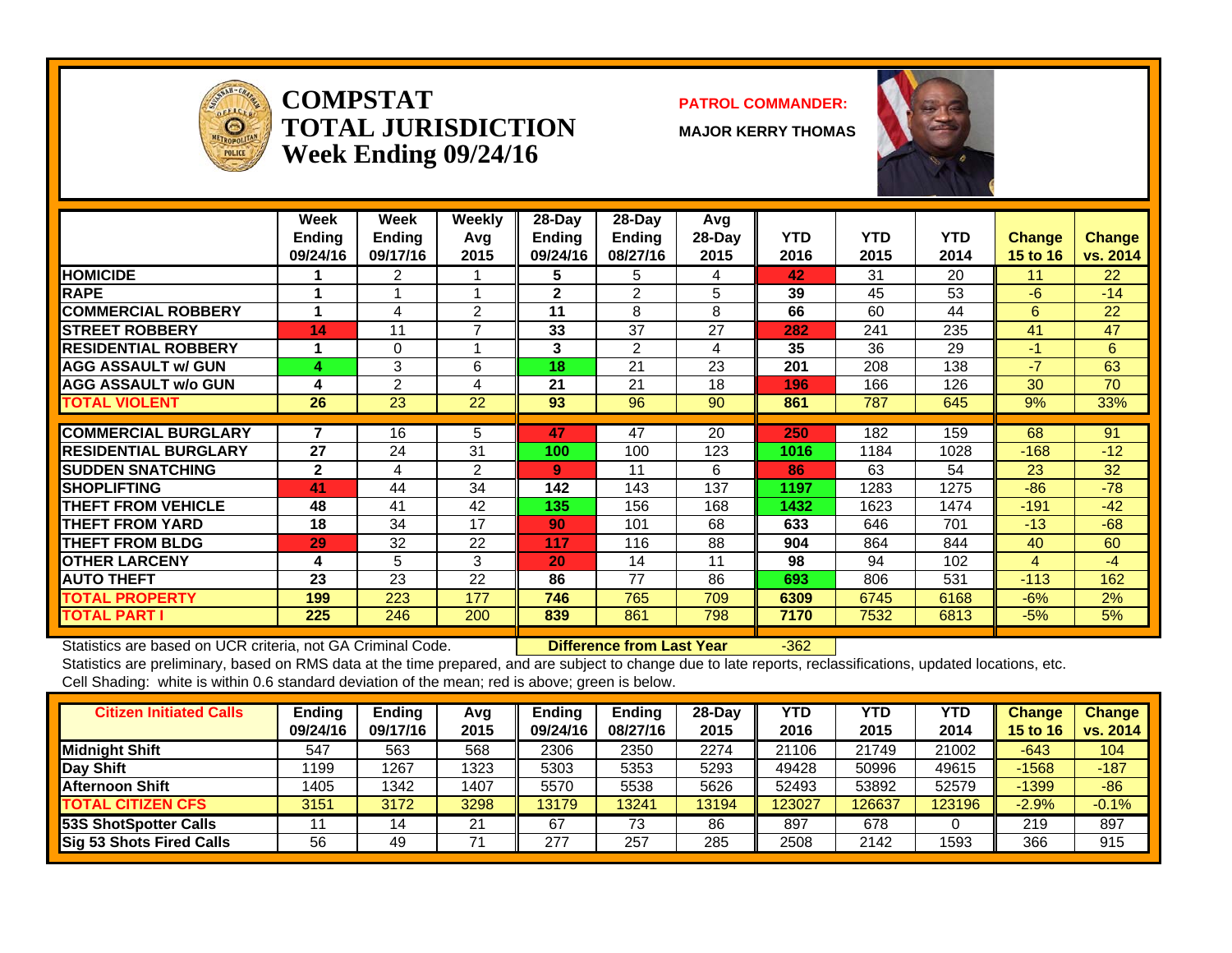# COMPSTAT
# TOTAL JURISDICTION
## Week Ending 09/24/16

**PATROL COMMANDER:**

**MAJOR KERRY THOMAS**

| | Week Ending 09/24/16 | Week Ending 09/17/16 | Weekly Avg 2015 | 28-Day Ending 09/24/16 | 28-Day Ending 08/27/16 | Avg 28-Day 2015 | YTD 2016 | YTD 2015 | YTD 2014 | Change 15 to 16 | Change vs. 2014 |
|---|---|---|---|---|---|---|---|---|---|---|---|
| **HOMICIDE** | 1 | 2 | 1 | 5 | 5 | 4 | 42 | 31 | 20 | 11 | 22 |
| **RAPE** | 1 | 1 | 1 | 2 | 2 | 5 | 39 | 45 | 53 | -6 | -14 |
| **COMMERCIAL ROBBERY** | 1 | 4 | 2 | 11 | 8 | 8 | 66 | 60 | 44 | 6 | 22 |
| **STREET ROBBERY** | 14 | 11 | 7 | 33 | 37 | 27 | 282 | 241 | 235 | 41 | 47 |
| **RESIDENTIAL ROBBERY** | 1 | 0 | 1 | 3 | 2 | 4 | 35 | 36 | 29 | -1 | 6 |
| **AGG ASSAULT w/ GUN** | 4 | 3 | 6 | 18 | 21 | 23 | 201 | 208 | 138 | -7 | 63 |
| **AGG ASSAULT w/o GUN** | 4 | 2 | 4 | 21 | 21 | 18 | 196 | 166 | 126 | 30 | 70 |
| **TOTAL VIOLENT** | 26 | 23 | 22 | 93 | 96 | 90 | 861 | 787 | 645 | 9% | 33% |
| **COMMERCIAL BURGLARY** | 7 | 16 | 5 | 47 | 47 | 20 | 250 | 182 | 159 | 68 | 91 |
| **RESIDENTIAL BURGLARY** | 27 | 24 | 31 | 100 | 100 | 123 | 1016 | 1184 | 1028 | -168 | -12 |
| **SUDDEN SNATCHING** | 2 | 4 | 2 | 9 | 11 | 6 | 86 | 63 | 54 | 23 | 32 |
| **SHOPLIFTING** | 41 | 44 | 34 | 142 | 143 | 137 | 1197 | 1283 | 1275 | -86 | -78 |
| **THEFT FROM VEHICLE** | 48 | 41 | 42 | 135 | 156 | 168 | 1432 | 1623 | 1474 | -191 | -42 |
| **THEFT FROM YARD** | 18 | 34 | 17 | 90 | 101 | 68 | 633 | 646 | 701 | -13 | -68 |
| **THEFT FROM BLDG** | 29 | 32 | 22 | 117 | 116 | 88 | 904 | 864 | 844 | 40 | 60 |
| **OTHER LARCENY** | 4 | 5 | 3 | 20 | 14 | 11 | 98 | 94 | 102 | 4 | -4 |
| **AUTO THEFT** | 23 | 23 | 22 | 86 | 77 | 86 | 693 | 806 | 531 | -113 | 162 |
| **TOTAL PROPERTY** | 199 | 223 | 177 | 746 | 765 | 709 | 6309 | 6745 | 6168 | -6% | 2% |
| **TOTAL PART I** | 225 | 246 | 200 | 839 | 861 | 798 | 7170 | 7532 | 6813 | -5% | 5% |

Statistics are based on UCR criteria, not GA Criminal Code. **Difference from Last Year** -362

Statistics are preliminary, based on RMS data at the time prepared, and are subject to change due to late reports, reclassifications, updated locations, etc.

Cell Shading: white is within 0.6 standard deviation of the mean; red is above; green is below.

| Citizen Initiated Calls | Ending 09/24/16 | Ending 09/17/16 | Avg 2015 | Ending 09/24/16 | Ending 08/27/16 | 28-Day 2015 | YTD 2016 | YTD 2015 | YTD 2014 | Change 15 to 16 | Change vs. 2014 |
|---|---|---|---|---|---|---|---|---|---|---|---|
| **Midnight Shift** | 547 | 563 | 568 | 2306 | 2350 | 2274 | 21106 | 21749 | 21002 | -643 | 104 |
| **Day Shift** | 1199 | 1267 | 1323 | 5303 | 5353 | 5293 | 49428 | 50996 | 49615 | -1568 | -187 |
| **Afternoon Shift** | 1405 | 1342 | 1407 | 5570 | 5538 | 5626 | 52493 | 53892 | 52579 | -1399 | -86 |
| **TOTAL CITIZEN CFS** | 3151 | 3172 | 3298 | 13179 | 13241 | 13194 | 123027 | 126637 | 123196 | -2.9% | -0.1% |
| **53S ShotSpotter Calls** | 11 | 14 | 21 | 67 | 73 | 86 | 897 | 678 | 0 | 219 | 897 |
| **Sig 53 Shots Fired Calls** | 56 | 49 | 71 | 277 | 257 | 285 | 2508 | 2142 | 1593 | 366 | 915 |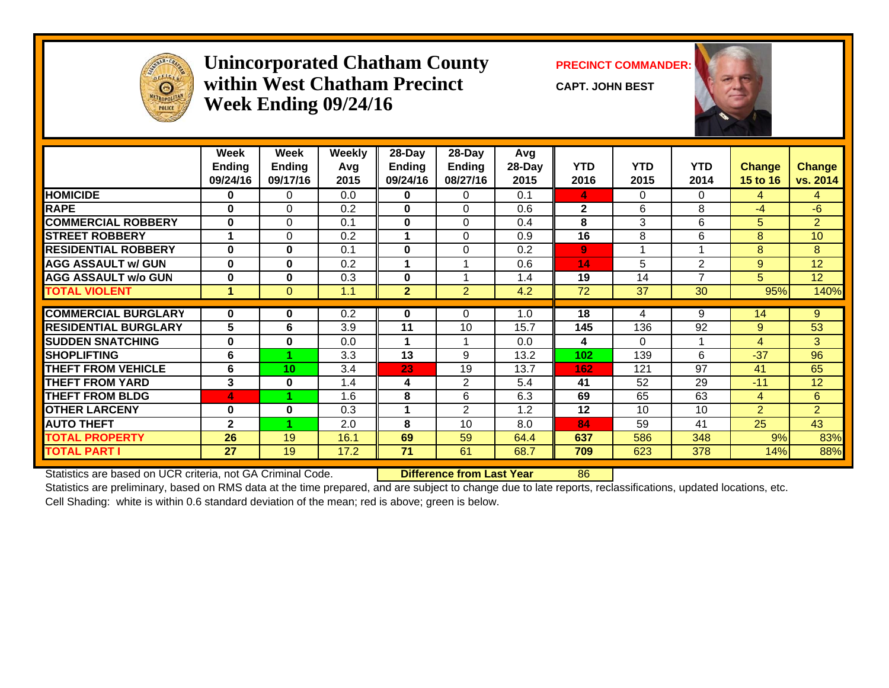# Unincorporated Chatham County within West Chatham Precinct Week Ending 09/24/16

**PRECINCT COMMANDER:**

**CAPT. JOHN BEST**

| | Week Ending 09/24/16 | Week Ending 09/17/16 | Weekly Avg 2015 | 28-Day Ending 09/24/16 | 28-Day Ending 08/27/16 | Avg 28-Day 2015 | YTD 2016 | YTD 2015 | YTD 2014 | Change 15 to 16 | Change vs. 2014 |
|---|---|---|---|---|---|---|---|---|---|---|---|
| HOMICIDE | 0 | 0 | 0.0 | 0 | 0 | 0.1 | 4 | 0 | 0 | 4 | 4 |
| RAPE | 0 | 0 | 0.2 | 0 | 0 | 0.6 | 2 | 6 | 8 | -4 | -6 |
| COMMERCIAL ROBBERY | 0 | 0 | 0.1 | 0 | 0 | 0.4 | 8 | 3 | 6 | 5 | 2 |
| STREET ROBBERY | 1 | 0 | 0.2 | 1 | 0 | 0.9 | 16 | 8 | 6 | 8 | 10 |
| RESIDENTIAL ROBBERY | 0 | 0 | 0.1 | 0 | 0 | 0.2 | 9 | 1 | 1 | 8 | 8 |
| AGG ASSAULT w/ GUN | 0 | 0 | 0.2 | 1 | 1 | 0.6 | 14 | 5 | 2 | 9 | 12 |
| AGG ASSAULT w/o GUN | 0 | 0 | 0.3 | 0 | 1 | 1.4 | 19 | 14 | 7 | 5 | 12 |
| TOTAL VIOLENT | 1 | 0 | 1.1 | 2 | 2 | 4.2 | 72 | 37 | 30 | 95% | 140% |
| COMMERCIAL BURGLARY | 0 | 0 | 0.2 | 0 | 0 | 1.0 | 18 | 4 | 9 | 14 | 9 |
| RESIDENTIAL BURGLARY | 5 | 6 | 3.9 | 11 | 10 | 15.7 | 145 | 136 | 92 | 9 | 53 |
| SUDDEN SNATCHING | 0 | 0 | 0.0 | 1 | 1 | 0.0 | 4 | 0 | 1 | 4 | 3 |
| SHOPLIFTING | 6 | 1 | 3.3 | 13 | 9 | 13.2 | 102 | 139 | 6 | -37 | 96 |
| THEFT FROM VEHICLE | 6 | 10 | 3.4 | 23 | 19 | 13.7 | 162 | 121 | 97 | 41 | 65 |
| THEFT FROM YARD | 3 | 0 | 1.4 | 4 | 2 | 5.4 | 41 | 52 | 29 | -11 | 12 |
| THEFT FROM BLDG | 4 | 1 | 1.6 | 8 | 6 | 6.3 | 69 | 65 | 63 | 4 | 6 |
| OTHER LARCENY | 0 | 0 | 0.3 | 1 | 2 | 1.2 | 12 | 10 | 10 | 2 | 2 |
| AUTO THEFT | 2 | 1 | 2.0 | 8 | 10 | 8.0 | 84 | 59 | 41 | 25 | 43 |
| TOTAL PROPERTY | 26 | 19 | 16.1 | 69 | 59 | 64.4 | 637 | 586 | 348 | 9% | 83% |
| TOTAL PART I | 27 | 19 | 17.2 | 71 | 61 | 68.7 | 709 | 623 | 378 | 14% | 88% |

Statistics are based on UCR criteria, not GA Criminal Code. **Difference from Last Year** 86

Statistics are preliminary, based on RMS data at the time prepared, and are subject to change due to late reports, reclassifications, updated locations, etc.

Cell Shading: white is within 0.6 standard deviation of the mean; red is above; green is below.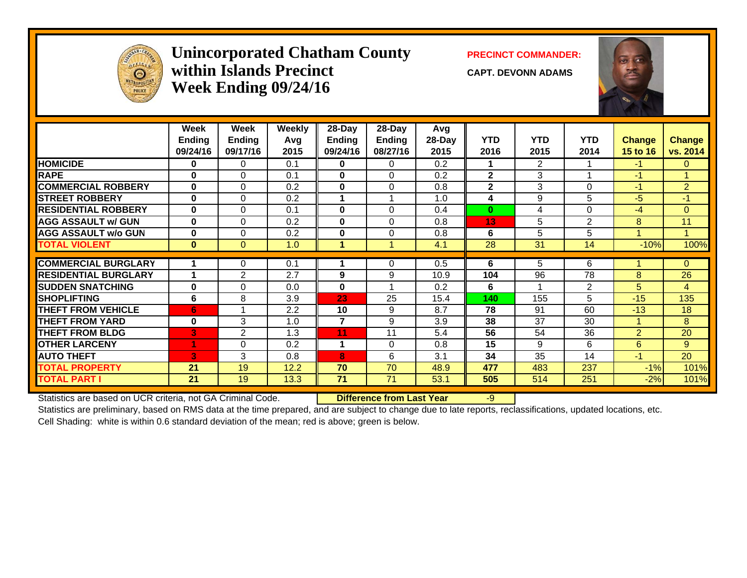# Unincorporated Chatham County within Islands Precinct Week Ending 09/24/16

**PRECINCT COMMANDER:**

**CAPT. DEVONN ADAMS**

| | Week Ending 09/24/16 | Week Ending 09/17/16 | Weekly Avg 2015 | 28-Day Ending 09/24/16 | 28-Day Ending 08/27/16 | Avg 28-Day 2015 | YTD 2016 | YTD 2015 | YTD 2014 | Change 15 to 16 | Change vs. 2014 |
|---|---|---|---|---|---|---|---|---|---|---|---|
| HOMICIDE | 0 | 0 | 0.1 | 0 | 0 | 0.2 | 1 | 2 | 1 | -1 | 0 |
| RAPE | 0 | 0 | 0.1 | 0 | 0 | 0.2 | 2 | 3 | 1 | -1 | 1 |
| COMMERCIAL ROBBERY | 0 | 0 | 0.2 | 0 | 0 | 0.8 | 2 | 3 | 0 | -1 | 2 |
| STREET ROBBERY | 0 | 0 | 0.2 | 1 | 1 | 1.0 | 4 | 9 | 5 | -5 | -1 |
| RESIDENTIAL ROBBERY | 0 | 0 | 0.1 | 0 | 0 | 0.4 | 0 | 4 | 0 | -4 | 0 |
| AGG ASSAULT w/ GUN | 0 | 0 | 0.2 | 0 | 0 | 0.8 | 13 | 5 | 2 | 8 | 11 |
| AGG ASSAULT w/o GUN | 0 | 0 | 0.2 | 0 | 0 | 0.8 | 6 | 5 | 5 | 1 | 1 |
| TOTAL VIOLENT | 0 | 0 | 1.0 | 1 | 1 | 4.1 | 28 | 31 | 14 | -10% | 100% |
| COMMERCIAL BURGLARY | 1 | 0 | 0.1 | 1 | 0 | 0.5 | 6 | 5 | 6 | 1 | 0 |
| RESIDENTIAL BURGLARY | 1 | 2 | 2.7 | 9 | 9 | 10.9 | 104 | 96 | 78 | 8 | 26 |
| SUDDEN SNATCHING | 0 | 0 | 0.0 | 0 | 1 | 0.2 | 6 | 1 | 2 | 5 | 4 |
| SHOPLIFTING | 6 | 8 | 3.9 | 23 | 25 | 15.4 | 140 | 155 | 5 | -15 | 135 |
| THEFT FROM VEHICLE | 6 | 1 | 2.2 | 10 | 9 | 8.7 | 78 | 91 | 60 | -13 | 18 |
| THEFT FROM YARD | 0 | 3 | 1.0 | 7 | 9 | 3.9 | 38 | 37 | 30 | 1 | 8 |
| THEFT FROM BLDG | 3 | 2 | 1.3 | 11 | 11 | 5.4 | 56 | 54 | 36 | 2 | 20 |
| OTHER LARCENY | 1 | 0 | 0.2 | 1 | 0 | 0.8 | 15 | 9 | 6 | 6 | 9 |
| AUTO THEFT | 3 | 3 | 0.8 | 8 | 6 | 3.1 | 34 | 35 | 14 | -1 | 20 |
| TOTAL PROPERTY | 21 | 19 | 12.2 | 70 | 70 | 48.9 | 477 | 483 | 237 | -1% | 101% |
| TOTAL PART I | 21 | 19 | 13.3 | 71 | 71 | 53.1 | 505 | 514 | 251 | -2% | 101% |

Statistics are based on UCR criteria, not GA Criminal Code. **Difference from Last Year** -9

Statistics are preliminary, based on RMS data at the time prepared, and are subject to change due to late reports, reclassifications, updated locations, etc.

Cell Shading: white is within 0.6 standard deviation of the mean; red is above; green is below.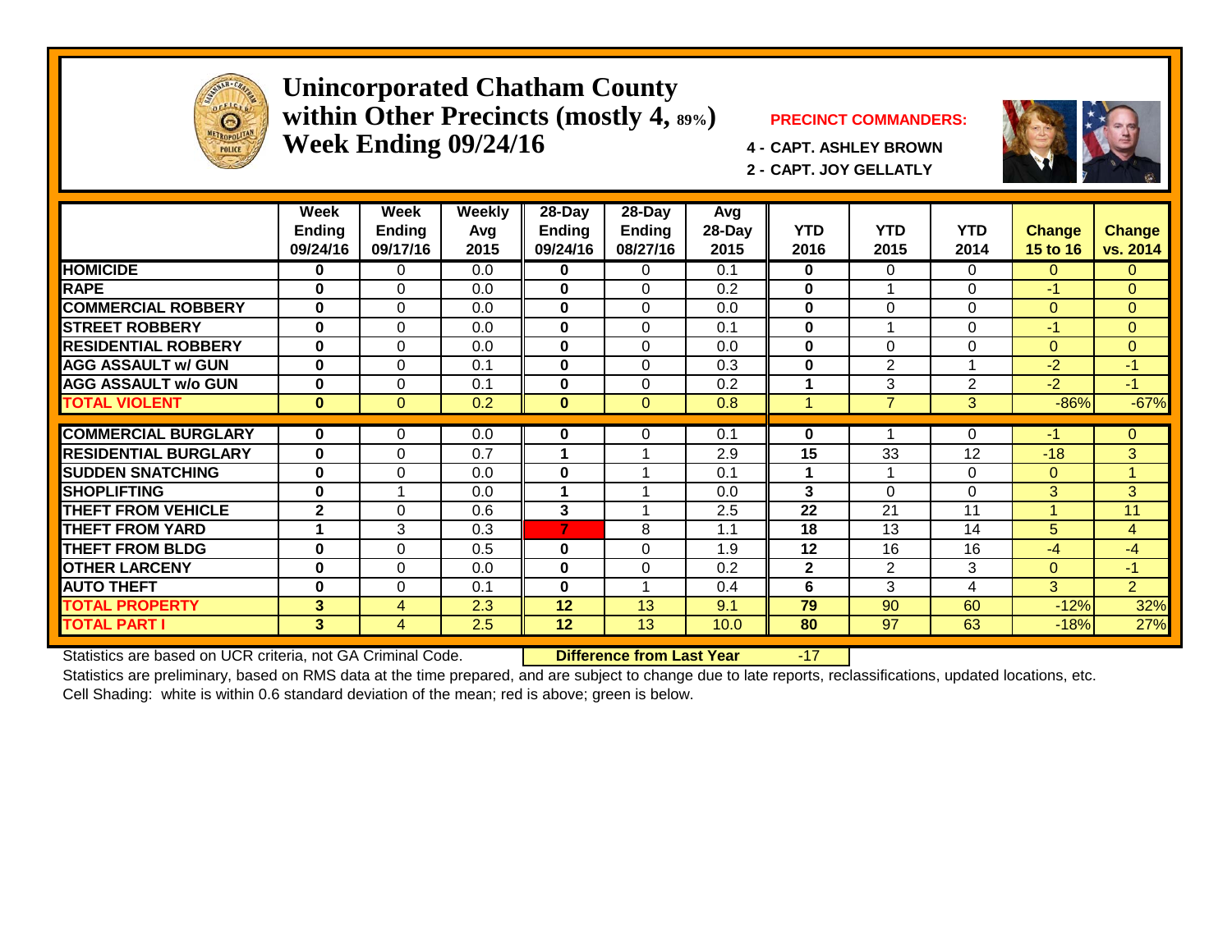# Unincorporated Chatham County within Other Precincts (mostly 4, 89%)
# Week Ending 09/24/16

**PRECINCT COMMANDERS:**

**4 - CAPT. ASHLEY BROWN**

**2 - CAPT. JOY GELLATLY**

| | Week Ending 09/24/16 | Week Ending 09/17/16 | Weekly Avg 2015 | 28-Day Ending 09/24/16 | 28-Day Ending 08/27/16 | Avg 28-Day 2015 | YTD 2016 | YTD 2015 | YTD 2014 | Change 15 to 16 | Change vs. 2014 |
|---|---|---|---|---|---|---|---|---|---|---|---|
| HOMICIDE | 0 | 0 | 0.0 | 0 | 0 | 0.1 | 0 | 0 | 0 | 0 | 0 |
| RAPE | 0 | 0 | 0.0 | 0 | 0 | 0.2 | 0 | 1 | 0 | -1 | 0 |
| COMMERCIAL ROBBERY | 0 | 0 | 0.0 | 0 | 0 | 0.0 | 0 | 0 | 0 | 0 | 0 |
| STREET ROBBERY | 0 | 0 | 0.0 | 0 | 0 | 0.1 | 0 | 1 | 0 | -1 | 0 |
| RESIDENTIAL ROBBERY | 0 | 0 | 0.0 | 0 | 0 | 0.0 | 0 | 0 | 0 | 0 | 0 |
| AGG ASSAULT w/ GUN | 0 | 0 | 0.1 | 0 | 0 | 0.3 | 0 | 2 | 1 | -2 | -1 |
| AGG ASSAULT w/o GUN | 0 | 0 | 0.1 | 0 | 0 | 0.2 | 1 | 3 | 2 | -2 | -1 |
| TOTAL VIOLENT | 0 | 0 | 0.2 | 0 | 0 | 0.8 | 1 | 7 | 3 | -86% | -67% |
| COMMERCIAL BURGLARY | 0 | 0 | 0.0 | 0 | 0 | 0.1 | 0 | 1 | 0 | -1 | 0 |
| RESIDENTIAL BURGLARY | 0 | 0 | 0.7 | 1 | 1 | 2.9 | 15 | 33 | 12 | -18 | 3 |
| SUDDEN SNATCHING | 0 | 0 | 0.0 | 0 | 1 | 0.1 | 1 | 1 | 0 | 0 | 1 |
| SHOPLIFTING | 0 | 1 | 0.0 | 1 | 1 | 0.0 | 3 | 0 | 0 | 3 | 3 |
| THEFT FROM VEHICLE | 2 | 0 | 0.6 | 3 | 1 | 2.5 | 22 | 21 | 11 | 1 | 11 |
| THEFT FROM YARD | 1 | 3 | 0.3 | 7 | 8 | 1.1 | 18 | 13 | 14 | 5 | 4 |
| THEFT FROM BLDG | 0 | 0 | 0.5 | 0 | 0 | 1.9 | 12 | 16 | 16 | -4 | -4 |
| OTHER LARCENY | 0 | 0 | 0.0 | 0 | 0 | 0.2 | 2 | 2 | 3 | 0 | -1 |
| AUTO THEFT | 0 | 0 | 0.1 | 0 | 1 | 0.4 | 6 | 3 | 4 | 3 | 2 |
| TOTAL PROPERTY | 3 | 4 | 2.3 | 12 | 13 | 9.1 | 79 | 90 | 60 | -12% | 32% |
| TOTAL PART I | 3 | 4 | 2.5 | 12 | 13 | 10.0 | 80 | 97 | 63 | -18% | 27% |

Statistics are based on UCR criteria, not GA Criminal Code. **Difference from Last Year** -17

Statistics are preliminary, based on RMS data at the time prepared, and are subject to change due to late reports, reclassifications, updated locations, etc.

Cell Shading: white is within 0.6 standard deviation of the mean; red is above; green is below.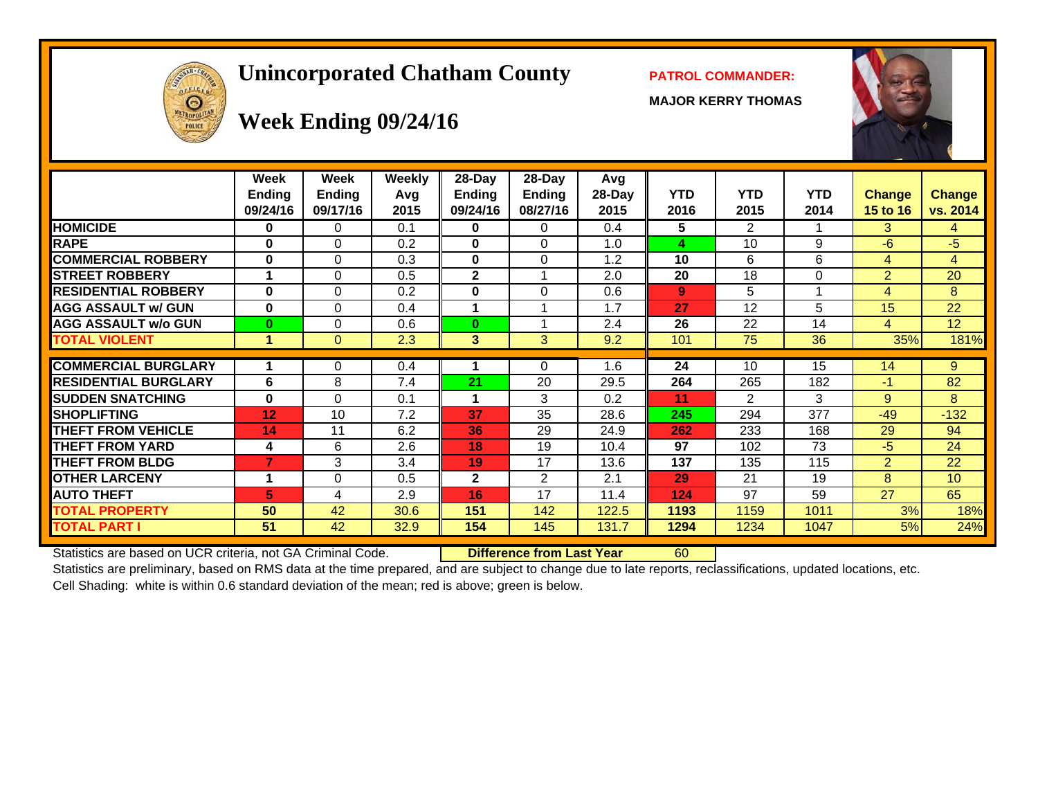# Unincorporated Chatham County

## Week Ending 09/24/16

**PATROL COMMANDER:**

**MAJOR KERRY THOMAS**

| | Week Ending 09/24/16 | Week Ending 09/17/16 | Weekly Avg 2015 | 28-Day Ending 09/24/16 | 28-Day Ending 08/27/16 | Avg 28-Day 2015 | YTD 2016 | YTD 2015 | YTD 2014 | Change 15 to 16 | Change vs. 2014 |
|---|---|---|---|---|---|---|---|---|---|---|---|
| HOMICIDE | 0 | 0 | 0.1 | 0 | 0 | 0.4 | 5 | 2 | 1 | 3 | 4 |
| RAPE | 0 | 0 | 0.2 | 0 | 0 | 1.0 | 4 | 10 | 9 | -6 | -5 |
| COMMERCIAL ROBBERY | 0 | 0 | 0.3 | 0 | 0 | 1.2 | 10 | 6 | 6 | 4 | 4 |
| STREET ROBBERY | 1 | 0 | 0.5 | 2 | 1 | 2.0 | 20 | 18 | 0 | 2 | 20 |
| RESIDENTIAL ROBBERY | 0 | 0 | 0.2 | 0 | 0 | 0.6 | 9 | 5 | 1 | 4 | 8 |
| AGG ASSAULT w/ GUN | 0 | 0 | 0.4 | 1 | 1 | 1.7 | 27 | 12 | 5 | 15 | 22 |
| AGG ASSAULT w/o GUN | 0 | 0 | 0.6 | 0 | 1 | 2.4 | 26 | 22 | 14 | 4 | 12 |
| TOTAL VIOLENT | 1 | 0 | 2.3 | 3 | 3 | 9.2 | 101 | 75 | 36 | 35% | 181% |
| COMMERCIAL BURGLARY | 1 | 0 | 0.4 | 1 | 0 | 1.6 | 24 | 10 | 15 | 14 | 9 |
| RESIDENTIAL BURGLARY | 6 | 8 | 7.4 | 21 | 20 | 29.5 | 264 | 265 | 182 | -1 | 82 |
| SUDDEN SNATCHING | 0 | 0 | 0.1 | 1 | 3 | 0.2 | 11 | 2 | 3 | 9 | 8 |
| SHOPLIFTING | 12 | 10 | 7.2 | 37 | 35 | 28.6 | 245 | 294 | 377 | -49 | -132 |
| THEFT FROM VEHICLE | 14 | 11 | 6.2 | 36 | 29 | 24.9 | 262 | 233 | 168 | 29 | 94 |
| THEFT FROM YARD | 4 | 6 | 2.6 | 18 | 19 | 10.4 | 97 | 102 | 73 | -5 | 24 |
| THEFT FROM BLDG | 7 | 3 | 3.4 | 19 | 17 | 13.6 | 137 | 135 | 115 | 2 | 22 |
| OTHER LARCENY | 1 | 0 | 0.5 | 2 | 2 | 2.1 | 29 | 21 | 19 | 8 | 10 |
| AUTO THEFT | 5 | 4 | 2.9 | 16 | 17 | 11.4 | 124 | 97 | 59 | 27 | 65 |
| TOTAL PROPERTY | 50 | 42 | 30.6 | 151 | 142 | 122.5 | 1193 | 1159 | 1011 | 3% | 18% |
| TOTAL PART I | 51 | 42 | 32.9 | 154 | 145 | 131.7 | 1294 | 1234 | 1047 | 5% | 24% |

Statistics are based on UCR criteria, not GA Criminal Code. **Difference from Last Year** 60

Statistics are preliminary, based on RMS data at the time prepared, and are subject to change due to late reports, reclassifications, updated locations, etc.

Cell Shading: white is within 0.6 standard deviation of the mean; red is above; green is below.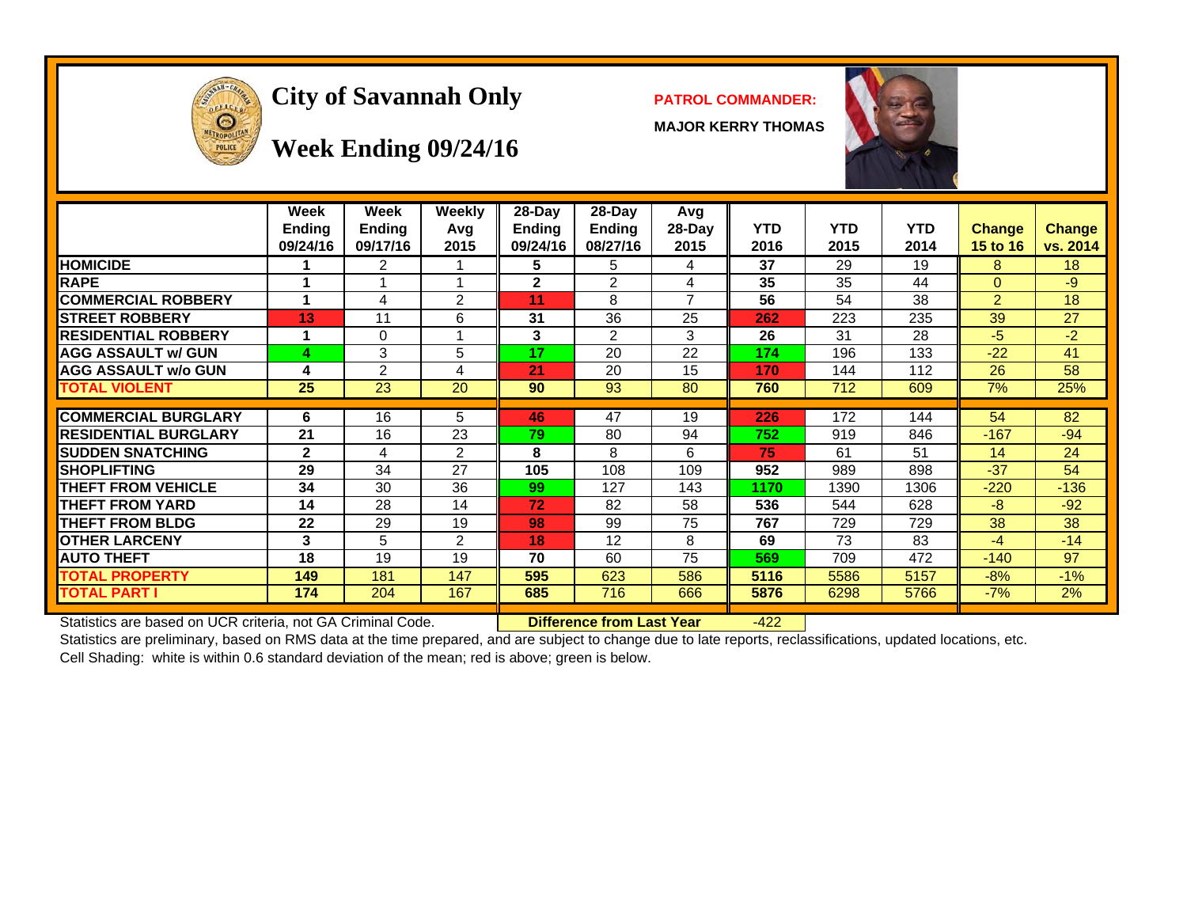# City of Savannah Only

## Week Ending 09/24/16

**PATROL COMMANDER:**

**MAJOR KERRY THOMAS**

| | Week Ending 09/24/16 | Week Ending 09/17/16 | Weekly Avg 2015 | 28-Day Ending 09/24/16 | 28-Day Ending 08/27/16 | Avg 28-Day 2015 | YTD 2016 | YTD 2015 | YTD 2014 | Change 15 to 16 | Change vs. 2014 |
|---|---|---|---|---|---|---|---|---|---|---|---|
| HOMICIDE | 1 | 2 | 1 | 5 | 5 | 4 | 37 | 29 | 19 | 8 | 18 |
| RAPE | 1 | 1 | 1 | 2 | 2 | 4 | 35 | 35 | 44 | 0 | -9 |
| COMMERCIAL ROBBERY | 1 | 4 | 2 | 11 | 8 | 7 | 56 | 54 | 38 | 2 | 18 |
| STREET ROBBERY | 13 | 11 | 6 | 31 | 36 | 25 | 262 | 223 | 235 | 39 | 27 |
| RESIDENTIAL ROBBERY | 1 | 0 | 1 | 3 | 2 | 3 | 26 | 31 | 28 | -5 | -2 |
| AGG ASSAULT w/ GUN | 4 | 3 | 5 | 17 | 20 | 22 | 174 | 196 | 133 | -22 | 41 |
| AGG ASSAULT w/o GUN | 4 | 2 | 4 | 21 | 20 | 15 | 170 | 144 | 112 | 26 | 58 |
| TOTAL VIOLENT | 25 | 23 | 20 | 90 | 93 | 80 | 760 | 712 | 609 | 7% | 25% |
| COMMERCIAL BURGLARY | 6 | 16 | 5 | 46 | 47 | 19 | 226 | 172 | 144 | 54 | 82 |
| RESIDENTIAL BURGLARY | 21 | 16 | 23 | 79 | 80 | 94 | 752 | 919 | 846 | -167 | -94 |
| SUDDEN SNATCHING | 2 | 4 | 2 | 8 | 8 | 6 | 75 | 61 | 51 | 14 | 24 |
| SHOPLIFTING | 29 | 34 | 27 | 105 | 108 | 109 | 952 | 989 | 898 | -37 | 54 |
| THEFT FROM VEHICLE | 34 | 30 | 36 | 99 | 127 | 143 | 1170 | 1390 | 1306 | -220 | -136 |
| THEFT FROM YARD | 14 | 28 | 14 | 72 | 82 | 58 | 536 | 544 | 628 | -8 | -92 |
| THEFT FROM BLDG | 22 | 29 | 19 | 98 | 99 | 75 | 767 | 729 | 729 | 38 | 38 |
| OTHER LARCENY | 3 | 5 | 2 | 18 | 12 | 8 | 69 | 73 | 83 | -4 | -14 |
| AUTO THEFT | 18 | 19 | 19 | 70 | 60 | 75 | 569 | 709 | 472 | -140 | 97 |
| TOTAL PROPERTY | 149 | 181 | 147 | 595 | 623 | 586 | 5116 | 5586 | 5157 | -8% | -1% |
| TOTAL PART I | 174 | 204 | 167 | 685 | 716 | 666 | 5876 | 6298 | 5766 | -7% | 2% |

Statistics are based on UCR criteria, not GA Criminal Code. **Difference from Last Year** -422

Statistics are preliminary, based on RMS data at the time prepared, and are subject to change due to late reports, reclassifications, updated locations, etc.

Cell Shading: white is within 0.6 standard deviation of the mean; red is above; green is below.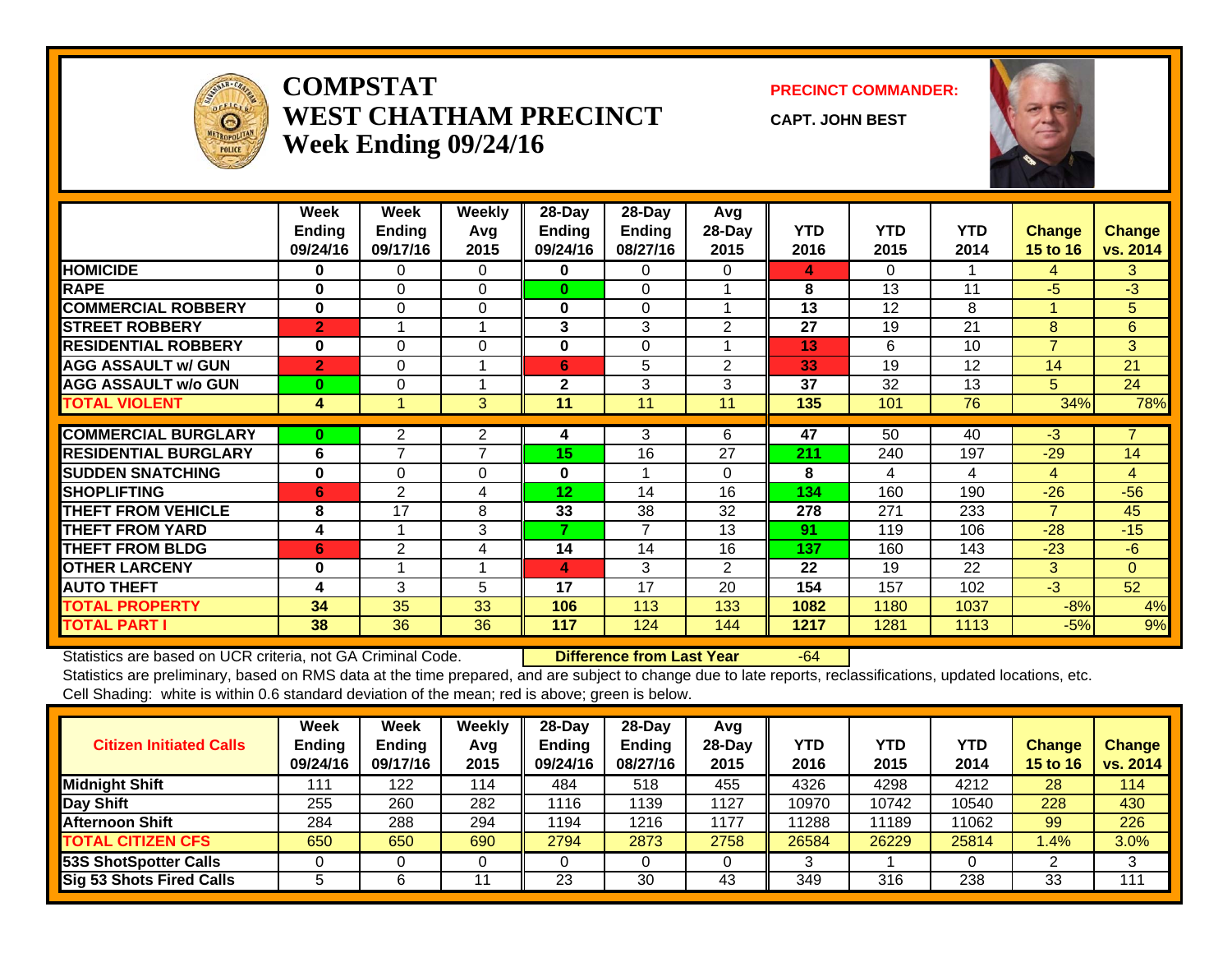# COMPSTAT
## WEST CHATHAM PRECINCT
### Week Ending 09/24/16

**PRECINCT COMMANDER:**

**CAPT. JOHN BEST**

| | Week Ending 09/24/16 | Week Ending 09/17/16 | Weekly Avg 2015 | 28-Day Ending 09/24/16 | 28-Day Ending 08/27/16 | Avg 28-Day 2015 | YTD 2016 | YTD 2015 | YTD 2014 | Change 15 to 16 | Change vs. 2014 |
|---|---|---|---|---|---|---|---|---|---|---|---|
| **HOMICIDE** | 0 | 0 | 0 | 0 | 0 | 0 | 4 | 0 | 1 | 4 | 3 |
| **RAPE** | 0 | 0 | 0 | 0 | 0 | 1 | 8 | 13 | 11 | -5 | -3 |
| **COMMERCIAL ROBBERY** | 0 | 0 | 0 | 0 | 0 | 1 | 13 | 12 | 8 | 1 | 5 |
| **STREET ROBBERY** | 2 | 1 | 1 | 3 | 3 | 2 | 27 | 19 | 21 | 8 | 6 |
| **RESIDENTIAL ROBBERY** | 0 | 0 | 0 | 0 | 0 | 1 | 13 | 6 | 10 | 7 | 3 |
| **AGG ASSAULT w/ GUN** | 2 | 0 | 1 | 6 | 5 | 2 | 33 | 19 | 12 | 14 | 21 |
| **AGG ASSAULT w/o GUN** | 0 | 0 | 1 | 2 | 3 | 3 | 37 | 32 | 13 | 5 | 24 |
| **TOTAL VIOLENT** | 4 | 1 | 3 | 11 | 11 | 11 | 135 | 101 | 76 | 34% | 78% |
| **COMMERCIAL BURGLARY** | 0 | 2 | 2 | 4 | 3 | 6 | 47 | 50 | 40 | -3 | 7 |
| **RESIDENTIAL BURGLARY** | 6 | 7 | 7 | 15 | 16 | 27 | 211 | 240 | 197 | -29 | 14 |
| **SUDDEN SNATCHING** | 0 | 0 | 0 | 0 | 1 | 0 | 8 | 4 | 4 | 4 | 4 |
| **SHOPLIFTING** | 6 | 2 | 4 | 12 | 14 | 16 | 134 | 160 | 190 | -26 | -56 |
| **THEFT FROM VEHICLE** | 8 | 17 | 8 | 33 | 38 | 32 | 278 | 271 | 233 | 7 | 45 |
| **THEFT FROM YARD** | 4 | 1 | 3 | 7 | 7 | 13 | 91 | 119 | 106 | -28 | -15 |
| **THEFT FROM BLDG** | 6 | 2 | 4 | 14 | 14 | 16 | 137 | 160 | 143 | -23 | -6 |
| **OTHER LARCENY** | 0 | 1 | 1 | 4 | 3 | 2 | 22 | 19 | 22 | 3 | 0 |
| **AUTO THEFT** | 4 | 3 | 5 | 17 | 17 | 20 | 154 | 157 | 102 | -3 | 52 |
| **TOTAL PROPERTY** | 34 | 35 | 33 | 106 | 113 | 133 | 1082 | 1180 | 1037 | -8% | 4% |
| **TOTAL PART I** | 38 | 36 | 36 | 117 | 124 | 144 | 1217 | 1281 | 1113 | -5% | 9% |

Statistics are based on UCR criteria, not GA Criminal Code. **Difference from Last Year** -64

Statistics are preliminary, based on RMS data at the time prepared, and are subject to change due to late reports, reclassifications, updated locations, etc.

Cell Shading: white is within 0.6 standard deviation of the mean; red is above; green is below.

| Citizen Initiated Calls | Week Ending 09/24/16 | Week Ending 09/17/16 | Weekly Avg 2015 | 28-Day Ending 09/24/16 | 28-Day Ending 08/27/16 | Avg 28-Day 2015 | YTD 2016 | YTD 2015 | YTD 2014 | Change 15 to 16 | Change vs. 2014 |
|---|---|---|---|---|---|---|---|---|---|---|---|
| **Midnight Shift** | 111 | 122 | 114 | 484 | 518 | 455 | 4326 | 4298 | 4212 | 28 | 114 |
| **Day Shift** | 255 | 260 | 282 | 1116 | 1139 | 1127 | 10970 | 10742 | 10540 | 228 | 430 |
| **Afternoon Shift** | 284 | 288 | 294 | 1194 | 1216 | 1177 | 11288 | 11189 | 11062 | 99 | 226 |
| **TOTAL CITIZEN CFS** | 650 | 650 | 690 | 2794 | 2873 | 2758 | 26584 | 26229 | 25814 | 1.4% | 3.0% |
| **53S ShotSpotter Calls** | 0 | 0 | 0 | 0 | 0 | 0 | 3 | 1 | 0 | 2 | 3 |
| **Sig 53 Shots Fired Calls** | 5 | 6 | 11 | 23 | 30 | 43 | 349 | 316 | 238 | 33 | 111 |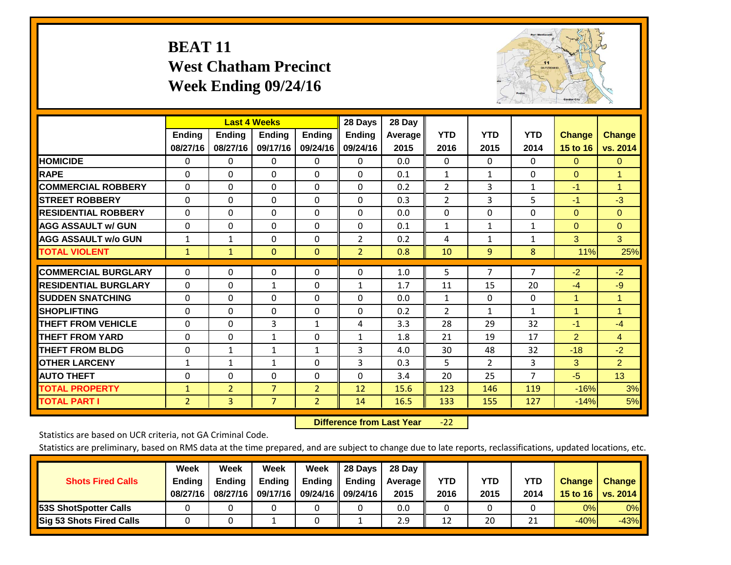# BEAT 11
## West Chatham Precinct
## Week Ending 09/24/16

| | Last 4 Weeks | | | | 28 Days | 28 Day | | | | | |
|---|---|---|---|---|---|---|---|---|---|---|---|
| | Ending 08/27/16 | Ending 08/27/16 | Ending 09/17/16 | Ending 09/24/16 | Ending 09/24/16 | Average 2015 | YTD 2016 | YTD 2015 | YTD 2014 | Change 15 to 16 | Change vs. 2014 |
| HOMICIDE | 0 | 0 | 0 | 0 | 0 | 0.0 | 0 | 0 | 0 | 0 | 0 |
| RAPE | 0 | 0 | 0 | 0 | 0 | 0.1 | 1 | 1 | 0 | 0 | 1 |
| COMMERCIAL ROBBERY | 0 | 0 | 0 | 0 | 0 | 0.2 | 2 | 3 | 1 | -1 | 1 |
| STREET ROBBERY | 0 | 0 | 0 | 0 | 0 | 0.3 | 2 | 3 | 5 | -1 | -3 |
| RESIDENTIAL ROBBERY | 0 | 0 | 0 | 0 | 0 | 0.0 | 0 | 0 | 0 | 0 | 0 |
| AGG ASSAULT w/ GUN | 0 | 0 | 0 | 0 | 0 | 0.1 | 1 | 1 | 1 | 0 | 0 |
| AGG ASSAULT w/o GUN | 1 | 1 | 0 | 0 | 2 | 0.2 | 4 | 1 | 1 | 3 | 3 |
| TOTAL VIOLENT | 1 | 1 | 0 | 0 | 2 | 0.8 | 10 | 9 | 8 | 11% | 25% |
| COMMERCIAL BURGLARY | 0 | 0 | 0 | 0 | 0 | 1.0 | 5 | 7 | 7 | -2 | -2 |
| RESIDENTIAL BURGLARY | 0 | 0 | 1 | 0 | 1 | 1.7 | 11 | 15 | 20 | -4 | -9 |
| SUDDEN SNATCHING | 0 | 0 | 0 | 0 | 0 | 0.0 | 1 | 0 | 0 | 1 | 1 |
| SHOPLIFTING | 0 | 0 | 0 | 0 | 0 | 0.2 | 2 | 1 | 1 | 1 | 1 |
| THEFT FROM VEHICLE | 0 | 0 | 3 | 1 | 4 | 3.3 | 28 | 29 | 32 | -1 | -4 |
| THEFT FROM YARD | 0 | 0 | 1 | 0 | 1 | 1.8 | 21 | 19 | 17 | 2 | 4 |
| THEFT FROM BLDG | 0 | 1 | 1 | 1 | 3 | 4.0 | 30 | 48 | 32 | -18 | -2 |
| OTHER LARCENY | 1 | 1 | 1 | 0 | 3 | 0.3 | 5 | 2 | 3 | 3 | 2 |
| AUTO THEFT | 0 | 0 | 0 | 0 | 0 | 3.4 | 20 | 25 | 7 | -5 | 13 |
| TOTAL PROPERTY | 1 | 2 | 7 | 2 | 12 | 15.6 | 123 | 146 | 119 | -16% | 3% |
| TOTAL PART I | 2 | 3 | 7 | 2 | 14 | 16.5 | 133 | 155 | 127 | -14% | 5% |

**Difference from Last Year** -22

Statistics are based on UCR criteria, not GA Criminal Code.

Statistics are preliminary, based on RMS data at the time prepared, and are subject to change due to late reports, reclassifications, updated locations, etc.

| Shots Fired Calls | Week Ending 08/27/16 | Week Ending 08/27/16 | Week Ending 09/17/16 | Week Ending 09/24/16 | 28 Days Ending 09/24/16 | 28 Day Average 2015 | YTD 2016 | YTD 2015 | YTD 2014 | Change 15 to 16 | Change vs. 2014 |
|---|---|---|---|---|---|---|---|---|---|---|---|
| 53S ShotSpotter Calls | 0 | 0 | 0 | 0 | 0 | 0.0 | 0 | 0 | 0 | 0% | 0% |
| Sig 53 Shots Fired Calls | 0 | 0 | 1 | 0 | 1 | 2.9 | 12 | 20 | 21 | -40% | -43% |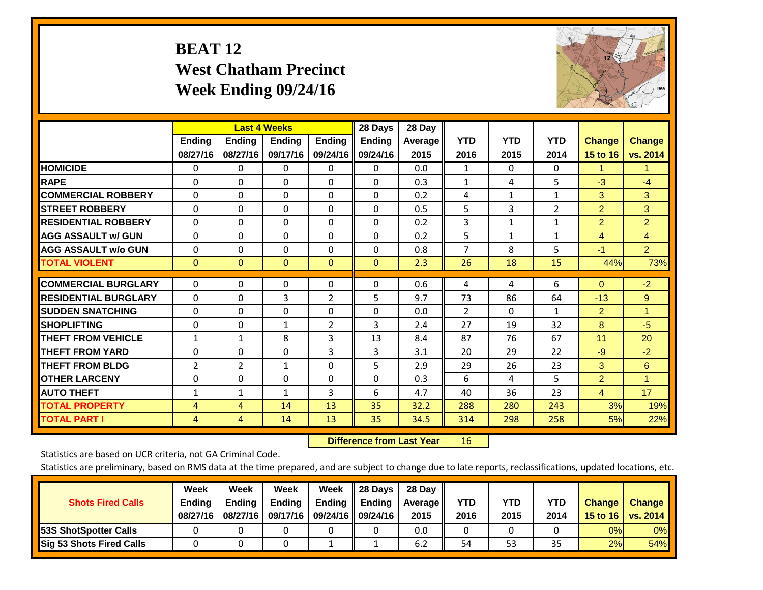# BEAT 12
## West Chatham Precinct
## Week Ending 09/24/16

| | Last 4 Weeks | | | | 28 Days | 28 Day | | | | | |
|---|---|---|---|---|---|---|---|---|---|---|---|
| | Ending 08/27/16 | Ending 08/27/16 | Ending 09/17/16 | Ending 09/24/16 | Ending 09/24/16 | Average 2015 | YTD 2016 | YTD 2015 | YTD 2014 | Change 15 to 16 | Change vs. 2014 |
| HOMICIDE | 0 | 0 | 0 | 0 | 0 | 0.0 | 1 | 0 | 0 | 1 | 1 |
| RAPE | 0 | 0 | 0 | 0 | 0 | 0.3 | 1 | 4 | 5 | -3 | -4 |
| COMMERCIAL ROBBERY | 0 | 0 | 0 | 0 | 0 | 0.2 | 4 | 1 | 1 | 3 | 3 |
| STREET ROBBERY | 0 | 0 | 0 | 0 | 0 | 0.5 | 5 | 3 | 2 | 2 | 3 |
| RESIDENTIAL ROBBERY | 0 | 0 | 0 | 0 | 0 | 0.2 | 3 | 1 | 1 | 2 | 2 |
| AGG ASSAULT w/ GUN | 0 | 0 | 0 | 0 | 0 | 0.2 | 5 | 1 | 1 | 4 | 4 |
| AGG ASSAULT w/o GUN | 0 | 0 | 0 | 0 | 0 | 0.8 | 7 | 8 | 5 | -1 | 2 |
| TOTAL VIOLENT | 0 | 0 | 0 | 0 | 0 | 2.3 | 26 | 18 | 15 | 44% | 73% |
| COMMERCIAL BURGLARY | 0 | 0 | 0 | 0 | 0 | 0.6 | 4 | 4 | 6 | 0 | -2 |
| RESIDENTIAL BURGLARY | 0 | 0 | 3 | 2 | 5 | 9.7 | 73 | 86 | 64 | -13 | 9 |
| SUDDEN SNATCHING | 0 | 0 | 0 | 0 | 0 | 0.0 | 2 | 0 | 1 | 2 | 1 |
| SHOPLIFTING | 0 | 0 | 1 | 2 | 3 | 2.4 | 27 | 19 | 32 | 8 | -5 |
| THEFT FROM VEHICLE | 1 | 1 | 8 | 3 | 13 | 8.4 | 87 | 76 | 67 | 11 | 20 |
| THEFT FROM YARD | 0 | 0 | 0 | 3 | 3 | 3.1 | 20 | 29 | 22 | -9 | -2 |
| THEFT FROM BLDG | 2 | 2 | 1 | 0 | 5 | 2.9 | 29 | 26 | 23 | 3 | 6 |
| OTHER LARCENY | 0 | 0 | 0 | 0 | 0 | 0.3 | 6 | 4 | 5 | 2 | 1 |
| AUTO THEFT | 1 | 1 | 1 | 3 | 6 | 4.7 | 40 | 36 | 23 | 4 | 17 |
| TOTAL PROPERTY | 4 | 4 | 14 | 13 | 35 | 32.2 | 288 | 280 | 243 | 3% | 19% |
| TOTAL PART I | 4 | 4 | 14 | 13 | 35 | 34.5 | 314 | 298 | 258 | 5% | 22% |

**Difference from Last Year** 16

Statistics are based on UCR criteria, not GA Criminal Code.

Statistics are preliminary, based on RMS data at the time prepared, and are subject to change due to late reports, reclassifications, updated locations, etc.

| Shots Fired Calls | Week Ending 08/27/16 | Week Ending 08/27/16 | Week Ending 09/17/16 | Week Ending 09/24/16 | 28 Days Ending 09/24/16 | 28 Day Average 2015 | YTD 2016 | YTD 2015 | YTD 2014 | Change 15 to 16 | Change vs. 2014 |
|---|---|---|---|---|---|---|---|---|---|---|---|
| 53S ShotSpotter Calls | 0 | 0 | 0 | 0 | 0 | 0.0 | 0 | 0 | 0 | 0% | 0% |
| Sig 53 Shots Fired Calls | 0 | 0 | 0 | 1 | 1 | 6.2 | 54 | 53 | 35 | 2% | 54% |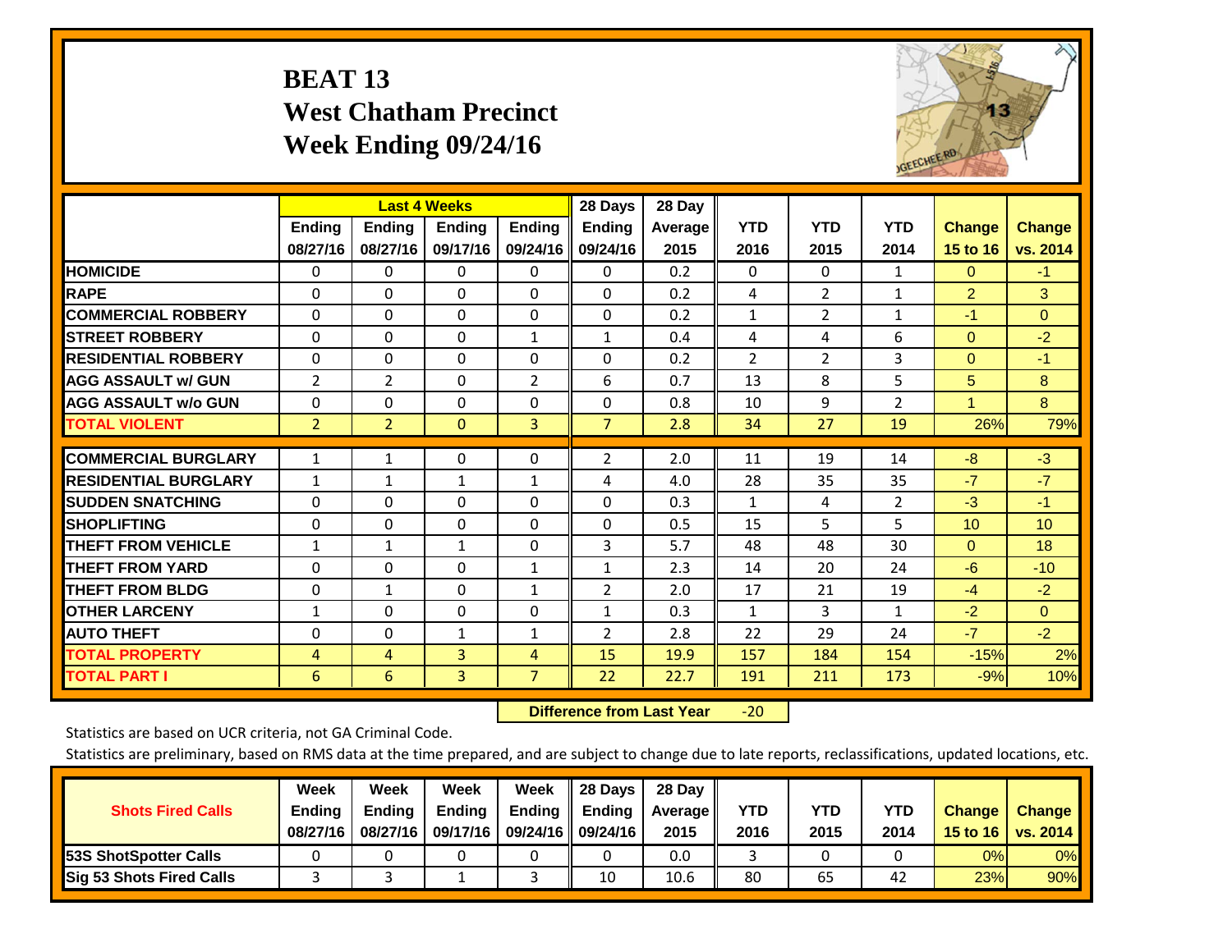# BEAT 13
## West Chatham Precinct
## Week Ending 09/24/16

| | Last 4 Weeks | | | | 28 Days | 28 Day | | | | | |
|---|---|---|---|---|---|---|---|---|---|---|---|
| | Ending 08/27/16 | Ending 08/27/16 | Ending 09/17/16 | Ending 09/24/16 | Ending 09/24/16 | Average 2015 | YTD 2016 | YTD 2015 | YTD 2014 | Change 15 to 16 | Change vs. 2014 |
| HOMICIDE | 0 | 0 | 0 | 0 | 0 | 0.2 | 0 | 0 | 1 | 0 | -1 |
| RAPE | 0 | 0 | 0 | 0 | 0 | 0.2 | 4 | 2 | 1 | 2 | 3 |
| COMMERCIAL ROBBERY | 0 | 0 | 0 | 0 | 0 | 0.2 | 1 | 2 | 1 | -1 | 0 |
| STREET ROBBERY | 0 | 0 | 0 | 1 | 1 | 0.4 | 4 | 4 | 6 | 0 | -2 |
| RESIDENTIAL ROBBERY | 0 | 0 | 0 | 0 | 0 | 0.2 | 2 | 2 | 3 | 0 | -1 |
| AGG ASSAULT w/ GUN | 2 | 2 | 0 | 2 | 6 | 0.7 | 13 | 8 | 5 | 5 | 8 |
| AGG ASSAULT w/o GUN | 0 | 0 | 0 | 0 | 0 | 0.8 | 10 | 9 | 2 | 1 | 8 |
| TOTAL VIOLENT | 2 | 2 | 0 | 3 | 7 | 2.8 | 34 | 27 | 19 | 26% | 79% |
| COMMERCIAL BURGLARY | 1 | 1 | 0 | 0 | 2 | 2.0 | 11 | 19 | 14 | -8 | -3 |
| RESIDENTIAL BURGLARY | 1 | 1 | 1 | 1 | 4 | 4.0 | 28 | 35 | 35 | -7 | -7 |
| SUDDEN SNATCHING | 0 | 0 | 0 | 0 | 0 | 0.3 | 1 | 4 | 2 | -3 | -1 |
| SHOPLIFTING | 0 | 0 | 0 | 0 | 0 | 0.5 | 15 | 5 | 5 | 10 | 10 |
| THEFT FROM VEHICLE | 1 | 1 | 1 | 0 | 3 | 5.7 | 48 | 48 | 30 | 0 | 18 |
| THEFT FROM YARD | 0 | 0 | 0 | 1 | 1 | 2.3 | 14 | 20 | 24 | -6 | -10 |
| THEFT FROM BLDG | 0 | 1 | 0 | 1 | 2 | 2.0 | 17 | 21 | 19 | -4 | -2 |
| OTHER LARCENY | 1 | 0 | 0 | 0 | 1 | 0.3 | 1 | 3 | 1 | -2 | 0 |
| AUTO THEFT | 0 | 0 | 1 | 1 | 2 | 2.8 | 22 | 29 | 24 | -7 | -2 |
| TOTAL PROPERTY | 4 | 4 | 3 | 4 | 15 | 19.9 | 157 | 184 | 154 | -15% | 2% |
| TOTAL PART I | 6 | 6 | 3 | 7 | 22 | 22.7 | 191 | 211 | 173 | -9% | 10% |

**Difference from Last Year** -20

Statistics are based on UCR criteria, not GA Criminal Code.

Statistics are preliminary, based on RMS data at the time prepared, and are subject to change due to late reports, reclassifications, updated locations, etc.

| Shots Fired Calls | Week Ending 08/27/16 | Week Ending 08/27/16 | Week Ending 09/17/16 | Week Ending 09/24/16 | 28 Days Ending 09/24/16 | 28 Day Average 2015 | YTD 2016 | YTD 2015 | YTD 2014 | Change 15 to 16 | Change vs. 2014 |
|---|---|---|---|---|---|---|---|---|---|---|---|
| 53S ShotSpotter Calls | 0 | 0 | 0 | 0 | 0 | 0.0 | 3 | 0 | 0 | 0% | 0% |
| Sig 53 Shots Fired Calls | 3 | 3 | 1 | 3 | 10 | 10.6 | 80 | 65 | 42 | 23% | 90% |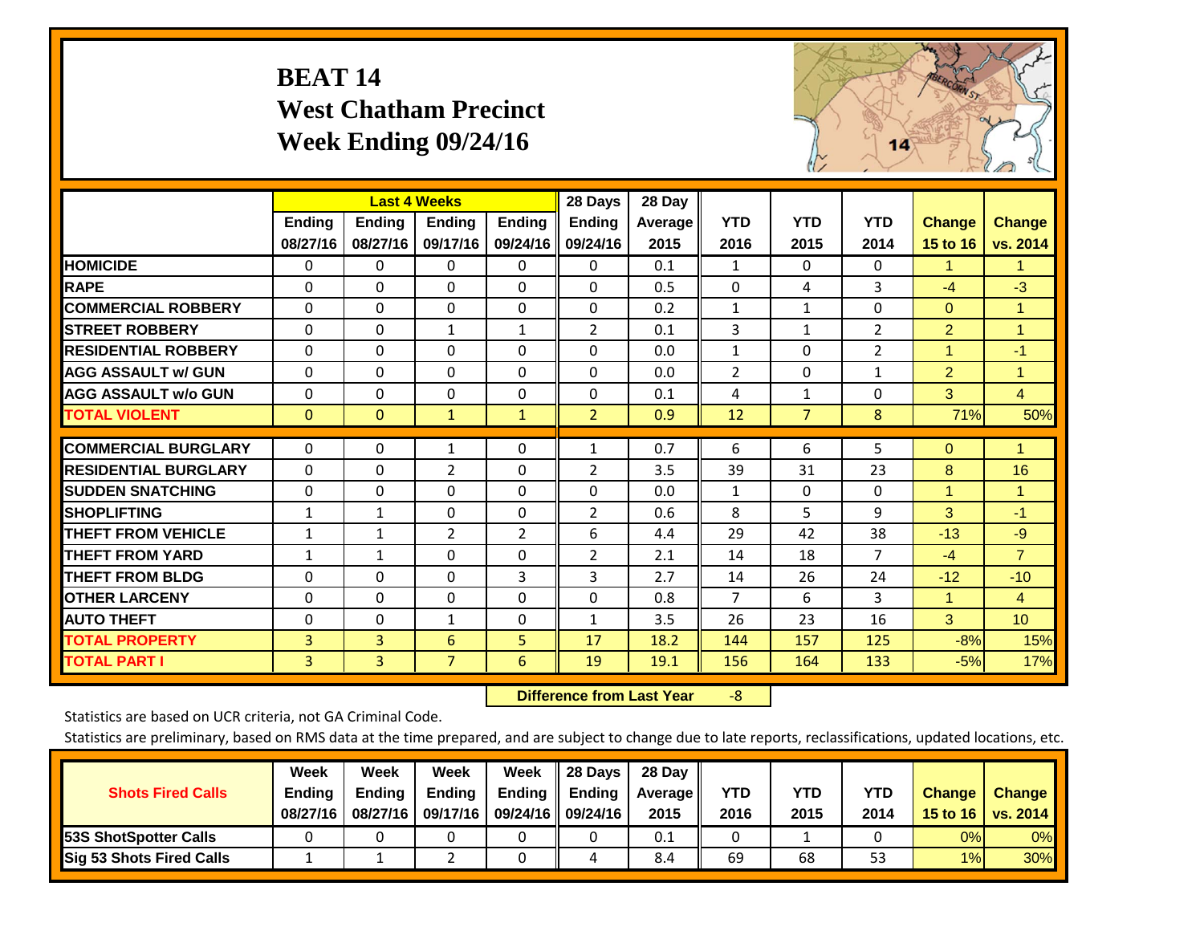# BEAT 14
## West Chatham Precinct
## Week Ending 09/24/16

| | Last 4 Weeks | | | | 28 Days | 28 Day | | | | | |
|---|---|---|---|---|---|---|---|---|---|---|---|
| | Ending 08/27/16 | Ending 08/27/16 | Ending 09/17/16 | Ending 09/24/16 | Ending 09/24/16 | Average 2015 | YTD 2016 | YTD 2015 | YTD 2014 | Change 15 to 16 | Change vs. 2014 |
| HOMICIDE | 0 | 0 | 0 | 0 | 0 | 0.1 | 1 | 0 | 0 | 1 | 1 |
| RAPE | 0 | 0 | 0 | 0 | 0 | 0.5 | 0 | 4 | 3 | -4 | -3 |
| COMMERCIAL ROBBERY | 0 | 0 | 0 | 0 | 0 | 0.2 | 1 | 1 | 0 | 0 | 1 |
| STREET ROBBERY | 0 | 0 | 1 | 1 | 2 | 0.1 | 3 | 1 | 2 | 2 | 1 |
| RESIDENTIAL ROBBERY | 0 | 0 | 0 | 0 | 0 | 0.0 | 1 | 0 | 2 | 1 | -1 |
| AGG ASSAULT w/ GUN | 0 | 0 | 0 | 0 | 0 | 0.0 | 2 | 0 | 1 | 2 | 1 |
| AGG ASSAULT w/o GUN | 0 | 0 | 0 | 0 | 0 | 0.1 | 4 | 1 | 0 | 3 | 4 |
| TOTAL VIOLENT | 0 | 0 | 1 | 1 | 2 | 0.9 | 12 | 7 | 8 | 71% | 50% |
| COMMERCIAL BURGLARY | 0 | 0 | 1 | 0 | 1 | 0.7 | 6 | 6 | 5 | 0 | 1 |
| RESIDENTIAL BURGLARY | 0 | 0 | 2 | 0 | 2 | 3.5 | 39 | 31 | 23 | 8 | 16 |
| SUDDEN SNATCHING | 0 | 0 | 0 | 0 | 0 | 0.0 | 1 | 0 | 0 | 1 | 1 |
| SHOPLIFTING | 1 | 1 | 0 | 0 | 2 | 0.6 | 8 | 5 | 9 | 3 | -1 |
| THEFT FROM VEHICLE | 1 | 1 | 2 | 2 | 6 | 4.4 | 29 | 42 | 38 | -13 | -9 |
| THEFT FROM YARD | 1 | 1 | 0 | 0 | 2 | 2.1 | 14 | 18 | 7 | -4 | 7 |
| THEFT FROM BLDG | 0 | 0 | 0 | 3 | 3 | 2.7 | 14 | 26 | 24 | -12 | -10 |
| OTHER LARCENY | 0 | 0 | 0 | 0 | 0 | 0.8 | 7 | 6 | 3 | 1 | 4 |
| AUTO THEFT | 0 | 0 | 1 | 0 | 1 | 3.5 | 26 | 23 | 16 | 3 | 10 |
| TOTAL PROPERTY | 3 | 3 | 6 | 5 | 17 | 18.2 | 144 | 157 | 125 | -8% | 15% |
| TOTAL PART I | 3 | 3 | 7 | 6 | 19 | 19.1 | 156 | 164 | 133 | -5% | 17% |

**Difference from Last Year** -8

Statistics are based on UCR criteria, not GA Criminal Code.

Statistics are preliminary, based on RMS data at the time prepared, and are subject to change due to late reports, reclassifications, updated locations, etc.

| Shots Fired Calls | Week Ending 08/27/16 | Week Ending 08/27/16 | Week Ending 09/17/16 | Week Ending 09/24/16 | 28 Days Ending 09/24/16 | 28 Day Average 2015 | YTD 2016 | YTD 2015 | YTD 2014 | Change 15 to 16 | Change vs. 2014 |
|---|---|---|---|---|---|---|---|---|---|---|---|
| 53S ShotSpotter Calls | 0 | 0 | 0 | 0 | 0 | 0.1 | 0 | 1 | 0 | 0% | 0% |
| Sig 53 Shots Fired Calls | 1 | 1 | 2 | 0 | 4 | 8.4 | 69 | 68 | 53 | 1% | 30% |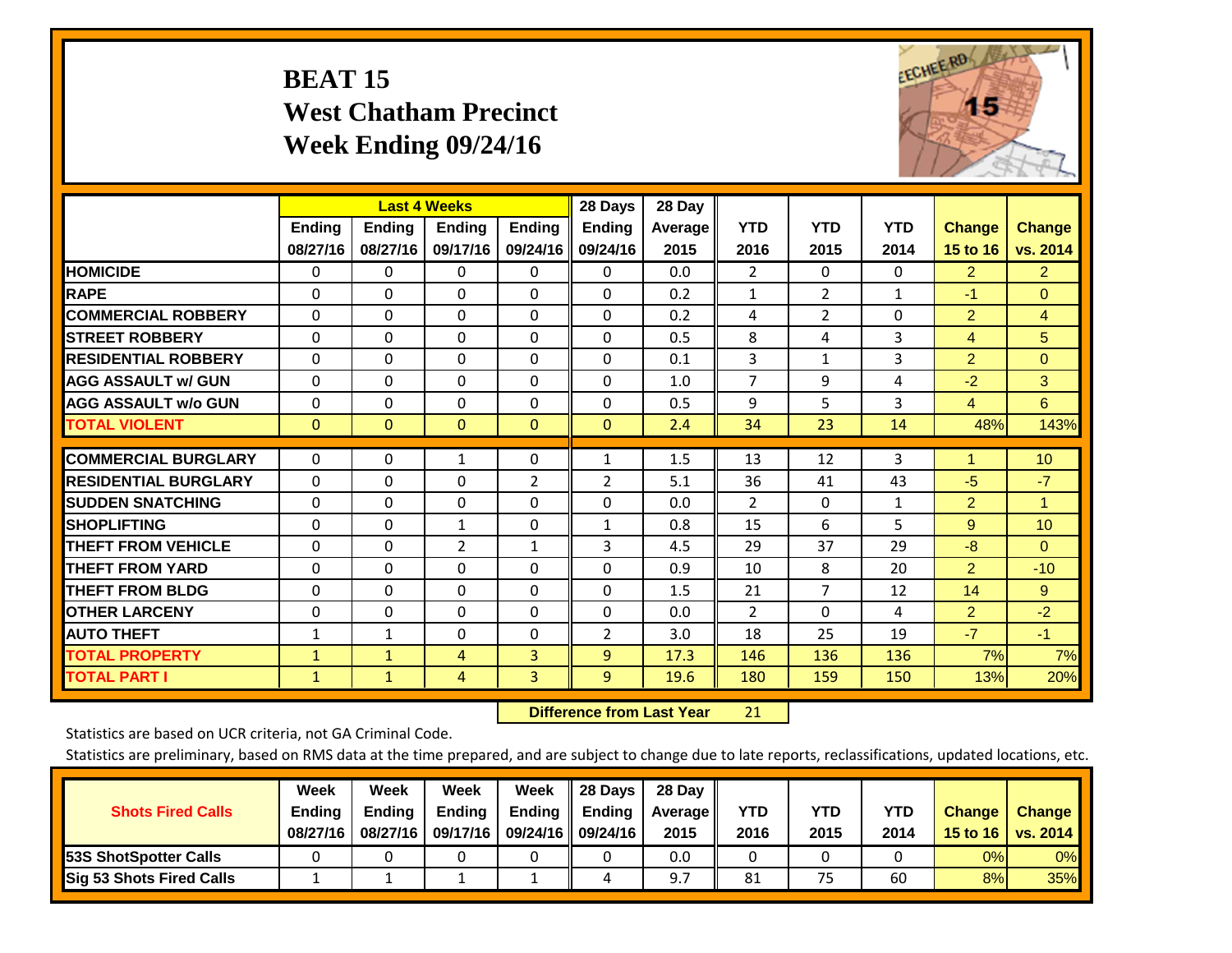# BEAT 15
## West Chatham Precinct
## Week Ending 09/24/16

| | Last 4 Weeks | | | | 28 Days | 28 Day | YTD | YTD | YTD | Change | Change |
|---|---|---|---|---|---|---|---|---|---|---|---|
| | Ending 08/27/16 | Ending 08/27/16 | Ending 09/17/16 | Ending 09/24/16 | Ending 09/24/16 | Average 2015 | 2016 | 2015 | 2014 | 15 to 16 | vs. 2014 |
| HOMICIDE | 0 | 0 | 0 | 0 | 0 | 0.0 | 2 | 0 | 0 | 2 | 2 |
| RAPE | 0 | 0 | 0 | 0 | 0 | 0.2 | 1 | 2 | 1 | -1 | 0 |
| COMMERCIAL ROBBERY | 0 | 0 | 0 | 0 | 0 | 0.2 | 4 | 2 | 0 | 2 | 4 |
| STREET ROBBERY | 0 | 0 | 0 | 0 | 0 | 0.5 | 8 | 4 | 3 | 4 | 5 |
| RESIDENTIAL ROBBERY | 0 | 0 | 0 | 0 | 0 | 0.1 | 3 | 1 | 3 | 2 | 0 |
| AGG ASSAULT w/ GUN | 0 | 0 | 0 | 0 | 0 | 1.0 | 7 | 9 | 4 | -2 | 3 |
| AGG ASSAULT w/o GUN | 0 | 0 | 0 | 0 | 0 | 0.5 | 9 | 5 | 3 | 4 | 6 |
| TOTAL VIOLENT | 0 | 0 | 0 | 0 | 0 | 2.4 | 34 | 23 | 14 | 48% | 143% |
| COMMERCIAL BURGLARY | 0 | 0 | 1 | 0 | 1 | 1.5 | 13 | 12 | 3 | 1 | 10 |
| RESIDENTIAL BURGLARY | 0 | 0 | 0 | 2 | 2 | 5.1 | 36 | 41 | 43 | -5 | -7 |
| SUDDEN SNATCHING | 0 | 0 | 0 | 0 | 0 | 0.0 | 2 | 0 | 1 | 2 | 1 |
| SHOPLIFTING | 0 | 0 | 1 | 0 | 1 | 0.8 | 15 | 6 | 5 | 9 | 10 |
| THEFT FROM VEHICLE | 0 | 0 | 2 | 1 | 3 | 4.5 | 29 | 37 | 29 | -8 | 0 |
| THEFT FROM YARD | 0 | 0 | 0 | 0 | 0 | 0.9 | 10 | 8 | 20 | 2 | -10 |
| THEFT FROM BLDG | 0 | 0 | 0 | 0 | 0 | 1.5 | 21 | 7 | 12 | 14 | 9 |
| OTHER LARCENY | 0 | 0 | 0 | 0 | 0 | 0.0 | 2 | 0 | 4 | 2 | -2 |
| AUTO THEFT | 1 | 1 | 0 | 0 | 2 | 3.0 | 18 | 25 | 19 | -7 | -1 |
| TOTAL PROPERTY | 1 | 1 | 4 | 3 | 9 | 17.3 | 146 | 136 | 136 | 7% | 7% |
| TOTAL PART I | 1 | 1 | 4 | 3 | 9 | 19.6 | 180 | 159 | 150 | 13% | 20% |

**Difference from Last Year** 21

Statistics are based on UCR criteria, not GA Criminal Code.

Statistics are preliminary, based on RMS data at the time prepared, and are subject to change due to late reports, reclassifications, updated locations, etc.

| Shots Fired Calls | Week Ending 08/27/16 | Week Ending 08/27/16 | Week Ending 09/17/16 | Week Ending 09/24/16 | 28 Days Ending 09/24/16 | 28 Day Average 2015 | YTD 2016 | YTD 2015 | YTD 2014 | Change 15 to 16 | Change vs. 2014 |
|---|---|---|---|---|---|---|---|---|---|---|---|
| 53S ShotSpotter Calls | 0 | 0 | 0 | 0 | 0 | 0.0 | 0 | 0 | 0 | 0% | 0% |
| Sig 53 Shots Fired Calls | 1 | 1 | 1 | 1 | 4 | 9.7 | 81 | 75 | 60 | 8% | 35% |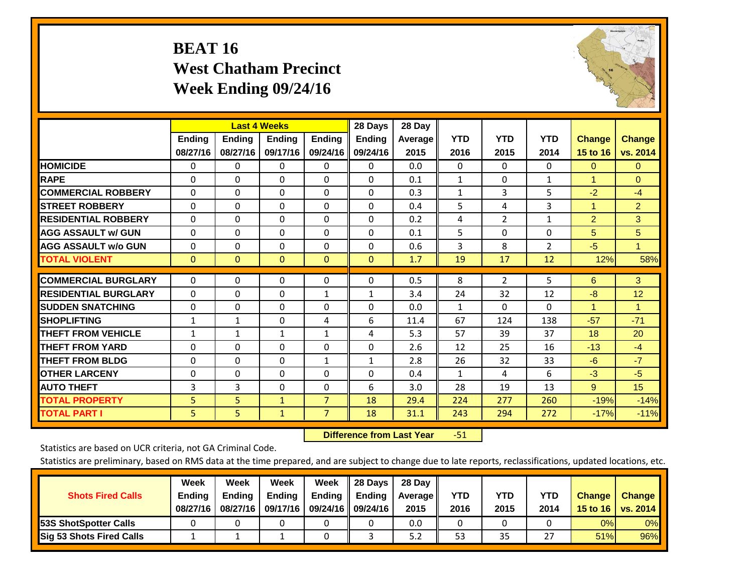# BEAT 16
## West Chatham Precinct
## Week Ending 09/24/16

| | Last 4 Weeks | | | | 28 Days | 28 Day | | | | | |
|---|---|---|---|---|---|---|---|---|---|---|---|
| | Ending 08/27/16 | Ending 08/27/16 | Ending 09/17/16 | Ending 09/24/16 | Ending 09/24/16 | Average 2015 | YTD 2016 | YTD 2015 | YTD 2014 | Change 15 to 16 | Change vs. 2014 |
| **HOMICIDE** | 0 | 0 | 0 | 0 | 0 | 0.0 | 0 | 0 | 0 | 0 | 0 |
| **RAPE** | 0 | 0 | 0 | 0 | 0 | 0.1 | 1 | 0 | 1 | 1 | 0 |
| **COMMERCIAL ROBBERY** | 0 | 0 | 0 | 0 | 0 | 0.3 | 1 | 3 | 5 | -2 | -4 |
| **STREET ROBBERY** | 0 | 0 | 0 | 0 | 0 | 0.4 | 5 | 4 | 3 | 1 | 2 |
| **RESIDENTIAL ROBBERY** | 0 | 0 | 0 | 0 | 0 | 0.2 | 4 | 2 | 1 | 2 | 3 |
| **AGG ASSAULT w/ GUN** | 0 | 0 | 0 | 0 | 0 | 0.1 | 5 | 0 | 0 | 5 | 5 |
| **AGG ASSAULT w/o GUN** | 0 | 0 | 0 | 0 | 0 | 0.6 | 3 | 8 | 2 | -5 | 1 |
| **TOTAL VIOLENT** | 0 | 0 | 0 | 0 | 0 | 1.7 | 19 | 17 | 12 | 12% | 58% |
| **COMMERCIAL BURGLARY** | 0 | 0 | 0 | 0 | 0 | 0.5 | 8 | 2 | 5 | 6 | 3 |
| **RESIDENTIAL BURGLARY** | 0 | 0 | 0 | 1 | 1 | 3.4 | 24 | 32 | 12 | -8 | 12 |
| **SUDDEN SNATCHING** | 0 | 0 | 0 | 0 | 0 | 0.0 | 1 | 0 | 0 | 1 | 1 |
| **SHOPLIFTING** | 1 | 1 | 0 | 4 | 6 | 11.4 | 67 | 124 | 138 | -57 | -71 |
| **THEFT FROM VEHICLE** | 1 | 1 | 1 | 1 | 4 | 5.3 | 57 | 39 | 37 | 18 | 20 |
| **THEFT FROM YARD** | 0 | 0 | 0 | 0 | 0 | 2.6 | 12 | 25 | 16 | -13 | -4 |
| **THEFT FROM BLDG** | 0 | 0 | 0 | 1 | 1 | 2.8 | 26 | 32 | 33 | -6 | -7 |
| **OTHER LARCENY** | 0 | 0 | 0 | 0 | 0 | 0.4 | 1 | 4 | 6 | -3 | -5 |
| **AUTO THEFT** | 3 | 3 | 0 | 0 | 6 | 3.0 | 28 | 19 | 13 | 9 | 15 |
| **TOTAL PROPERTY** | 5 | 5 | 1 | 7 | 18 | 29.4 | 224 | 277 | 260 | -19% | -14% |
| **TOTAL PART I** | 5 | 5 | 1 | 7 | 18 | 31.1 | 243 | 294 | 272 | -17% | -11% |

**Difference from Last Year** -51

Statistics are based on UCR criteria, not GA Criminal Code.

Statistics are preliminary, based on RMS data at the time prepared, and are subject to change due to late reports, reclassifications, updated locations, etc.

| Shots Fired Calls | Week Ending 08/27/16 | Week Ending 08/27/16 | Week Ending 09/17/16 | Week Ending 09/24/16 | 28 Days Ending 09/24/16 | 28 Day Average 2015 | YTD 2016 | YTD 2015 | YTD 2014 | Change 15 to 16 | Change vs. 2014 |
|---|---|---|---|---|---|---|---|---|---|---|---|
| **53S ShotSpotter Calls** | 0 | 0 | 0 | 0 | 0 | 0.0 | 0 | 0 | 0 | 0% | 0% |
| **Sig 53 Shots Fired Calls** | 1 | 1 | 1 | 0 | 3 | 5.2 | 53 | 35 | 27 | 51% | 96% |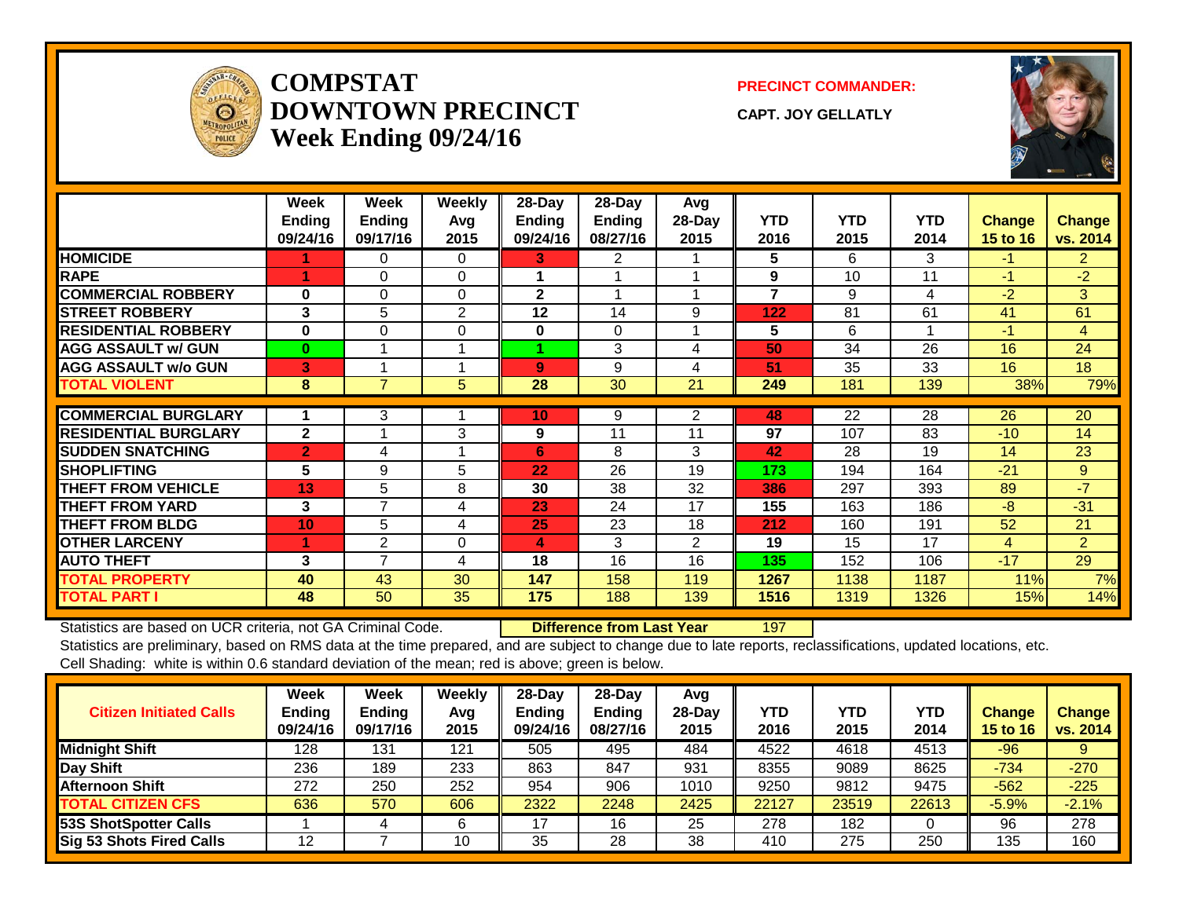# COMPSTAT DOWNTOWN PRECINCT
## Week Ending 09/24/16

**PRECINCT COMMANDER:**

**CAPT. JOY GELLATLY**

| | Week Ending 09/24/16 | Week Ending 09/17/16 | Weekly Avg 2015 | 28-Day Ending 09/24/16 | 28-Day Ending 08/27/16 | Avg 28-Day 2015 | YTD 2016 | YTD 2015 | YTD 2014 | Change 15 to 16 | Change vs. 2014 |
|---|---|---|---|---|---|---|---|---|---|---|---|
| HOMICIDE | 1 | 0 | 0 | 3 | 2 | 1 | 5 | 6 | 3 | -1 | 2 |
| RAPE | 1 | 0 | 0 | 1 | 1 | 1 | 9 | 10 | 11 | -1 | -2 |
| COMMERCIAL ROBBERY | 0 | 0 | 0 | 2 | 1 | 1 | 7 | 9 | 4 | -2 | 3 |
| STREET ROBBERY | 3 | 5 | 2 | 12 | 14 | 9 | 122 | 81 | 61 | 41 | 61 |
| RESIDENTIAL ROBBERY | 0 | 0 | 0 | 0 | 0 | 1 | 5 | 6 | 1 | -1 | 4 |
| AGG ASSAULT w/ GUN | 0 | 1 | 1 | 1 | 3 | 4 | 50 | 34 | 26 | 16 | 24 |
| AGG ASSAULT w/o GUN | 3 | 1 | 1 | 9 | 9 | 4 | 51 | 35 | 33 | 16 | 18 |
| TOTAL VIOLENT | 8 | 7 | 5 | 28 | 30 | 21 | 249 | 181 | 139 | 38% | 79% |
| COMMERCIAL BURGLARY | 1 | 3 | 1 | 10 | 9 | 2 | 48 | 22 | 28 | 26 | 20 |
| RESIDENTIAL BURGLARY | 2 | 1 | 3 | 9 | 11 | 11 | 97 | 107 | 83 | -10 | 14 |
| SUDDEN SNATCHING | 2 | 4 | 1 | 6 | 8 | 3 | 42 | 28 | 19 | 14 | 23 |
| SHOPLIFTING | 5 | 9 | 5 | 22 | 26 | 19 | 173 | 194 | 164 | -21 | 9 |
| THEFT FROM VEHICLE | 13 | 5 | 8 | 30 | 38 | 32 | 386 | 297 | 393 | 89 | -7 |
| THEFT FROM YARD | 3 | 7 | 4 | 23 | 24 | 17 | 155 | 163 | 186 | -8 | -31 |
| THEFT FROM BLDG | 10 | 5 | 4 | 25 | 23 | 18 | 212 | 160 | 191 | 52 | 21 |
| OTHER LARCENY | 1 | 2 | 0 | 4 | 3 | 2 | 19 | 15 | 17 | 4 | 2 |
| AUTO THEFT | 3 | 7 | 4 | 18 | 16 | 16 | 135 | 152 | 106 | -17 | 29 |
| TOTAL PROPERTY | 40 | 43 | 30 | 147 | 158 | 119 | 1267 | 1138 | 1187 | 11% | 7% |
| TOTAL PART I | 48 | 50 | 35 | 175 | 188 | 139 | 1516 | 1319 | 1326 | 15% | 14% |

Statistics are based on UCR criteria, not GA Criminal Code. **Difference from Last Year** 197

Statistics are preliminary, based on RMS data at the time prepared, and are subject to change due to late reports, reclassifications, updated locations, etc.

Cell Shading: white is within 0.6 standard deviation of the mean; red is above; green is below.

| Citizen Initiated Calls | Week Ending 09/24/16 | Week Ending 09/17/16 | Weekly Avg 2015 | 28-Day Ending 09/24/16 | 28-Day Ending 08/27/16 | Avg 28-Day 2015 | YTD 2016 | YTD 2015 | YTD 2014 | Change 15 to 16 | Change vs. 2014 |
|---|---|---|---|---|---|---|---|---|---|---|---|
| Midnight Shift | 128 | 131 | 121 | 505 | 495 | 484 | 4522 | 4618 | 4513 | -96 | 9 |
| Day Shift | 236 | 189 | 233 | 863 | 847 | 931 | 8355 | 9089 | 8625 | -734 | -270 |
| Afternoon Shift | 272 | 250 | 252 | 954 | 906 | 1010 | 9250 | 9812 | 9475 | -562 | -225 |
| TOTAL CITIZEN CFS | 636 | 570 | 606 | 2322 | 2248 | 2425 | 22127 | 23519 | 22613 | -5.9% | -2.1% |
| 53S ShotSpotter Calls | 1 | 4 | 6 | 17 | 16 | 25 | 278 | 182 | 0 | 96 | 278 |
| Sig 53 Shots Fired Calls | 12 | 7 | 10 | 35 | 28 | 38 | 410 | 275 | 250 | 135 | 160 |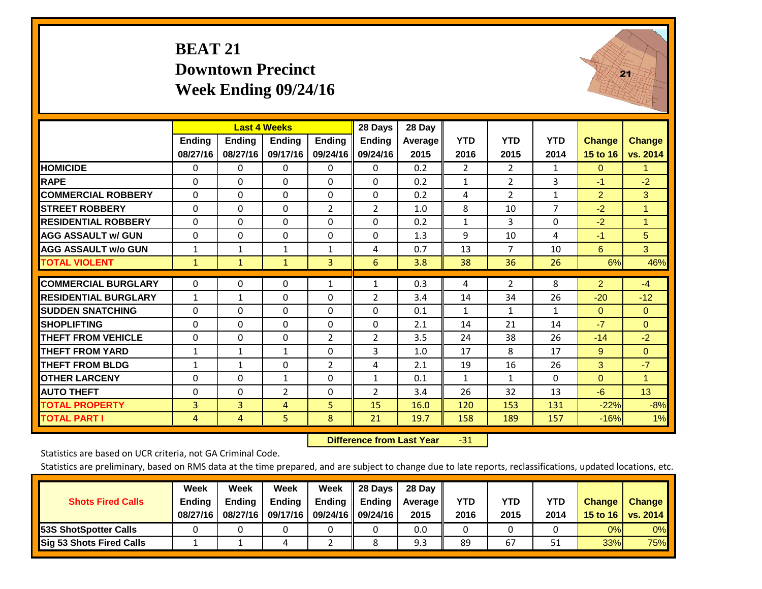# BEAT 21
## Downtown Precinct
## Week Ending 09/24/16

| | Last 4 Weeks | | | | 28 Days | 28 Day | | | | | |
|---|---|---|---|---|---|---|---|---|---|---|---|
| | Ending 08/27/16 | Ending 08/27/16 | Ending 09/17/16 | Ending 09/24/16 | Ending 09/24/16 | Average 2015 | YTD 2016 | YTD 2015 | YTD 2014 | Change 15 to 16 | Change vs. 2014 |
| HOMICIDE | 0 | 0 | 0 | 0 | 0 | 0.2 | 2 | 2 | 1 | 0 | 1 |
| RAPE | 0 | 0 | 0 | 0 | 0 | 0.2 | 1 | 2 | 3 | -1 | -2 |
| COMMERCIAL ROBBERY | 0 | 0 | 0 | 0 | 0 | 0.2 | 4 | 2 | 1 | 2 | 3 |
| STREET ROBBERY | 0 | 0 | 0 | 2 | 2 | 1.0 | 8 | 10 | 7 | -2 | 1 |
| RESIDENTIAL ROBBERY | 0 | 0 | 0 | 0 | 0 | 0.2 | 1 | 3 | 0 | -2 | 1 |
| AGG ASSAULT w/ GUN | 0 | 0 | 0 | 0 | 0 | 1.3 | 9 | 10 | 4 | -1 | 5 |
| AGG ASSAULT w/o GUN | 1 | 1 | 1 | 1 | 4 | 0.7 | 13 | 7 | 10 | 6 | 3 |
| TOTAL VIOLENT | 1 | 1 | 1 | 3 | 6 | 3.8 | 38 | 36 | 26 | 6% | 46% |
| COMMERCIAL BURGLARY | 0 | 0 | 0 | 1 | 1 | 0.3 | 4 | 2 | 8 | 2 | -4 |
| RESIDENTIAL BURGLARY | 1 | 1 | 0 | 0 | 2 | 3.4 | 14 | 34 | 26 | -20 | -12 |
| SUDDEN SNATCHING | 0 | 0 | 0 | 0 | 0 | 0.1 | 1 | 1 | 1 | 0 | 0 |
| SHOPLIFTING | 0 | 0 | 0 | 0 | 0 | 2.1 | 14 | 21 | 14 | -7 | 0 |
| THEFT FROM VEHICLE | 0 | 0 | 0 | 2 | 2 | 3.5 | 24 | 38 | 26 | -14 | -2 |
| THEFT FROM YARD | 1 | 1 | 1 | 0 | 3 | 1.0 | 17 | 8 | 17 | 9 | 0 |
| THEFT FROM BLDG | 1 | 1 | 0 | 2 | 4 | 2.1 | 19 | 16 | 26 | 3 | -7 |
| OTHER LARCENY | 0 | 0 | 1 | 0 | 1 | 0.1 | 1 | 1 | 0 | 0 | 1 |
| AUTO THEFT | 0 | 0 | 2 | 0 | 2 | 3.4 | 26 | 32 | 13 | -6 | 13 |
| TOTAL PROPERTY | 3 | 3 | 4 | 5 | 15 | 16.0 | 120 | 153 | 131 | -22% | -8% |
| TOTAL PART I | 4 | 4 | 5 | 8 | 21 | 19.7 | 158 | 189 | 157 | -16% | 1% |

**Difference from Last Year** -31

Statistics are based on UCR criteria, not GA Criminal Code.

Statistics are preliminary, based on RMS data at the time prepared, and are subject to change due to late reports, reclassifications, updated locations, etc.

| Shots Fired Calls | Week Ending 08/27/16 | Week Ending 08/27/16 | Week Ending 09/17/16 | Week Ending 09/24/16 | 28 Days Ending 09/24/16 | 28 Day Average 2015 | YTD 2016 | YTD 2015 | YTD 2014 | Change 15 to 16 | Change vs. 2014 |
|---|---|---|---|---|---|---|---|---|---|---|---|
| 53S ShotSpotter Calls | 0 | 0 | 0 | 0 | 0 | 0.0 | 0 | 0 | 0 | 0% | 0% |
| Sig 53 Shots Fired Calls | 1 | 1 | 4 | 2 | 8 | 9.3 | 89 | 67 | 51 | 33% | 75% |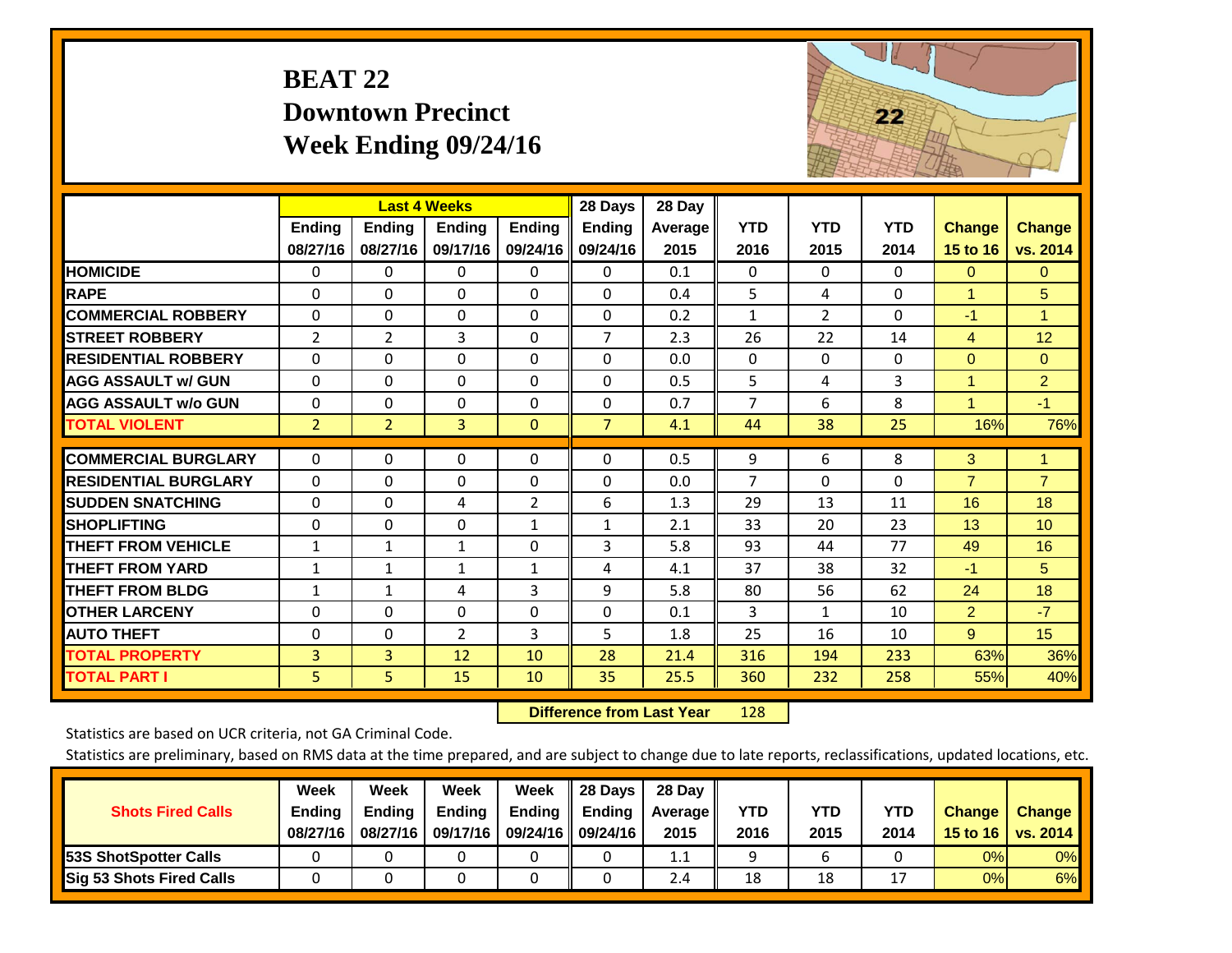# BEAT 22
## Downtown Precinct
## Week Ending 09/24/16

| | Last 4 Weeks | | | | 28 Days | 28 Day | | | | | |
|---|---|---|---|---|---|---|---|---|---|---|---|
| | Ending 08/27/16 | Ending 08/27/16 | Ending 09/17/16 | Ending 09/24/16 | Ending 09/24/16 | Average 2015 | YTD 2016 | YTD 2015 | YTD 2014 | Change 15 to 16 | Change vs. 2014 |
| HOMICIDE | 0 | 0 | 0 | 0 | 0 | 0.1 | 0 | 0 | 0 | 0 | 0 |
| RAPE | 0 | 0 | 0 | 0 | 0 | 0.4 | 5 | 4 | 0 | 1 | 5 |
| COMMERCIAL ROBBERY | 0 | 0 | 0 | 0 | 0 | 0.2 | 1 | 2 | 0 | -1 | 1 |
| STREET ROBBERY | 2 | 2 | 3 | 0 | 7 | 2.3 | 26 | 22 | 14 | 4 | 12 |
| RESIDENTIAL ROBBERY | 0 | 0 | 0 | 0 | 0 | 0.0 | 0 | 0 | 0 | 0 | 0 |
| AGG ASSAULT w/ GUN | 0 | 0 | 0 | 0 | 0 | 0.5 | 5 | 4 | 3 | 1 | 2 |
| AGG ASSAULT w/o GUN | 0 | 0 | 0 | 0 | 0 | 0.7 | 7 | 6 | 8 | 1 | -1 |
| TOTAL VIOLENT | 2 | 2 | 3 | 0 | 7 | 4.1 | 44 | 38 | 25 | 16% | 76% |
| COMMERCIAL BURGLARY | 0 | 0 | 0 | 0 | 0 | 0.5 | 9 | 6 | 8 | 3 | 1 |
| RESIDENTIAL BURGLARY | 0 | 0 | 0 | 0 | 0 | 0.0 | 7 | 0 | 0 | 7 | 7 |
| SUDDEN SNATCHING | 0 | 0 | 4 | 2 | 6 | 1.3 | 29 | 13 | 11 | 16 | 18 |
| SHOPLIFTING | 0 | 0 | 0 | 1 | 1 | 2.1 | 33 | 20 | 23 | 13 | 10 |
| THEFT FROM VEHICLE | 1 | 1 | 1 | 0 | 3 | 5.8 | 93 | 44 | 77 | 49 | 16 |
| THEFT FROM YARD | 1 | 1 | 1 | 1 | 4 | 4.1 | 37 | 38 | 32 | -1 | 5 |
| THEFT FROM BLDG | 1 | 1 | 4 | 3 | 9 | 5.8 | 80 | 56 | 62 | 24 | 18 |
| OTHER LARCENY | 0 | 0 | 0 | 0 | 0 | 0.1 | 3 | 1 | 10 | 2 | -7 |
| AUTO THEFT | 0 | 0 | 2 | 3 | 5 | 1.8 | 25 | 16 | 10 | 9 | 15 |
| TOTAL PROPERTY | 3 | 3 | 12 | 10 | 28 | 21.4 | 316 | 194 | 233 | 63% | 36% |
| TOTAL PART I | 5 | 5 | 15 | 10 | 35 | 25.5 | 360 | 232 | 258 | 55% | 40% |

**Difference from Last Year** 128

Statistics are based on UCR criteria, not GA Criminal Code.

Statistics are preliminary, based on RMS data at the time prepared, and are subject to change due to late reports, reclassifications, updated locations, etc.

| Shots Fired Calls | Week Ending 08/27/16 | Week Ending 08/27/16 | Week Ending 09/17/16 | Week Ending 09/24/16 | 28 Days Ending 09/24/16 | 28 Day Average 2015 | YTD 2016 | YTD 2015 | YTD 2014 | Change 15 to 16 | Change vs. 2014 |
|---|---|---|---|---|---|---|---|---|---|---|---|
| 53S ShotSpotter Calls | 0 | 0 | 0 | 0 | 0 | 1.1 | 9 | 6 | 0 | 0% | 0% |
| Sig 53 Shots Fired Calls | 0 | 0 | 0 | 0 | 0 | 2.4 | 18 | 18 | 17 | 0% | 6% |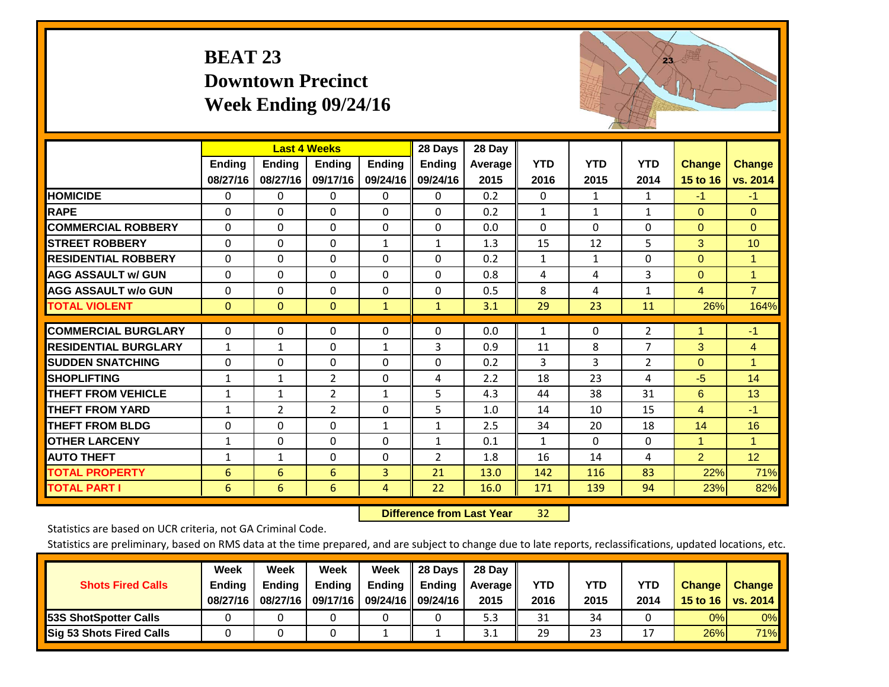# BEAT 23
## Downtown Precinct
## Week Ending 09/24/16

| | Last 4 Weeks | | | | 28 Days | 28 Day | | | | | |
|---|---|---|---|---|---|---|---|---|---|---|---|
| | Ending 08/27/16 | Ending 08/27/16 | Ending 09/17/16 | Ending 09/24/16 | Ending 09/24/16 | Average 2015 | YTD 2016 | YTD 2015 | YTD 2014 | Change 15 to 16 | Change vs. 2014 |
| HOMICIDE | 0 | 0 | 0 | 0 | 0 | 0.2 | 0 | 1 | 1 | -1 | -1 |
| RAPE | 0 | 0 | 0 | 0 | 0 | 0.2 | 1 | 1 | 1 | 0 | 0 |
| COMMERCIAL ROBBERY | 0 | 0 | 0 | 0 | 0 | 0.0 | 0 | 0 | 0 | 0 | 0 |
| STREET ROBBERY | 0 | 0 | 0 | 1 | 1 | 1.3 | 15 | 12 | 5 | 3 | 10 |
| RESIDENTIAL ROBBERY | 0 | 0 | 0 | 0 | 0 | 0.2 | 1 | 1 | 0 | 0 | 1 |
| AGG ASSAULT w/ GUN | 0 | 0 | 0 | 0 | 0 | 0.8 | 4 | 4 | 3 | 0 | 1 |
| AGG ASSAULT w/o GUN | 0 | 0 | 0 | 0 | 0 | 0.5 | 8 | 4 | 1 | 4 | 7 |
| TOTAL VIOLENT | 0 | 0 | 0 | 1 | 1 | 3.1 | 29 | 23 | 11 | 26% | 164% |
| COMMERCIAL BURGLARY | 0 | 0 | 0 | 0 | 0 | 0.0 | 1 | 0 | 2 | 1 | -1 |
| RESIDENTIAL BURGLARY | 1 | 1 | 0 | 1 | 3 | 0.9 | 11 | 8 | 7 | 3 | 4 |
| SUDDEN SNATCHING | 0 | 0 | 0 | 0 | 0 | 0.2 | 3 | 3 | 2 | 0 | 1 |
| SHOPLIFTING | 1 | 1 | 2 | 0 | 4 | 2.2 | 18 | 23 | 4 | -5 | 14 |
| THEFT FROM VEHICLE | 1 | 1 | 2 | 1 | 5 | 4.3 | 44 | 38 | 31 | 6 | 13 |
| THEFT FROM YARD | 1 | 2 | 2 | 0 | 5 | 1.0 | 14 | 10 | 15 | 4 | -1 |
| THEFT FROM BLDG | 0 | 0 | 0 | 1 | 1 | 2.5 | 34 | 20 | 18 | 14 | 16 |
| OTHER LARCENY | 1 | 0 | 0 | 0 | 1 | 0.1 | 1 | 0 | 0 | 1 | 1 |
| AUTO THEFT | 1 | 1 | 0 | 0 | 2 | 1.8 | 16 | 14 | 4 | 2 | 12 |
| TOTAL PROPERTY | 6 | 6 | 6 | 3 | 21 | 13.0 | 142 | 116 | 83 | 22% | 71% |
| TOTAL PART I | 6 | 6 | 6 | 4 | 22 | 16.0 | 171 | 139 | 94 | 23% | 82% |

**Difference from Last Year** 32

Statistics are based on UCR criteria, not GA Criminal Code.

Statistics are preliminary, based on RMS data at the time prepared, and are subject to change due to late reports, reclassifications, updated locations, etc.

| Shots Fired Calls | Week Ending 08/27/16 | Week Ending 08/27/16 | Week Ending 09/17/16 | Week Ending 09/24/16 | 28 Days Ending 09/24/16 | 28 Day Average 2015 | YTD 2016 | YTD 2015 | YTD 2014 | Change 15 to 16 | Change vs. 2014 |
|---|---|---|---|---|---|---|---|---|---|---|---|
| 53S ShotSpotter Calls | 0 | 0 | 0 | 0 | 0 | 5.3 | 31 | 34 | 0 | 0% | 0% |
| Sig 53 Shots Fired Calls | 0 | 0 | 0 | 1 | 1 | 3.1 | 29 | 23 | 17 | 26% | 71% |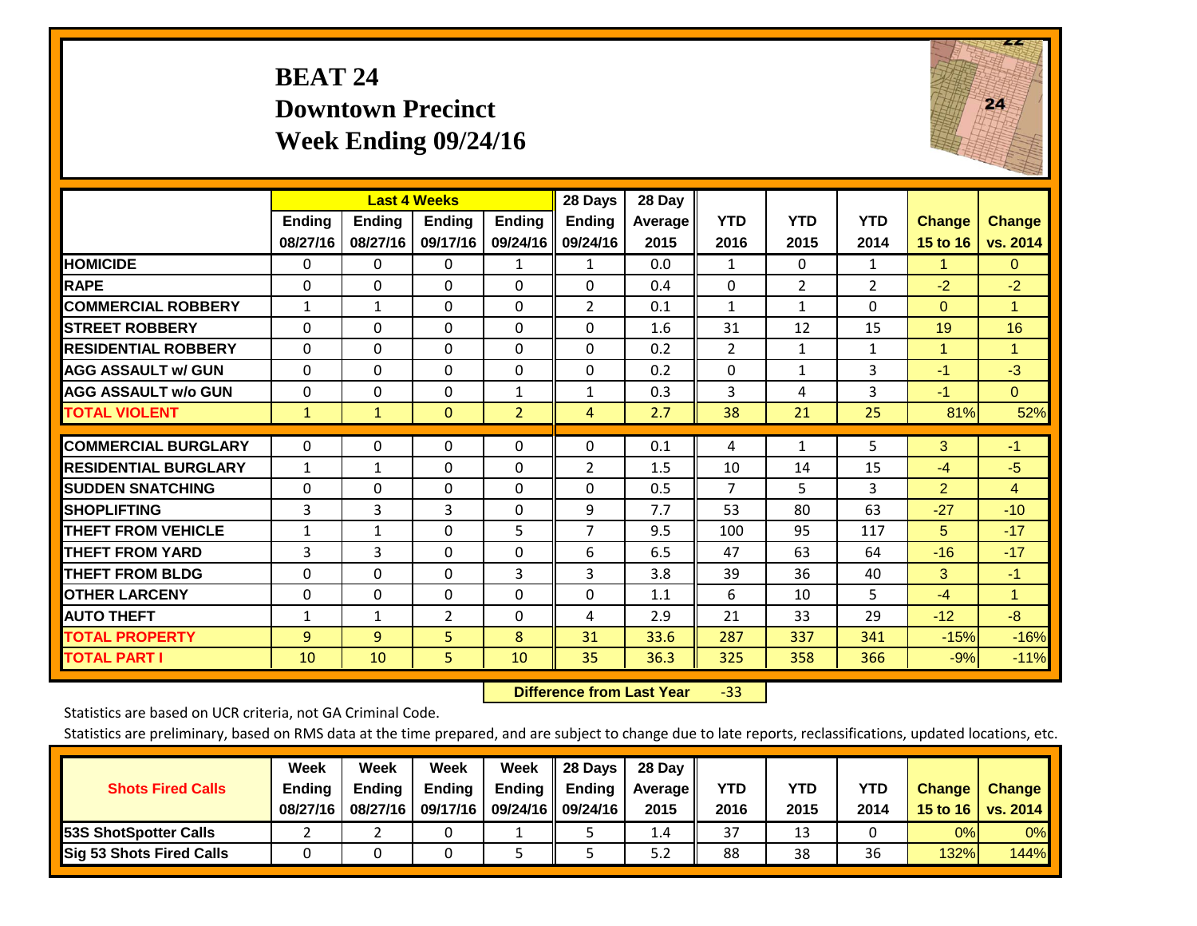# BEAT 24
## Downtown Precinct
## Week Ending 09/24/16

| | Last 4 Weeks | | | | 28 Days | 28 Day | | | | | |
|---|---|---|---|---|---|---|---|---|---|---|---|
| | Ending 08/27/16 | Ending 08/27/16 | Ending 09/17/16 | Ending 09/24/16 | Ending 09/24/16 | Average 2015 | YTD 2016 | YTD 2015 | YTD 2014 | Change 15 to 16 | Change vs. 2014 |
| HOMICIDE | 0 | 0 | 0 | 1 | 1 | 0.0 | 1 | 0 | 1 | 1 | 0 |
| RAPE | 0 | 0 | 0 | 0 | 0 | 0.4 | 0 | 2 | 2 | -2 | -2 |
| COMMERCIAL ROBBERY | 1 | 1 | 0 | 0 | 2 | 0.1 | 1 | 1 | 0 | 0 | 1 |
| STREET ROBBERY | 0 | 0 | 0 | 0 | 0 | 1.6 | 31 | 12 | 15 | 19 | 16 |
| RESIDENTIAL ROBBERY | 0 | 0 | 0 | 0 | 0 | 0.2 | 2 | 1 | 1 | 1 | 1 |
| AGG ASSAULT w/ GUN | 0 | 0 | 0 | 0 | 0 | 0.2 | 0 | 1 | 3 | -1 | -3 |
| AGG ASSAULT w/o GUN | 0 | 0 | 0 | 1 | 1 | 0.3 | 3 | 4 | 3 | -1 | 0 |
| TOTAL VIOLENT | 1 | 1 | 0 | 2 | 4 | 2.7 | 38 | 21 | 25 | 81% | 52% |
| COMMERCIAL BURGLARY | 0 | 0 | 0 | 0 | 0 | 0.1 | 4 | 1 | 5 | 3 | -1 |
| RESIDENTIAL BURGLARY | 1 | 1 | 0 | 0 | 2 | 1.5 | 10 | 14 | 15 | -4 | -5 |
| SUDDEN SNATCHING | 0 | 0 | 0 | 0 | 0 | 0.5 | 7 | 5 | 3 | 2 | 4 |
| SHOPLIFTING | 3 | 3 | 3 | 0 | 9 | 7.7 | 53 | 80 | 63 | -27 | -10 |
| THEFT FROM VEHICLE | 1 | 1 | 0 | 5 | 7 | 9.5 | 100 | 95 | 117 | 5 | -17 |
| THEFT FROM YARD | 3 | 3 | 0 | 0 | 6 | 6.5 | 47 | 63 | 64 | -16 | -17 |
| THEFT FROM BLDG | 0 | 0 | 0 | 3 | 3 | 3.8 | 39 | 36 | 40 | 3 | -1 |
| OTHER LARCENY | 0 | 0 | 0 | 0 | 0 | 1.1 | 6 | 10 | 5 | -4 | 1 |
| AUTO THEFT | 1 | 1 | 2 | 0 | 4 | 2.9 | 21 | 33 | 29 | -12 | -8 |
| TOTAL PROPERTY | 9 | 9 | 5 | 8 | 31 | 33.6 | 287 | 337 | 341 | -15% | -16% |
| TOTAL PART I | 10 | 10 | 5 | 10 | 35 | 36.3 | 325 | 358 | 366 | -9% | -11% |

**Difference from Last Year** -33

Statistics are based on UCR criteria, not GA Criminal Code.

Statistics are preliminary, based on RMS data at the time prepared, and are subject to change due to late reports, reclassifications, updated locations, etc.

| Shots Fired Calls | Week Ending 08/27/16 | Week Ending 08/27/16 | Week Ending 09/17/16 | Week Ending 09/24/16 | 28 Days Ending 09/24/16 | 28 Day Average 2015 | YTD 2016 | YTD 2015 | YTD 2014 | Change 15 to 16 | Change vs. 2014 |
|---|---|---|---|---|---|---|---|---|---|---|---|
| 53S ShotSpotter Calls | 2 | 2 | 0 | 1 | 5 | 1.4 | 37 | 13 | 0 | 0% | 0% |
| Sig 53 Shots Fired Calls | 0 | 0 | 0 | 5 | 5 | 5.2 | 88 | 38 | 36 | 132% | 144% |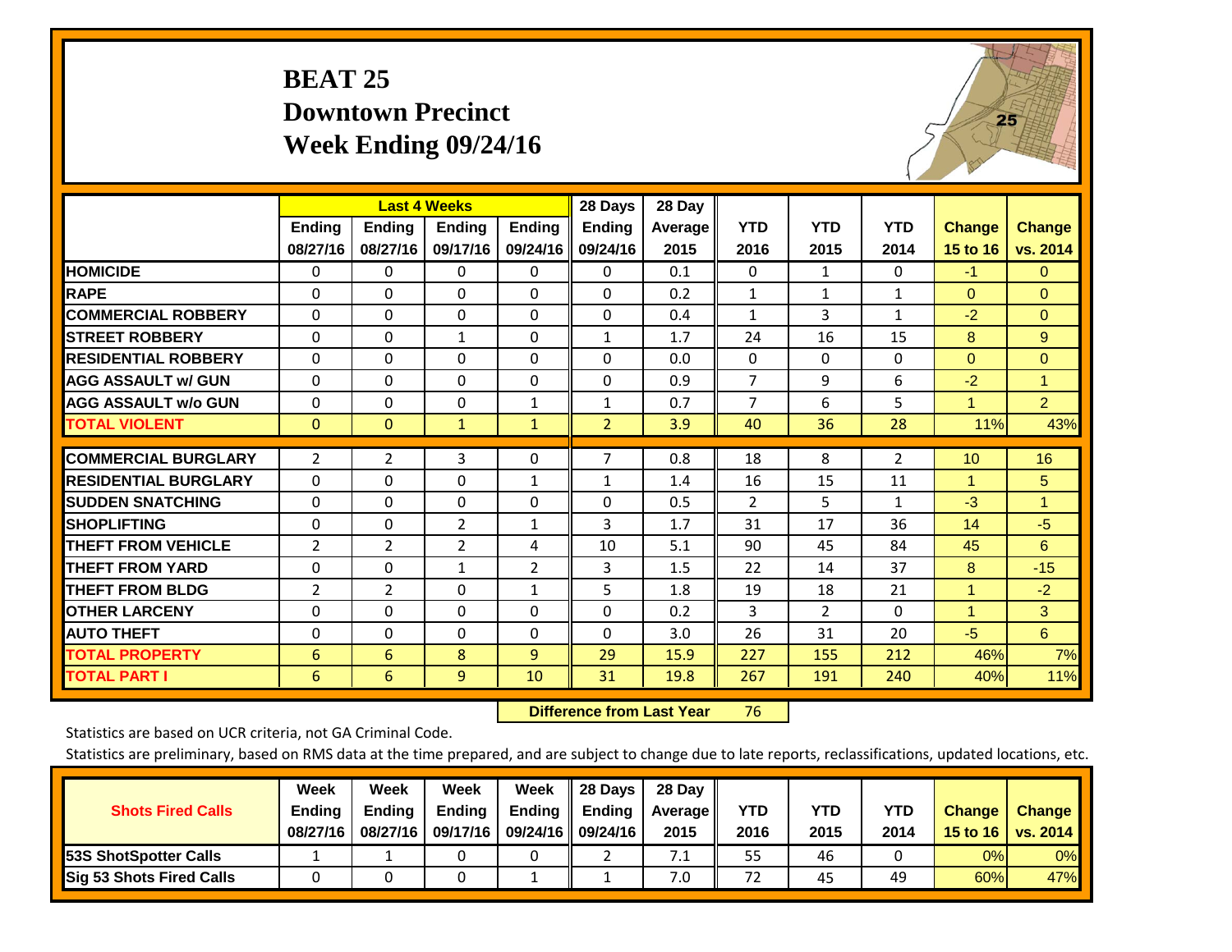# BEAT 25
## Downtown Precinct
## Week Ending 09/24/16

| | Last 4 Weeks | | | | 28 Days | 28 Day | | | | | |
|---|---|---|---|---|---|---|---|---|---|---|---|
| | Ending 08/27/16 | Ending 08/27/16 | Ending 09/17/16 | Ending 09/24/16 | Ending 09/24/16 | Average 2015 | YTD 2016 | YTD 2015 | YTD 2014 | Change 15 to 16 | Change vs. 2014 |
| **HOMICIDE** | 0 | 0 | 0 | 0 | 0 | 0.1 | 0 | 1 | 0 | -1 | 0 |
| **RAPE** | 0 | 0 | 0 | 0 | 0 | 0.2 | 1 | 1 | 1 | 0 | 0 |
| **COMMERCIAL ROBBERY** | 0 | 0 | 0 | 0 | 0 | 0.4 | 1 | 3 | 1 | -2 | 0 |
| **STREET ROBBERY** | 0 | 0 | 1 | 0 | 1 | 1.7 | 24 | 16 | 15 | 8 | 9 |
| **RESIDENTIAL ROBBERY** | 0 | 0 | 0 | 0 | 0 | 0.0 | 0 | 0 | 0 | 0 | 0 |
| **AGG ASSAULT w/ GUN** | 0 | 0 | 0 | 0 | 0 | 0.9 | 7 | 9 | 6 | -2 | 1 |
| **AGG ASSAULT w/o GUN** | 0 | 0 | 0 | 1 | 1 | 0.7 | 7 | 6 | 5 | 1 | 2 |
| **TOTAL VIOLENT** | 0 | 0 | 1 | 1 | 2 | 3.9 | 40 | 36 | 28 | 11% | 43% |
| **COMMERCIAL BURGLARY** | 2 | 2 | 3 | 0 | 7 | 0.8 | 18 | 8 | 2 | 10 | 16 |
| **RESIDENTIAL BURGLARY** | 0 | 0 | 0 | 1 | 1 | 1.4 | 16 | 15 | 11 | 1 | 5 |
| **SUDDEN SNATCHING** | 0 | 0 | 0 | 0 | 0 | 0.5 | 2 | 5 | 1 | -3 | 1 |
| **SHOPLIFTING** | 0 | 0 | 2 | 1 | 3 | 1.7 | 31 | 17 | 36 | 14 | -5 |
| **THEFT FROM VEHICLE** | 2 | 2 | 2 | 4 | 10 | 5.1 | 90 | 45 | 84 | 45 | 6 |
| **THEFT FROM YARD** | 0 | 0 | 1 | 2 | 3 | 1.5 | 22 | 14 | 37 | 8 | -15 |
| **THEFT FROM BLDG** | 2 | 2 | 0 | 1 | 5 | 1.8 | 19 | 18 | 21 | 1 | -2 |
| **OTHER LARCENY** | 0 | 0 | 0 | 0 | 0 | 0.2 | 3 | 2 | 0 | 1 | 3 |
| **AUTO THEFT** | 0 | 0 | 0 | 0 | 0 | 3.0 | 26 | 31 | 20 | -5 | 6 |
| **TOTAL PROPERTY** | 6 | 6 | 8 | 9 | 29 | 15.9 | 227 | 155 | 212 | 46% | 7% |
| **TOTAL PART I** | 6 | 6 | 9 | 10 | 31 | 19.8 | 267 | 191 | 240 | 40% | 11% |

**Difference from Last Year** 76

Statistics are based on UCR criteria, not GA Criminal Code.

Statistics are preliminary, based on RMS data at the time prepared, and are subject to change due to late reports, reclassifications, updated locations, etc.

| Shots Fired Calls | Week Ending 08/27/16 | Week Ending 08/27/16 | Week Ending 09/17/16 | Week Ending 09/24/16 | 28 Days Ending 09/24/16 | 28 Day Average 2015 | YTD 2016 | YTD 2015 | YTD 2014 | Change 15 to 16 | Change vs. 2014 |
|---|---|---|---|---|---|---|---|---|---|---|---|
| **53S ShotSpotter Calls** | 1 | 1 | 0 | 0 | 2 | 7.1 | 55 | 46 | 0 | 0% | 0% |
| **Sig 53 Shots Fired Calls** | 0 | 0 | 0 | 1 | 1 | 7.0 | 72 | 45 | 49 | 60% | 47% |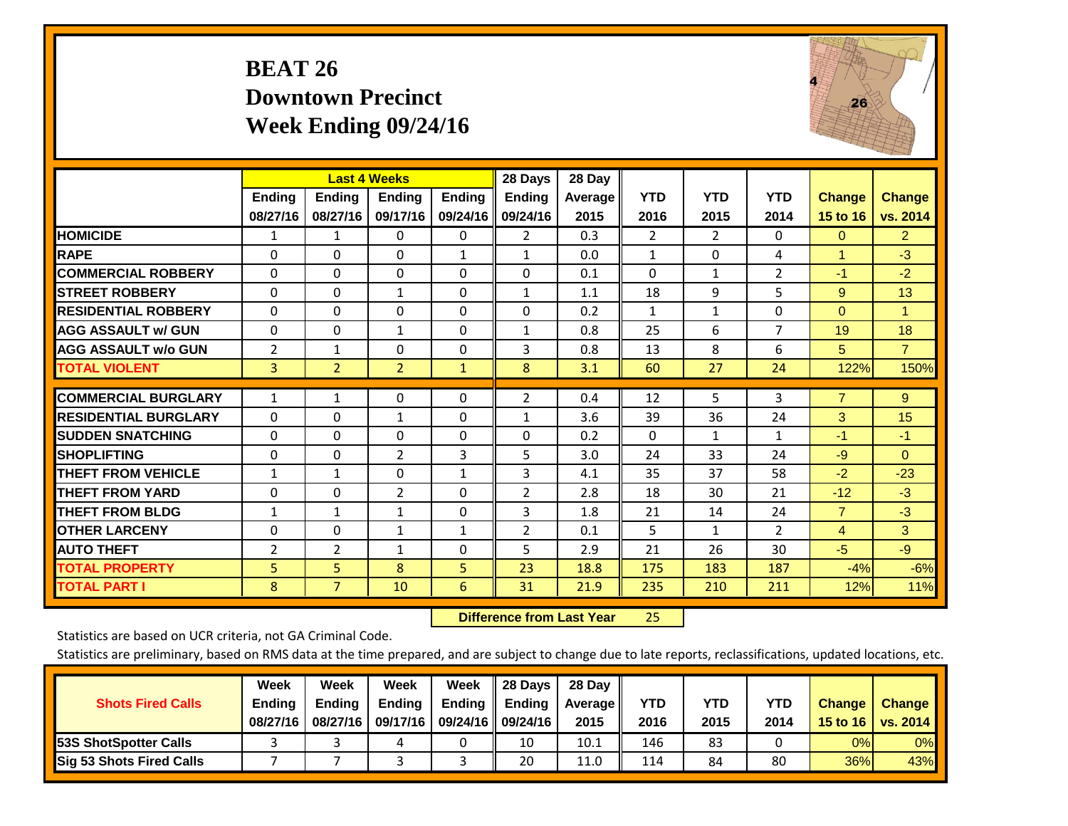# BEAT 26
## Downtown Precinct
## Week Ending 09/24/16

| | Last 4 Weeks | | | | 28 Days | 28 Day | | | | | |
|---|---|---|---|---|---|---|---|---|---|---|---|
| | Ending 08/27/16 | Ending 08/27/16 | Ending 09/17/16 | Ending 09/24/16 | Ending 09/24/16 | Average 2015 | YTD 2016 | YTD 2015 | YTD 2014 | Change 15 to 16 | Change vs. 2014 |
| **HOMICIDE** | 1 | 1 | 0 | 0 | 2 | 0.3 | 2 | 2 | 0 | 0 | 2 |
| **RAPE** | 0 | 0 | 0 | 1 | 1 | 0.0 | 1 | 0 | 4 | 1 | -3 |
| **COMMERCIAL ROBBERY** | 0 | 0 | 0 | 0 | 0 | 0.1 | 0 | 1 | 2 | -1 | -2 |
| **STREET ROBBERY** | 0 | 0 | 1 | 0 | 1 | 1.1 | 18 | 9 | 5 | 9 | 13 |
| **RESIDENTIAL ROBBERY** | 0 | 0 | 0 | 0 | 0 | 0.2 | 1 | 1 | 0 | 0 | 1 |
| **AGG ASSAULT w/ GUN** | 0 | 0 | 1 | 0 | 1 | 0.8 | 25 | 6 | 7 | 19 | 18 |
| **AGG ASSAULT w/o GUN** | 2 | 1 | 0 | 0 | 3 | 0.8 | 13 | 8 | 6 | 5 | 7 |
| **TOTAL VIOLENT** | 3 | 2 | 2 | 1 | 8 | 3.1 | 60 | 27 | 24 | 122% | 150% |
| **COMMERCIAL BURGLARY** | 1 | 1 | 0 | 0 | 2 | 0.4 | 12 | 5 | 3 | 7 | 9 |
| **RESIDENTIAL BURGLARY** | 0 | 0 | 1 | 0 | 1 | 3.6 | 39 | 36 | 24 | 3 | 15 |
| **SUDDEN SNATCHING** | 0 | 0 | 0 | 0 | 0 | 0.2 | 0 | 1 | 1 | -1 | -1 |
| **SHOPLIFTING** | 0 | 0 | 2 | 3 | 5 | 3.0 | 24 | 33 | 24 | -9 | 0 |
| **THEFT FROM VEHICLE** | 1 | 1 | 0 | 1 | 3 | 4.1 | 35 | 37 | 58 | -2 | -23 |
| **THEFT FROM YARD** | 0 | 0 | 2 | 0 | 2 | 2.8 | 18 | 30 | 21 | -12 | -3 |
| **THEFT FROM BLDG** | 1 | 1 | 1 | 0 | 3 | 1.8 | 21 | 14 | 24 | 7 | -3 |
| **OTHER LARCENY** | 0 | 0 | 1 | 1 | 2 | 0.1 | 5 | 1 | 2 | 4 | 3 |
| **AUTO THEFT** | 2 | 2 | 1 | 0 | 5 | 2.9 | 21 | 26 | 30 | -5 | -9 |
| **TOTAL PROPERTY** | 5 | 5 | 8 | 5 | 23 | 18.8 | 175 | 183 | 187 | -4% | -6% |
| **TOTAL PART I** | 8 | 7 | 10 | 6 | 31 | 21.9 | 235 | 210 | 211 | 12% | 11% |

**Difference from Last Year** 25

Statistics are based on UCR criteria, not GA Criminal Code.

Statistics are preliminary, based on RMS data at the time prepared, and are subject to change due to late reports, reclassifications, updated locations, etc.

| Shots Fired Calls | Week Ending 08/27/16 | Week Ending 08/27/16 | Week Ending 09/17/16 | Week Ending 09/24/16 | 28 Days Ending 09/24/16 | 28 Day Average 2015 | YTD 2016 | YTD 2015 | YTD 2014 | Change 15 to 16 | Change vs. 2014 |
|---|---|---|---|---|---|---|---|---|---|---|---|
| **53S ShotSpotter Calls** | 3 | 3 | 4 | 0 | 10 | 10.1 | 146 | 83 | 0 | 0% | 0% |
| **Sig 53 Shots Fired Calls** | 7 | 7 | 3 | 3 | 20 | 11.0 | 114 | 84 | 80 | 36% | 43% |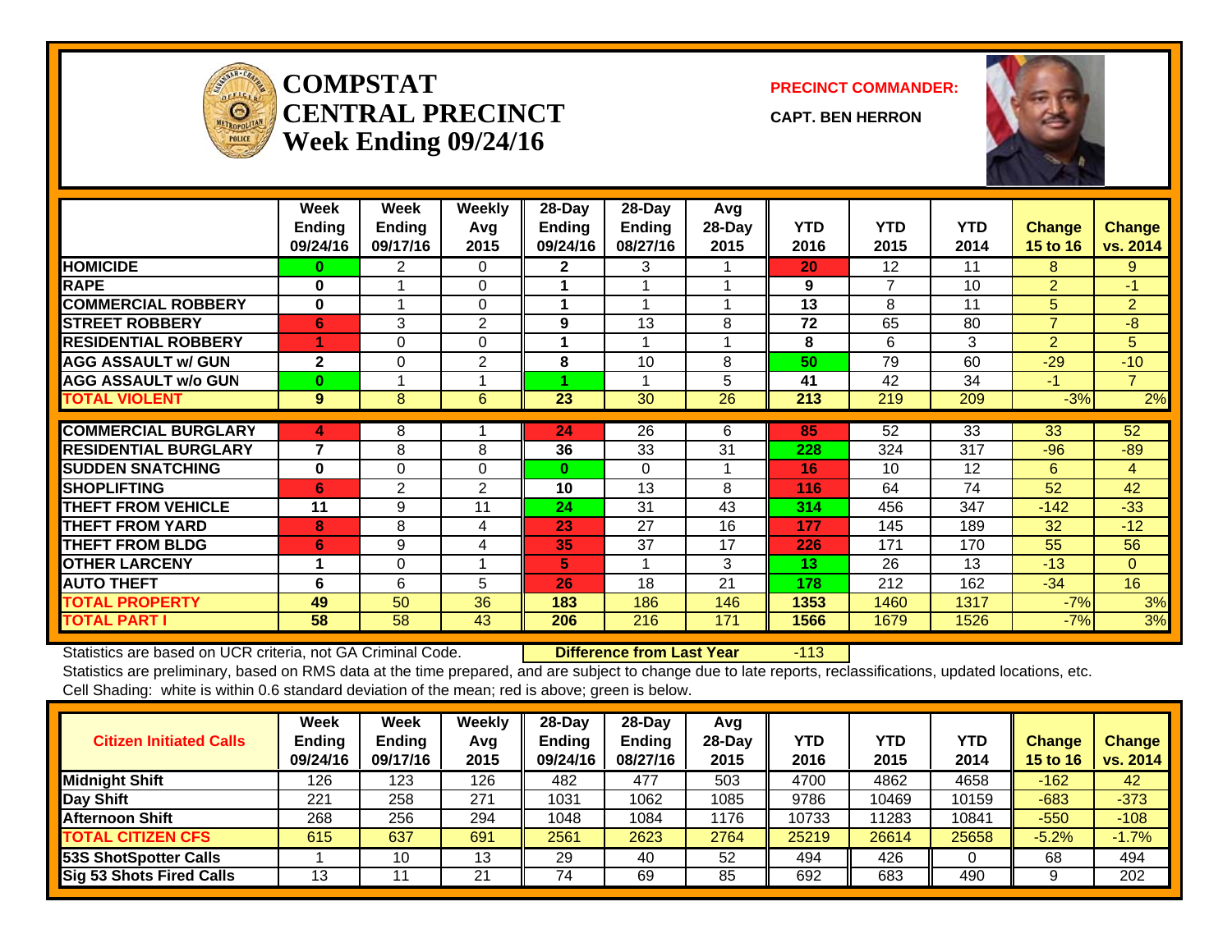# COMPSTAT CENTRAL PRECINCT Week Ending 09/24/16

**PRECINCT COMMANDER:**

**CAPT. BEN HERRON**

| | Week Ending 09/24/16 | Week Ending 09/17/16 | Weekly Avg 2015 | 28-Day Ending 09/24/16 | 28-Day Ending 08/27/16 | Avg 28-Day 2015 | YTD 2016 | YTD 2015 | YTD 2014 | Change 15 to 16 | Change vs. 2014 |
|---|---|---|---|---|---|---|---|---|---|---|---|
| HOMICIDE | 0 | 2 | 0 | 2 | 3 | 1 | 20 | 12 | 11 | 8 | 9 |
| RAPE | 0 | 1 | 0 | 1 | 1 | 1 | 9 | 7 | 10 | 2 | -1 |
| COMMERCIAL ROBBERY | 0 | 1 | 0 | 1 | 1 | 1 | 13 | 8 | 11 | 5 | 2 |
| STREET ROBBERY | 6 | 3 | 2 | 9 | 13 | 8 | 72 | 65 | 80 | 7 | -8 |
| RESIDENTIAL ROBBERY | 1 | 0 | 0 | 1 | 1 | 1 | 8 | 6 | 3 | 2 | 5 |
| AGG ASSAULT w/ GUN | 2 | 0 | 2 | 8 | 10 | 8 | 50 | 79 | 60 | -29 | -10 |
| AGG ASSAULT w/o GUN | 0 | 1 | 1 | 1 | 1 | 5 | 41 | 42 | 34 | -1 | 7 |
| TOTAL VIOLENT | 9 | 8 | 6 | 23 | 30 | 26 | 213 | 219 | 209 | -3% | 2% |
| COMMERCIAL BURGLARY | 4 | 8 | 1 | 24 | 26 | 6 | 85 | 52 | 33 | 33 | 52 |
| RESIDENTIAL BURGLARY | 7 | 8 | 8 | 36 | 33 | 31 | 228 | 324 | 317 | -96 | -89 |
| SUDDEN SNATCHING | 0 | 0 | 0 | 0 | 0 | 1 | 16 | 10 | 12 | 6 | 4 |
| SHOPLIFTING | 6 | 2 | 2 | 10 | 13 | 8 | 116 | 64 | 74 | 52 | 42 |
| THEFT FROM VEHICLE | 11 | 9 | 11 | 24 | 31 | 43 | 314 | 456 | 347 | -142 | -33 |
| THEFT FROM YARD | 8 | 8 | 4 | 23 | 27 | 16 | 177 | 145 | 189 | 32 | -12 |
| THEFT FROM BLDG | 6 | 9 | 4 | 35 | 37 | 17 | 226 | 171 | 170 | 55 | 56 |
| OTHER LARCENY | 1 | 0 | 1 | 5 | 1 | 3 | 13 | 26 | 13 | -13 | 0 |
| AUTO THEFT | 6 | 6 | 5 | 26 | 18 | 21 | 178 | 212 | 162 | -34 | 16 |
| TOTAL PROPERTY | 49 | 50 | 36 | 183 | 186 | 146 | 1353 | 1460 | 1317 | -7% | 3% |
| TOTAL PART I | 58 | 58 | 43 | 206 | 216 | 171 | 1566 | 1679 | 1526 | -7% | 3% |

Statistics are based on UCR criteria, not GA Criminal Code. **Difference from Last Year** -113

Statistics are preliminary, based on RMS data at the time prepared, and are subject to change due to late reports, reclassifications, updated locations, etc.

Cell Shading: white is within 0.6 standard deviation of the mean; red is above; green is below.

| Citizen Initiated Calls | Week Ending 09/24/16 | Week Ending 09/17/16 | Weekly Avg 2015 | 28-Day Ending 09/24/16 | 28-Day Ending 08/27/16 | Avg 28-Day 2015 | YTD 2016 | YTD 2015 | YTD 2014 | Change 15 to 16 | Change vs. 2014 |
|---|---|---|---|---|---|---|---|---|---|---|---|
| Midnight Shift | 126 | 123 | 126 | 482 | 477 | 503 | 4700 | 4862 | 4658 | -162 | 42 |
| Day Shift | 221 | 258 | 271 | 1031 | 1062 | 1085 | 9786 | 10469 | 10159 | -683 | -373 |
| Afternoon Shift | 268 | 256 | 294 | 1048 | 1084 | 1176 | 10733 | 11283 | 10841 | -550 | -108 |
| TOTAL CITIZEN CFS | 615 | 637 | 691 | 2561 | 2623 | 2764 | 25219 | 26614 | 25658 | -5.2% | -1.7% |
| 53S ShotSpotter Calls | 1 | 10 | 13 | 29 | 40 | 52 | 494 | 426 | 0 | 68 | 494 |
| Sig 53 Shots Fired Calls | 13 | 11 | 21 | 74 | 69 | 85 | 692 | 683 | 490 | 9 | 202 |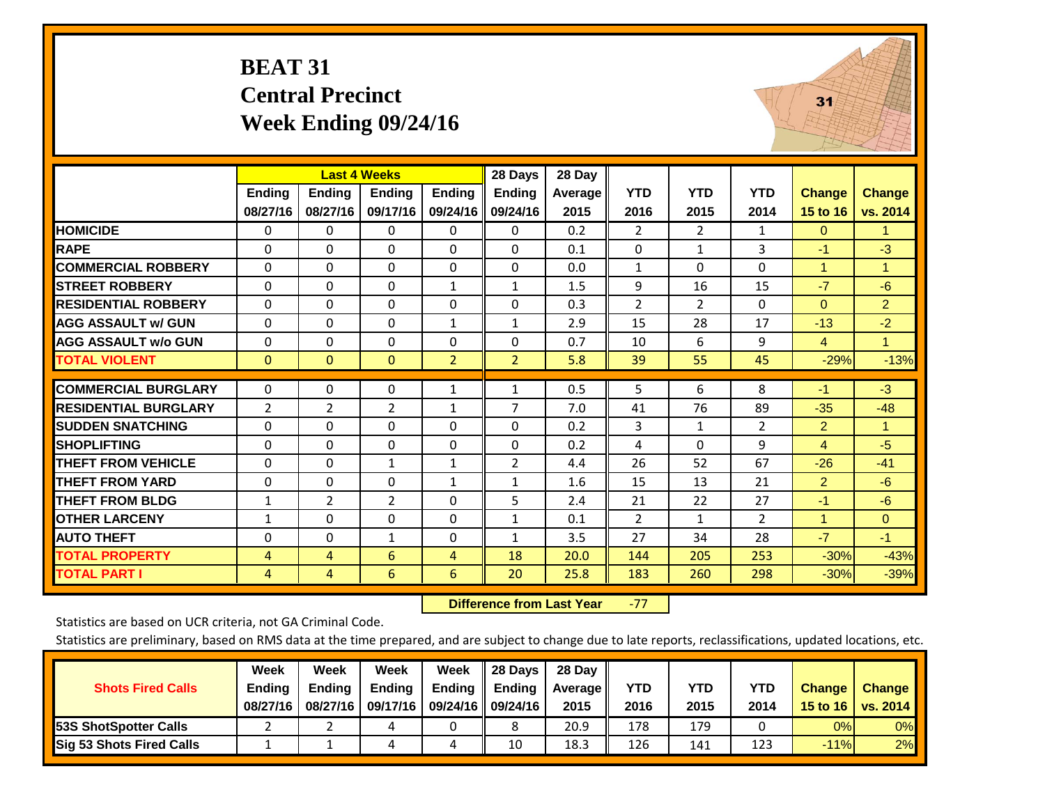# BEAT 31
## Central Precinct
## Week Ending 09/24/16

| | Last 4 Weeks | | | | 28 Days | 28 Day | | | | | |
|---|---|---|---|---|---|---|---|---|---|---|---|
| | Ending 08/27/16 | Ending 08/27/16 | Ending 09/17/16 | Ending 09/24/16 | Ending 09/24/16 | Average 2015 | YTD 2016 | YTD 2015 | YTD 2014 | Change 15 to 16 | Change vs. 2014 |
| HOMICIDE | 0 | 0 | 0 | 0 | 0 | 0.2 | 2 | 2 | 1 | 0 | 1 |
| RAPE | 0 | 0 | 0 | 0 | 0 | 0.1 | 0 | 1 | 3 | -1 | -3 |
| COMMERCIAL ROBBERY | 0 | 0 | 0 | 0 | 0 | 0.0 | 1 | 0 | 0 | 1 | 1 |
| STREET ROBBERY | 0 | 0 | 0 | 1 | 1 | 1.5 | 9 | 16 | 15 | -7 | -6 |
| RESIDENTIAL ROBBERY | 0 | 0 | 0 | 0 | 0 | 0.3 | 2 | 2 | 0 | 0 | 2 |
| AGG ASSAULT w/ GUN | 0 | 0 | 0 | 1 | 1 | 2.9 | 15 | 28 | 17 | -13 | -2 |
| AGG ASSAULT w/o GUN | 0 | 0 | 0 | 0 | 0 | 0.7 | 10 | 6 | 9 | 4 | 1 |
| TOTAL VIOLENT | 0 | 0 | 0 | 2 | 2 | 5.8 | 39 | 55 | 45 | -29% | -13% |
| COMMERCIAL BURGLARY | 0 | 0 | 0 | 1 | 1 | 0.5 | 5 | 6 | 8 | -1 | -3 |
| RESIDENTIAL BURGLARY | 2 | 2 | 2 | 1 | 7 | 7.0 | 41 | 76 | 89 | -35 | -48 |
| SUDDEN SNATCHING | 0 | 0 | 0 | 0 | 0 | 0.2 | 3 | 1 | 2 | 2 | 1 |
| SHOPLIFTING | 0 | 0 | 0 | 0 | 0 | 0.2 | 4 | 0 | 9 | 4 | -5 |
| THEFT FROM VEHICLE | 0 | 0 | 1 | 1 | 2 | 4.4 | 26 | 52 | 67 | -26 | -41 |
| THEFT FROM YARD | 0 | 0 | 0 | 1 | 1 | 1.6 | 15 | 13 | 21 | 2 | -6 |
| THEFT FROM BLDG | 1 | 2 | 2 | 0 | 5 | 2.4 | 21 | 22 | 27 | -1 | -6 |
| OTHER LARCENY | 1 | 0 | 0 | 0 | 1 | 0.1 | 2 | 1 | 2 | 1 | 0 |
| AUTO THEFT | 0 | 0 | 1 | 0 | 1 | 3.5 | 27 | 34 | 28 | -7 | -1 |
| TOTAL PROPERTY | 4 | 4 | 6 | 4 | 18 | 20.0 | 144 | 205 | 253 | -30% | -43% |
| TOTAL PART I | 4 | 4 | 6 | 6 | 20 | 25.8 | 183 | 260 | 298 | -30% | -39% |

**Difference from Last Year** -77

Statistics are based on UCR criteria, not GA Criminal Code.

Statistics are preliminary, based on RMS data at the time prepared, and are subject to change due to late reports, reclassifications, updated locations, etc.

| Shots Fired Calls | Week Ending 08/27/16 | Week Ending 08/27/16 | Week Ending 09/17/16 | Week Ending 09/24/16 | 28 Days Ending 09/24/16 | 28 Day Average 2015 | YTD 2016 | YTD 2015 | YTD 2014 | Change 15 to 16 | Change vs. 2014 |
|---|---|---|---|---|---|---|---|---|---|---|---|
| 53S ShotSpotter Calls | 2 | 2 | 4 | 0 | 8 | 20.9 | 178 | 179 | 0 | 0% | 0% |
| Sig 53 Shots Fired Calls | 1 | 1 | 4 | 4 | 10 | 18.3 | 126 | 141 | 123 | -11% | 2% |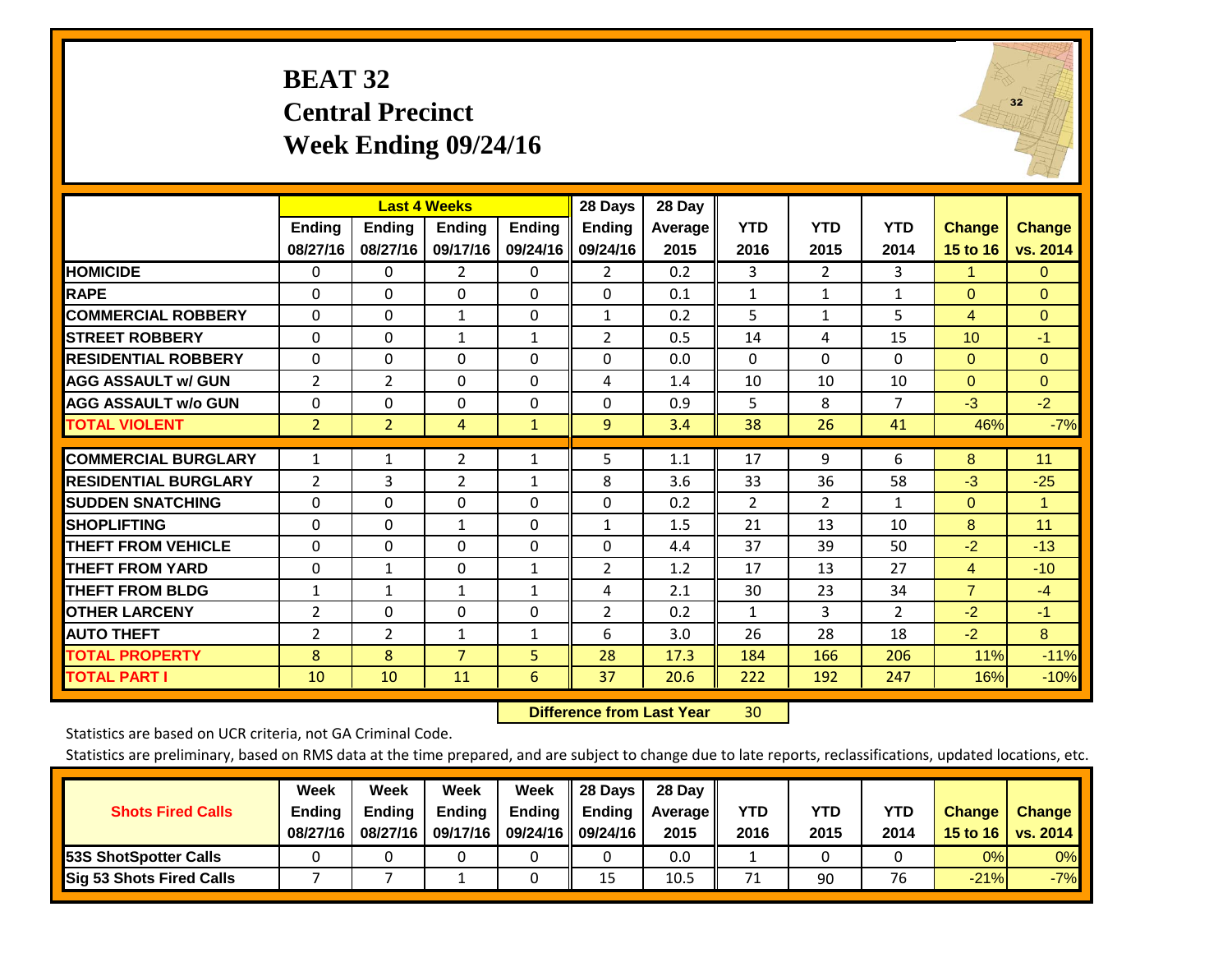# BEAT 32
## Central Precinct
## Week Ending 09/24/16

| | Last 4 Weeks | | | | 28 Days | 28 Day | | | | | |
|---|---|---|---|---|---|---|---|---|---|---|---|
| | Ending 08/27/16 | Ending 08/27/16 | Ending 09/17/16 | Ending 09/24/16 | Ending 09/24/16 | Average 2015 | YTD 2016 | YTD 2015 | YTD 2014 | Change 15 to 16 | Change vs. 2014 |
| HOMICIDE | 0 | 0 | 2 | 0 | 2 | 0.2 | 3 | 2 | 3 | 1 | 0 |
| RAPE | 0 | 0 | 0 | 0 | 0 | 0.1 | 1 | 1 | 1 | 0 | 0 |
| COMMERCIAL ROBBERY | 0 | 0 | 1 | 0 | 1 | 0.2 | 5 | 1 | 5 | 4 | 0 |
| STREET ROBBERY | 0 | 0 | 1 | 1 | 2 | 0.5 | 14 | 4 | 15 | 10 | -1 |
| RESIDENTIAL ROBBERY | 0 | 0 | 0 | 0 | 0 | 0.0 | 0 | 0 | 0 | 0 | 0 |
| AGG ASSAULT w/ GUN | 2 | 2 | 0 | 0 | 4 | 1.4 | 10 | 10 | 10 | 0 | 0 |
| AGG ASSAULT w/o GUN | 0 | 0 | 0 | 0 | 0 | 0.9 | 5 | 8 | 7 | -3 | -2 |
| TOTAL VIOLENT | 2 | 2 | 4 | 1 | 9 | 3.4 | 38 | 26 | 41 | 46% | -7% |
| COMMERCIAL BURGLARY | 1 | 1 | 2 | 1 | 5 | 1.1 | 17 | 9 | 6 | 8 | 11 |
| RESIDENTIAL BURGLARY | 2 | 3 | 2 | 1 | 8 | 3.6 | 33 | 36 | 58 | -3 | -25 |
| SUDDEN SNATCHING | 0 | 0 | 0 | 0 | 0 | 0.2 | 2 | 2 | 1 | 0 | 1 |
| SHOPLIFTING | 0 | 0 | 1 | 0 | 1 | 1.5 | 21 | 13 | 10 | 8 | 11 |
| THEFT FROM VEHICLE | 0 | 0 | 0 | 0 | 0 | 4.4 | 37 | 39 | 50 | -2 | -13 |
| THEFT FROM YARD | 0 | 1 | 0 | 1 | 2 | 1.2 | 17 | 13 | 27 | 4 | -10 |
| THEFT FROM BLDG | 1 | 1 | 1 | 1 | 4 | 2.1 | 30 | 23 | 34 | 7 | -4 |
| OTHER LARCENY | 2 | 0 | 0 | 0 | 2 | 0.2 | 1 | 3 | 2 | -2 | -1 |
| AUTO THEFT | 2 | 2 | 1 | 1 | 6 | 3.0 | 26 | 28 | 18 | -2 | 8 |
| TOTAL PROPERTY | 8 | 8 | 7 | 5 | 28 | 17.3 | 184 | 166 | 206 | 11% | -11% |
| TOTAL PART I | 10 | 10 | 11 | 6 | 37 | 20.6 | 222 | 192 | 247 | 16% | -10% |

**Difference from Last Year** 30

Statistics are based on UCR criteria, not GA Criminal Code.

Statistics are preliminary, based on RMS data at the time prepared, and are subject to change due to late reports, reclassifications, updated locations, etc.

| Shots Fired Calls | Week Ending 08/27/16 | Week Ending 08/27/16 | Week Ending 09/17/16 | Week Ending 09/24/16 | 28 Days Ending 09/24/16 | 28 Day Average 2015 | YTD 2016 | YTD 2015 | YTD 2014 | Change 15 to 16 | Change vs. 2014 |
|---|---|---|---|---|---|---|---|---|---|---|---|
| 53S ShotSpotter Calls | 0 | 0 | 0 | 0 | 0 | 0.0 | 1 | 0 | 0 | 0% | 0% |
| Sig 53 Shots Fired Calls | 7 | 7 | 1 | 0 | 15 | 10.5 | 71 | 90 | 76 | -21% | -7% |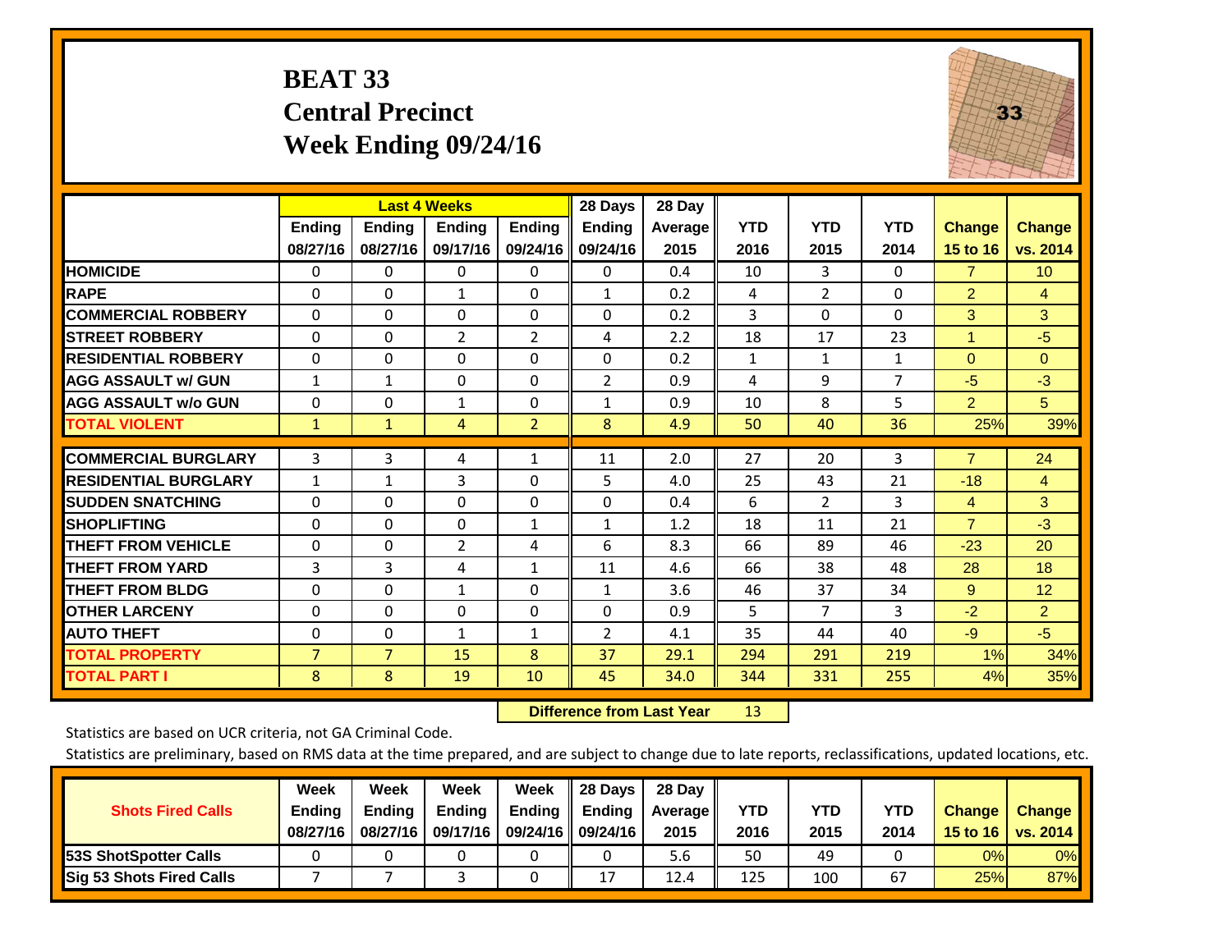# BEAT 33
## Central Precinct
## Week Ending 09/24/16

| | Last 4 Weeks | | | | 28 Days | 28 Day | | | | | |
|---|---|---|---|---|---|---|---|---|---|---|---|
| | Ending 08/27/16 | Ending 08/27/16 | Ending 09/17/16 | Ending 09/24/16 | Ending 09/24/16 | Average 2015 | YTD 2016 | YTD 2015 | YTD 2014 | Change 15 to 16 | Change vs. 2014 |
| HOMICIDE | 0 | 0 | 0 | 0 | 0 | 0.4 | 10 | 3 | 0 | 7 | 10 |
| RAPE | 0 | 0 | 1 | 0 | 1 | 0.2 | 4 | 2 | 0 | 2 | 4 |
| COMMERCIAL ROBBERY | 0 | 0 | 0 | 0 | 0 | 0.2 | 3 | 0 | 0 | 3 | 3 |
| STREET ROBBERY | 0 | 0 | 2 | 2 | 4 | 2.2 | 18 | 17 | 23 | 1 | -5 |
| RESIDENTIAL ROBBERY | 0 | 0 | 0 | 0 | 0 | 0.2 | 1 | 1 | 1 | 0 | 0 |
| AGG ASSAULT w/ GUN | 1 | 1 | 0 | 0 | 2 | 0.9 | 4 | 9 | 7 | -5 | -3 |
| AGG ASSAULT w/o GUN | 0 | 0 | 1 | 0 | 1 | 0.9 | 10 | 8 | 5 | 2 | 5 |
| TOTAL VIOLENT | 1 | 1 | 4 | 2 | 8 | 4.9 | 50 | 40 | 36 | 25% | 39% |
| COMMERCIAL BURGLARY | 3 | 3 | 4 | 1 | 11 | 2.0 | 27 | 20 | 3 | 7 | 24 |
| RESIDENTIAL BURGLARY | 1 | 1 | 3 | 0 | 5 | 4.0 | 25 | 43 | 21 | -18 | 4 |
| SUDDEN SNATCHING | 0 | 0 | 0 | 0 | 0 | 0.4 | 6 | 2 | 3 | 4 | 3 |
| SHOPLIFTING | 0 | 0 | 0 | 1 | 1 | 1.2 | 18 | 11 | 21 | 7 | -3 |
| THEFT FROM VEHICLE | 0 | 0 | 2 | 4 | 6 | 8.3 | 66 | 89 | 46 | -23 | 20 |
| THEFT FROM YARD | 3 | 3 | 4 | 1 | 11 | 4.6 | 66 | 38 | 48 | 28 | 18 |
| THEFT FROM BLDG | 0 | 0 | 1 | 0 | 1 | 3.6 | 46 | 37 | 34 | 9 | 12 |
| OTHER LARCENY | 0 | 0 | 0 | 0 | 0 | 0.9 | 5 | 7 | 3 | -2 | 2 |
| AUTO THEFT | 0 | 0 | 1 | 1 | 2 | 4.1 | 35 | 44 | 40 | -9 | -5 |
| TOTAL PROPERTY | 7 | 7 | 15 | 8 | 37 | 29.1 | 294 | 291 | 219 | 1% | 34% |
| TOTAL PART I | 8 | 8 | 19 | 10 | 45 | 34.0 | 344 | 331 | 255 | 4% | 35% |

**Difference from Last Year** 13

Statistics are based on UCR criteria, not GA Criminal Code.

Statistics are preliminary, based on RMS data at the time prepared, and are subject to change due to late reports, reclassifications, updated locations, etc.

| Shots Fired Calls | Week Ending 08/27/16 | Week Ending 08/27/16 | Week Ending 09/17/16 | Week Ending 09/24/16 | 28 Days Ending 09/24/16 | 28 Day Average 2015 | YTD 2016 | YTD 2015 | YTD 2014 | Change 15 to 16 | Change vs. 2014 |
|---|---|---|---|---|---|---|---|---|---|---|---|
| 53S ShotSpotter Calls | 0 | 0 | 0 | 0 | 0 | 5.6 | 50 | 49 | 0 | 0% | 0% |
| Sig 53 Shots Fired Calls | 7 | 7 | 3 | 0 | 17 | 12.4 | 125 | 100 | 67 | 25% | 87% |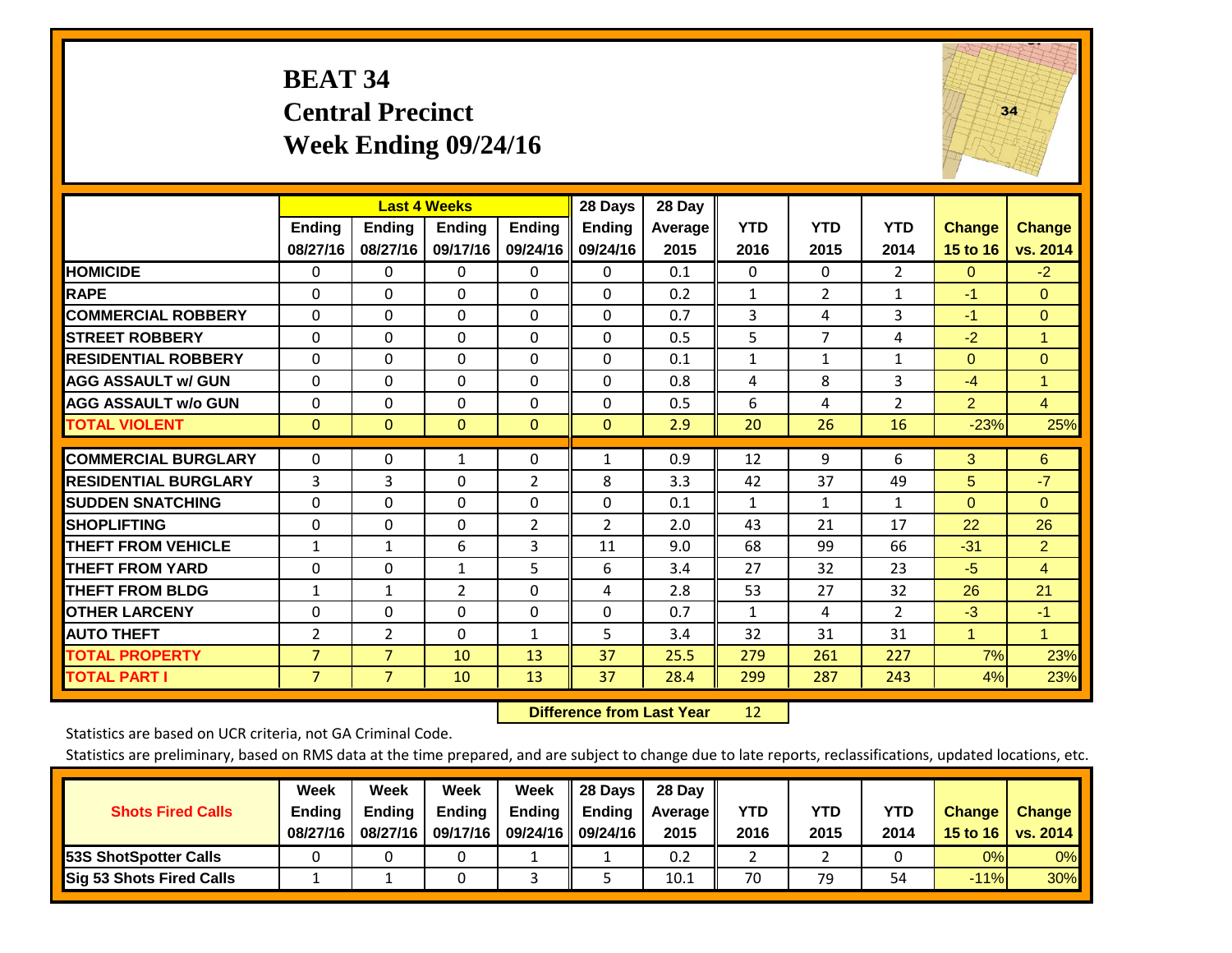# BEAT 34
## Central Precinct
## Week Ending 09/24/16

| | Last 4 Weeks | | | | 28 Days | 28 Day | | | | | |
|---|---|---|---|---|---|---|---|---|---|---|---|
| | Ending 08/27/16 | Ending 08/27/16 | Ending 09/17/16 | Ending 09/24/16 | Ending 09/24/16 | Average 2015 | YTD 2016 | YTD 2015 | YTD 2014 | Change 15 to 16 | Change vs. 2014 |
| HOMICIDE | 0 | 0 | 0 | 0 | 0 | 0.1 | 0 | 0 | 2 | 0 | -2 |
| RAPE | 0 | 0 | 0 | 0 | 0 | 0.2 | 1 | 2 | 1 | -1 | 0 |
| COMMERCIAL ROBBERY | 0 | 0 | 0 | 0 | 0 | 0.7 | 3 | 4 | 3 | -1 | 0 |
| STREET ROBBERY | 0 | 0 | 0 | 0 | 0 | 0.5 | 5 | 7 | 4 | -2 | 1 |
| RESIDENTIAL ROBBERY | 0 | 0 | 0 | 0 | 0 | 0.1 | 1 | 1 | 1 | 0 | 0 |
| AGG ASSAULT w/ GUN | 0 | 0 | 0 | 0 | 0 | 0.8 | 4 | 8 | 3 | -4 | 1 |
| AGG ASSAULT w/o GUN | 0 | 0 | 0 | 0 | 0 | 0.5 | 6 | 4 | 2 | 2 | 4 |
| TOTAL VIOLENT | 0 | 0 | 0 | 0 | 0 | 2.9 | 20 | 26 | 16 | -23% | 25% |
| COMMERCIAL BURGLARY | 0 | 0 | 1 | 0 | 1 | 0.9 | 12 | 9 | 6 | 3 | 6 |
| RESIDENTIAL BURGLARY | 3 | 3 | 0 | 2 | 8 | 3.3 | 42 | 37 | 49 | 5 | -7 |
| SUDDEN SNATCHING | 0 | 0 | 0 | 0 | 0 | 0.1 | 1 | 1 | 1 | 0 | 0 |
| SHOPLIFTING | 0 | 0 | 0 | 2 | 2 | 2.0 | 43 | 21 | 17 | 22 | 26 |
| THEFT FROM VEHICLE | 1 | 1 | 6 | 3 | 11 | 9.0 | 68 | 99 | 66 | -31 | 2 |
| THEFT FROM YARD | 0 | 0 | 1 | 5 | 6 | 3.4 | 27 | 32 | 23 | -5 | 4 |
| THEFT FROM BLDG | 1 | 1 | 2 | 0 | 4 | 2.8 | 53 | 27 | 32 | 26 | 21 |
| OTHER LARCENY | 0 | 0 | 0 | 0 | 0 | 0.7 | 1 | 4 | 2 | -3 | -1 |
| AUTO THEFT | 2 | 2 | 0 | 1 | 5 | 3.4 | 32 | 31 | 31 | 1 | 1 |
| TOTAL PROPERTY | 7 | 7 | 10 | 13 | 37 | 25.5 | 279 | 261 | 227 | 7% | 23% |
| TOTAL PART I | 7 | 7 | 10 | 13 | 37 | 28.4 | 299 | 287 | 243 | 4% | 23% |

**Difference from Last Year** 12

Statistics are based on UCR criteria, not GA Criminal Code.

Statistics are preliminary, based on RMS data at the time prepared, and are subject to change due to late reports, reclassifications, updated locations, etc.

| Shots Fired Calls | Week Ending 08/27/16 | Week Ending 08/27/16 | Week Ending 09/17/16 | Week Ending 09/24/16 | 28 Days Ending 09/24/16 | 28 Day Average 2015 | YTD 2016 | YTD 2015 | YTD 2014 | Change 15 to 16 | Change vs. 2014 |
|---|---|---|---|---|---|---|---|---|---|---|---|
| 53S ShotSpotter Calls | 0 | 0 | 0 | 1 | 1 | 0.2 | 2 | 2 | 0 | 0% | 0% |
| Sig 53 Shots Fired Calls | 1 | 1 | 0 | 3 | 5 | 10.1 | 70 | 79 | 54 | -11% | 30% |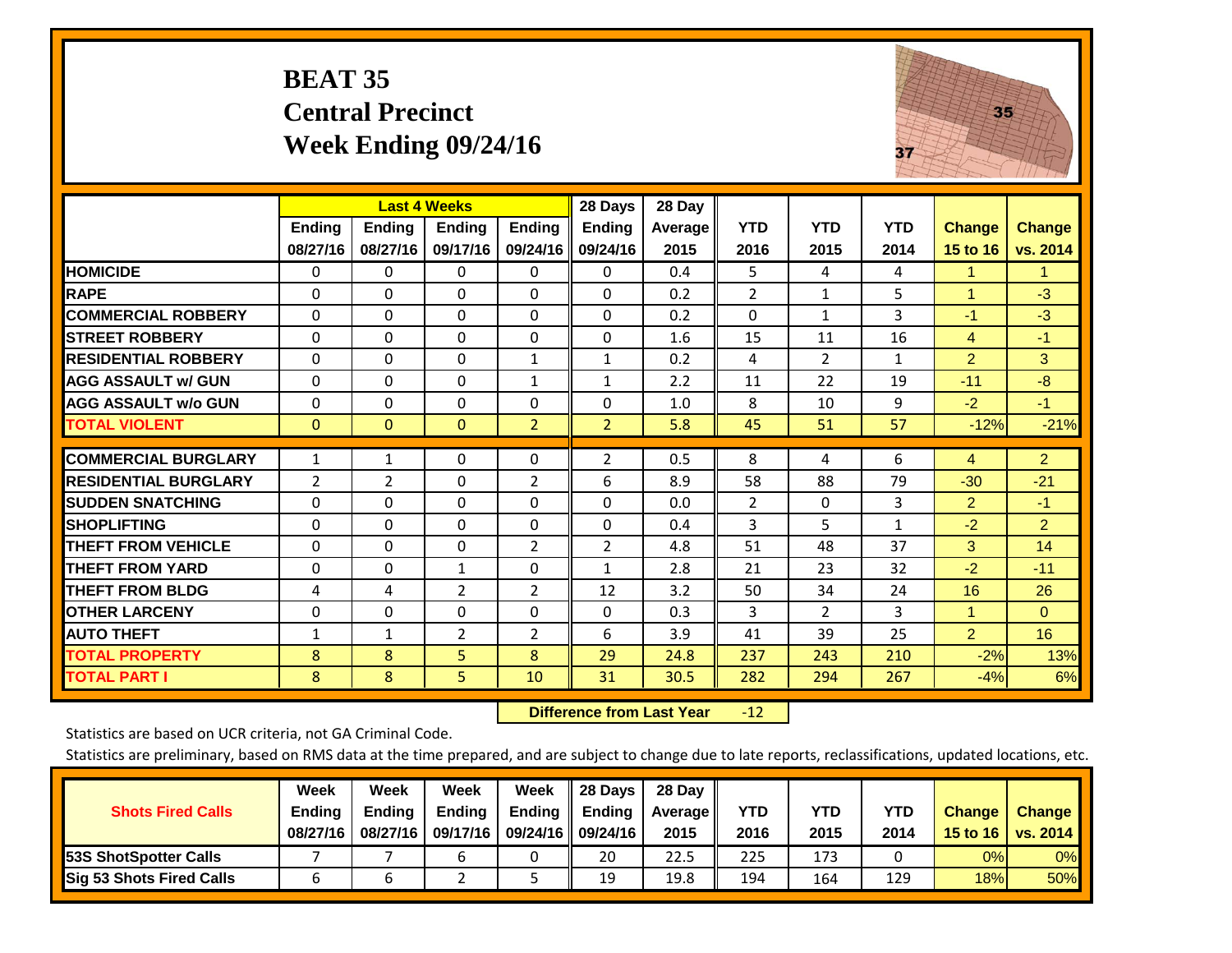# BEAT 35
## Central Precinct
## Week Ending 09/24/16

| | Last 4 Weeks | | | | 28 Days | 28 Day | | | | | |
|---|---|---|---|---|---|---|---|---|---|---|---|
| | Ending 08/27/16 | Ending 08/27/16 | Ending 09/17/16 | Ending 09/24/16 | Ending 09/24/16 | Average 2015 | YTD 2016 | YTD 2015 | YTD 2014 | Change 15 to 16 | Change vs. 2014 |
| **HOMICIDE** | 0 | 0 | 0 | 0 | 0 | 0.4 | 5 | 4 | 4 | 1 | 1 |
| **RAPE** | 0 | 0 | 0 | 0 | 0 | 0.2 | 2 | 1 | 5 | 1 | -3 |
| **COMMERCIAL ROBBERY** | 0 | 0 | 0 | 0 | 0 | 0.2 | 0 | 1 | 3 | -1 | -3 |
| **STREET ROBBERY** | 0 | 0 | 0 | 0 | 0 | 1.6 | 15 | 11 | 16 | 4 | -1 |
| **RESIDENTIAL ROBBERY** | 0 | 0 | 0 | 1 | 1 | 0.2 | 4 | 2 | 1 | 2 | 3 |
| **AGG ASSAULT w/ GUN** | 0 | 0 | 0 | 1 | 1 | 2.2 | 11 | 22 | 19 | -11 | -8 |
| **AGG ASSAULT w/o GUN** | 0 | 0 | 0 | 0 | 0 | 1.0 | 8 | 10 | 9 | -2 | -1 |
| **TOTAL VIOLENT** | 0 | 0 | 0 | 2 | 2 | 5.8 | 45 | 51 | 57 | -12% | -21% |
| **COMMERCIAL BURGLARY** | 1 | 1 | 0 | 0 | 2 | 0.5 | 8 | 4 | 6 | 4 | 2 |
| **RESIDENTIAL BURGLARY** | 2 | 2 | 0 | 2 | 6 | 8.9 | 58 | 88 | 79 | -30 | -21 |
| **SUDDEN SNATCHING** | 0 | 0 | 0 | 0 | 0 | 0.0 | 2 | 0 | 3 | 2 | -1 |
| **SHOPLIFTING** | 0 | 0 | 0 | 0 | 0 | 0.4 | 3 | 5 | 1 | -2 | 2 |
| **THEFT FROM VEHICLE** | 0 | 0 | 0 | 2 | 2 | 4.8 | 51 | 48 | 37 | 3 | 14 |
| **THEFT FROM YARD** | 0 | 0 | 1 | 0 | 1 | 2.8 | 21 | 23 | 32 | -2 | -11 |
| **THEFT FROM BLDG** | 4 | 4 | 2 | 2 | 12 | 3.2 | 50 | 34 | 24 | 16 | 26 |
| **OTHER LARCENY** | 0 | 0 | 0 | 0 | 0 | 0.3 | 3 | 2 | 3 | 1 | 0 |
| **AUTO THEFT** | 1 | 1 | 2 | 2 | 6 | 3.9 | 41 | 39 | 25 | 2 | 16 |
| **TOTAL PROPERTY** | 8 | 8 | 5 | 8 | 29 | 24.8 | 237 | 243 | 210 | -2% | 13% |
| **TOTAL PART I** | 8 | 8 | 5 | 10 | 31 | 30.5 | 282 | 294 | 267 | -4% | 6% |

**Difference from Last Year** -12

Statistics are based on UCR criteria, not GA Criminal Code.

Statistics are preliminary, based on RMS data at the time prepared, and are subject to change due to late reports, reclassifications, updated locations, etc.

| Shots Fired Calls | Week Ending 08/27/16 | Week Ending 08/27/16 | Week Ending 09/17/16 | Week Ending 09/24/16 | 28 Days Ending 09/24/16 | 28 Day Average 2015 | YTD 2016 | YTD 2015 | YTD 2014 | Change 15 to 16 | Change vs. 2014 |
|---|---|---|---|---|---|---|---|---|---|---|---|
| **53S ShotSpotter Calls** | 7 | 7 | 6 | 0 | 20 | 22.5 | 225 | 173 | 0 | 0% | 0% |
| **Sig 53 Shots Fired Calls** | 6 | 6 | 2 | 5 | 19 | 19.8 | 194 | 164 | 129 | 18% | 50% |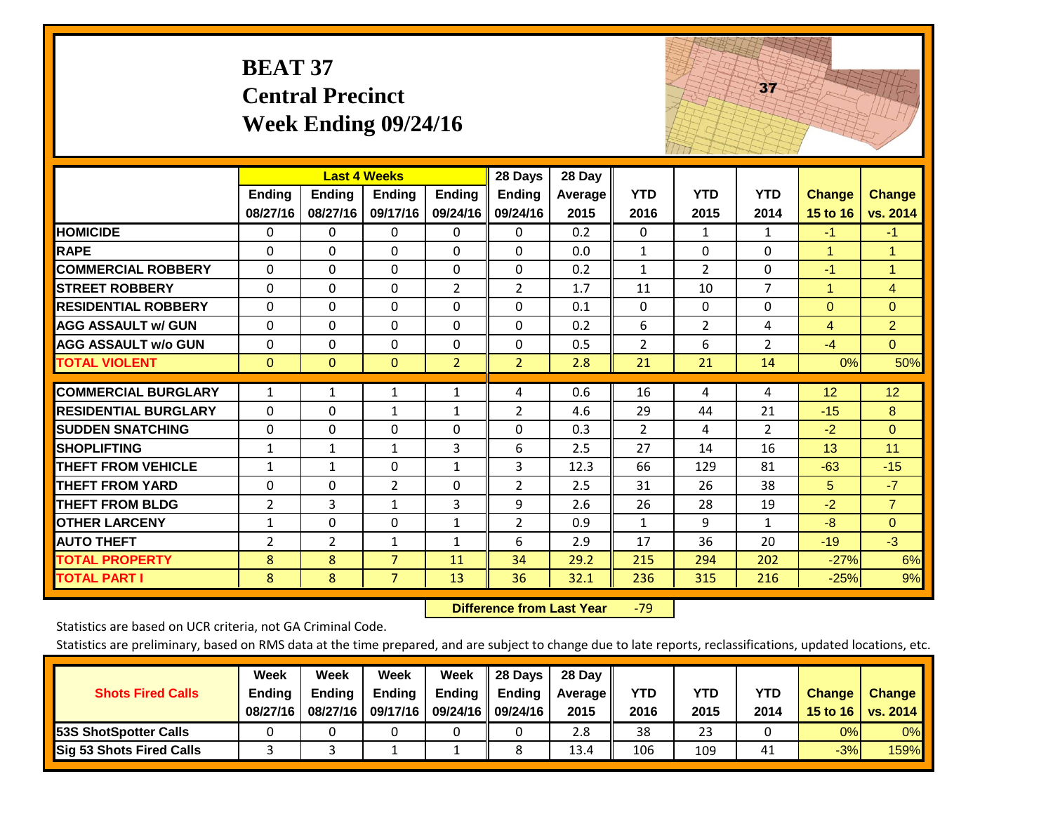# BEAT 37
# Central Precinct
# Week Ending 09/24/16

| | Last 4 Weeks | | | | 28 Days | 28 Day | | | | | |
|---|---|---|---|---|---|---|---|---|---|---|---|
| | Ending 08/27/16 | Ending 08/27/16 | Ending 09/17/16 | Ending 09/24/16 | Ending 09/24/16 | Average 2015 | YTD 2016 | YTD 2015 | YTD 2014 | Change 15 to 16 | Change vs. 2014 |
| **HOMICIDE** | 0 | 0 | 0 | 0 | 0 | 0.2 | 0 | 1 | 1 | -1 | -1 |
| **RAPE** | 0 | 0 | 0 | 0 | 0 | 0.0 | 1 | 0 | 0 | 1 | 1 |
| **COMMERCIAL ROBBERY** | 0 | 0 | 0 | 0 | 0 | 0.2 | 1 | 2 | 0 | -1 | 1 |
| **STREET ROBBERY** | 0 | 0 | 0 | 2 | 2 | 1.7 | 11 | 10 | 7 | 1 | 4 |
| **RESIDENTIAL ROBBERY** | 0 | 0 | 0 | 0 | 0 | 0.1 | 0 | 0 | 0 | 0 | 0 |
| **AGG ASSAULT w/ GUN** | 0 | 0 | 0 | 0 | 0 | 0.2 | 6 | 2 | 4 | 4 | 2 |
| **AGG ASSAULT w/o GUN** | 0 | 0 | 0 | 0 | 0 | 0.5 | 2 | 6 | 2 | -4 | 0 |
| **TOTAL VIOLENT** | 0 | 0 | 0 | 2 | 2 | 2.8 | 21 | 21 | 14 | 0% | 50% |
| **COMMERCIAL BURGLARY** | 1 | 1 | 1 | 1 | 4 | 0.6 | 16 | 4 | 4 | 12 | 12 |
| **RESIDENTIAL BURGLARY** | 0 | 0 | 1 | 1 | 2 | 4.6 | 29 | 44 | 21 | -15 | 8 |
| **SUDDEN SNATCHING** | 0 | 0 | 0 | 0 | 0 | 0.3 | 2 | 4 | 2 | -2 | 0 |
| **SHOPLIFTING** | 1 | 1 | 1 | 3 | 6 | 2.5 | 27 | 14 | 16 | 13 | 11 |
| **THEFT FROM VEHICLE** | 1 | 1 | 0 | 1 | 3 | 12.3 | 66 | 129 | 81 | -63 | -15 |
| **THEFT FROM YARD** | 0 | 0 | 2 | 0 | 2 | 2.5 | 31 | 26 | 38 | 5 | -7 |
| **THEFT FROM BLDG** | 2 | 3 | 1 | 3 | 9 | 2.6 | 26 | 28 | 19 | -2 | 7 |
| **OTHER LARCENY** | 1 | 0 | 0 | 1 | 2 | 0.9 | 1 | 9 | 1 | -8 | 0 |
| **AUTO THEFT** | 2 | 2 | 1 | 1 | 6 | 2.9 | 17 | 36 | 20 | -19 | -3 |
| **TOTAL PROPERTY** | 8 | 8 | 7 | 11 | 34 | 29.2 | 215 | 294 | 202 | -27% | 6% |
| **TOTAL PART I** | 8 | 8 | 7 | 13 | 36 | 32.1 | 236 | 315 | 216 | -25% | 9% |

**Difference from Last Year** -79

Statistics are based on UCR criteria, not GA Criminal Code.

Statistics are preliminary, based on RMS data at the time prepared, and are subject to change due to late reports, reclassifications, updated locations, etc.

| Shots Fired Calls | Week Ending 08/27/16 | Week Ending 08/27/16 | Week Ending 09/17/16 | Week Ending 09/24/16 | 28 Days Ending 09/24/16 | 28 Day Average 2015 | YTD 2016 | YTD 2015 | YTD 2014 | Change 15 to 16 | Change vs. 2014 |
|---|---|---|---|---|---|---|---|---|---|---|---|
| **53S ShotSpotter Calls** | 0 | 0 | 0 | 0 | 0 | 2.8 | 38 | 23 | 0 | 0% | 0% |
| **Sig 53 Shots Fired Calls** | 3 | 3 | 1 | 1 | 8 | 13.4 | 106 | 109 | 41 | -3% | 159% |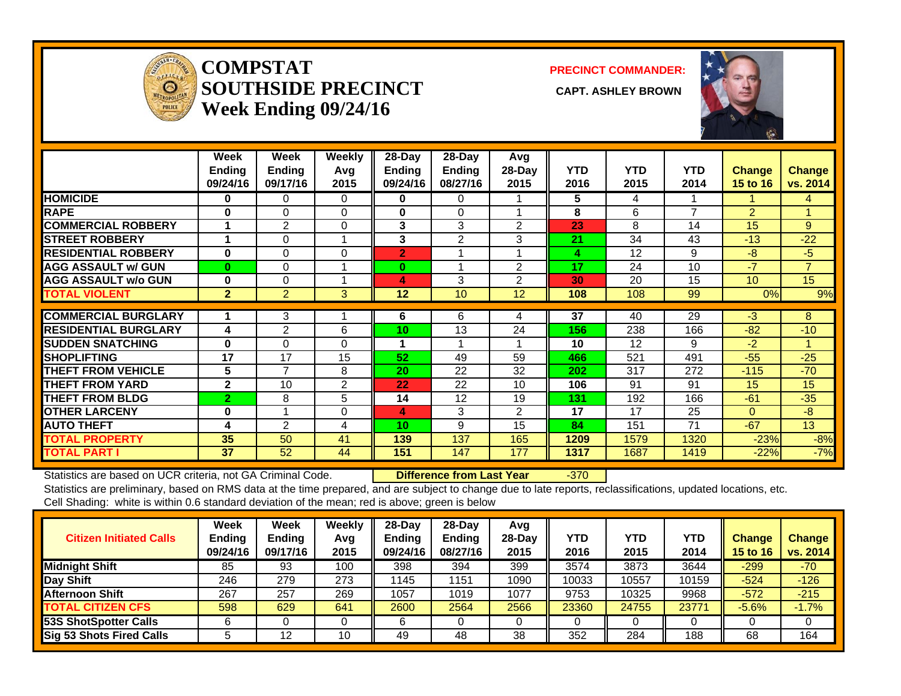# COMPSTAT
# SOUTHSIDE PRECINCT
## Week Ending 09/24/16

**PRECINCT COMMANDER:**

**CAPT. ASHLEY BROWN**

| | Week Ending 09/24/16 | Week Ending 09/17/16 | Weekly Avg 2015 | 28-Day Ending 09/24/16 | 28-Day Ending 08/27/16 | Avg 28-Day 2015 | YTD 2016 | YTD 2015 | YTD 2014 | Change 15 to 16 | Change vs. 2014 |
|---|---|---|---|---|---|---|---|---|---|---|---|
| HOMICIDE | 0 | 0 | 0 | 0 | 0 | 1 | 5 | 4 | 1 | 1 | 4 |
| RAPE | 0 | 0 | 0 | 0 | 0 | 1 | 8 | 6 | 7 | 2 | 1 |
| COMMERCIAL ROBBERY | 1 | 2 | 0 | 3 | 3 | 2 | 23 | 8 | 14 | 15 | 9 |
| STREET ROBBERY | 1 | 0 | 1 | 3 | 2 | 3 | 21 | 34 | 43 | -13 | -22 |
| RESIDENTIAL ROBBERY | 0 | 0 | 0 | 2 | 1 | 1 | 4 | 12 | 9 | -8 | -5 |
| AGG ASSAULT w/ GUN | 0 | 0 | 1 | 0 | 1 | 2 | 17 | 24 | 10 | -7 | 7 |
| AGG ASSAULT w/o GUN | 0 | 0 | 1 | 4 | 3 | 2 | 30 | 20 | 15 | 10 | 15 |
| TOTAL VIOLENT | 2 | 2 | 3 | 12 | 10 | 12 | 108 | 108 | 99 | 0% | 9% |
| COMMERCIAL BURGLARY | 1 | 3 | 1 | 6 | 6 | 4 | 37 | 40 | 29 | -3 | 8 |
| RESIDENTIAL BURGLARY | 4 | 2 | 6 | 10 | 13 | 24 | 156 | 238 | 166 | -82 | -10 |
| SUDDEN SNATCHING | 0 | 0 | 0 | 1 | 1 | 1 | 10 | 12 | 9 | -2 | 1 |
| SHOPLIFTING | 17 | 17 | 15 | 52 | 49 | 59 | 466 | 521 | 491 | -55 | -25 |
| THEFT FROM VEHICLE | 5 | 7 | 8 | 20 | 22 | 32 | 202 | 317 | 272 | -115 | -70 |
| THEFT FROM YARD | 2 | 10 | 2 | 22 | 22 | 10 | 106 | 91 | 91 | 15 | 15 |
| THEFT FROM BLDG | 2 | 8 | 5 | 14 | 12 | 19 | 131 | 192 | 166 | -61 | -35 |
| OTHER LARCENY | 0 | 1 | 0 | 4 | 3 | 2 | 17 | 17 | 25 | 0 | -8 |
| AUTO THEFT | 4 | 2 | 4 | 10 | 9 | 15 | 84 | 151 | 71 | -67 | 13 |
| TOTAL PROPERTY | 35 | 50 | 41 | 139 | 137 | 165 | 1209 | 1579 | 1320 | -23% | -8% |
| TOTAL PART I | 37 | 52 | 44 | 151 | 147 | 177 | 1317 | 1687 | 1419 | -22% | -7% |

Statistics are based on UCR criteria, not GA Criminal Code. **Difference from Last Year** -370

Statistics are preliminary, based on RMS data at the time prepared, and are subject to change due to late reports, reclassifications, updated locations, etc.

Cell Shading: white is within 0.6 standard deviation of the mean; red is above; green is below

| Citizen Initiated Calls | Week Ending 09/24/16 | Week Ending 09/17/16 | Weekly Avg 2015 | 28-Day Ending 09/24/16 | 28-Day Ending 08/27/16 | Avg 28-Day 2015 | YTD 2016 | YTD 2015 | YTD 2014 | Change 15 to 16 | Change vs. 2014 |
|---|---|---|---|---|---|---|---|---|---|---|---|
| Midnight Shift | 85 | 93 | 100 | 398 | 394 | 399 | 3574 | 3873 | 3644 | -299 | -70 |
| Day Shift | 246 | 279 | 273 | 1145 | 1151 | 1090 | 10033 | 10557 | 10159 | -524 | -126 |
| Afternoon Shift | 267 | 257 | 269 | 1057 | 1019 | 1077 | 9753 | 10325 | 9968 | -572 | -215 |
| TOTAL CITIZEN CFS | 598 | 629 | 641 | 2600 | 2564 | 2566 | 23360 | 24755 | 23771 | -5.6% | -1.7% |
| 53S ShotSpotter Calls | 6 | 0 | 0 | 6 | 0 | 0 | 0 | 0 | 0 | 0 | 0 |
| Sig 53 Shots Fired Calls | 5 | 12 | 10 | 49 | 48 | 38 | 352 | 284 | 188 | 68 | 164 |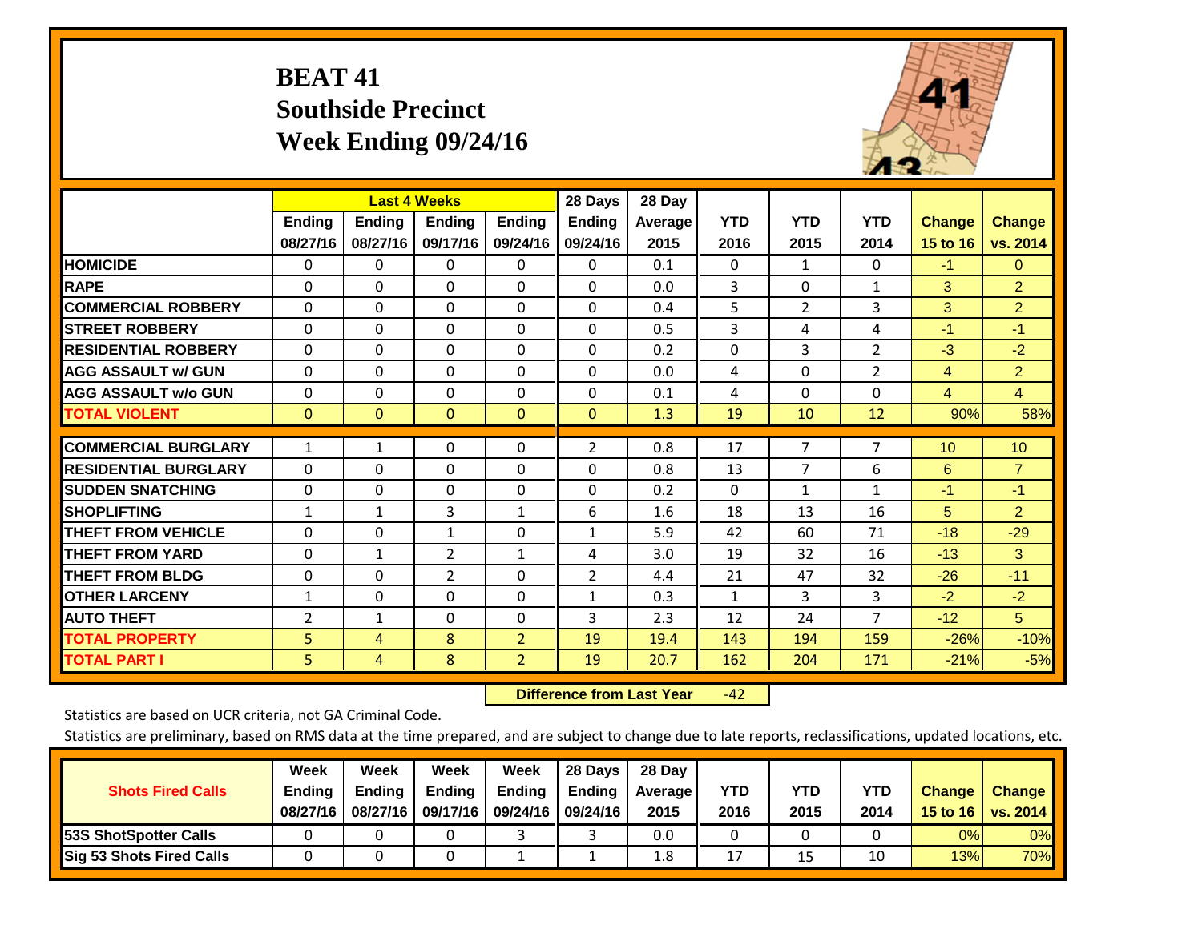# BEAT 41
# Southside Precinct
# Week Ending 09/24/16

| | Last 4 Weeks | | | | 28 Days | 28 Day | | | | | |
|---|---|---|---|---|---|---|---|---|---|---|---|
| | Ending 08/27/16 | Ending 08/27/16 | Ending 09/17/16 | Ending 09/24/16 | Ending 09/24/16 | Average 2015 | YTD 2016 | YTD 2015 | YTD 2014 | Change 15 to 16 | Change vs. 2014 |
| HOMICIDE | 0 | 0 | 0 | 0 | 0 | 0.1 | 0 | 1 | 0 | -1 | 0 |
| RAPE | 0 | 0 | 0 | 0 | 0 | 0.0 | 3 | 0 | 1 | 3 | 2 |
| COMMERCIAL ROBBERY | 0 | 0 | 0 | 0 | 0 | 0.4 | 5 | 2 | 3 | 3 | 2 |
| STREET ROBBERY | 0 | 0 | 0 | 0 | 0 | 0.5 | 3 | 4 | 4 | -1 | -1 |
| RESIDENTIAL ROBBERY | 0 | 0 | 0 | 0 | 0 | 0.2 | 0 | 3 | 2 | -3 | -2 |
| AGG ASSAULT w/ GUN | 0 | 0 | 0 | 0 | 0 | 0.0 | 4 | 0 | 2 | 4 | 2 |
| AGG ASSAULT w/o GUN | 0 | 0 | 0 | 0 | 0 | 0.1 | 4 | 0 | 0 | 4 | 4 |
| TOTAL VIOLENT | 0 | 0 | 0 | 0 | 0 | 1.3 | 19 | 10 | 12 | 90% | 58% |
| COMMERCIAL BURGLARY | 1 | 1 | 0 | 0 | 2 | 0.8 | 17 | 7 | 7 | 10 | 10 |
| RESIDENTIAL BURGLARY | 0 | 0 | 0 | 0 | 0 | 0.8 | 13 | 7 | 6 | 6 | 7 |
| SUDDEN SNATCHING | 0 | 0 | 0 | 0 | 0 | 0.2 | 0 | 1 | 1 | -1 | -1 |
| SHOPLIFTING | 1 | 1 | 3 | 1 | 6 | 1.6 | 18 | 13 | 16 | 5 | 2 |
| THEFT FROM VEHICLE | 0 | 0 | 1 | 0 | 1 | 5.9 | 42 | 60 | 71 | -18 | -29 |
| THEFT FROM YARD | 0 | 1 | 2 | 1 | 4 | 3.0 | 19 | 32 | 16 | -13 | 3 |
| THEFT FROM BLDG | 0 | 0 | 2 | 0 | 2 | 4.4 | 21 | 47 | 32 | -26 | -11 |
| OTHER LARCENY | 1 | 0 | 0 | 0 | 1 | 0.3 | 1 | 3 | 3 | -2 | -2 |
| AUTO THEFT | 2 | 1 | 0 | 0 | 3 | 2.3 | 12 | 24 | 7 | -12 | 5 |
| TOTAL PROPERTY | 5 | 4 | 8 | 2 | 19 | 19.4 | 143 | 194 | 159 | -26% | -10% |
| TOTAL PART I | 5 | 4 | 8 | 2 | 19 | 20.7 | 162 | 204 | 171 | -21% | -5% |

**Difference from Last Year** -42

Statistics are based on UCR criteria, not GA Criminal Code.

Statistics are preliminary, based on RMS data at the time prepared, and are subject to change due to late reports, reclassifications, updated locations, etc.

| Shots Fired Calls | Week Ending 08/27/16 | Week Ending 08/27/16 | Week Ending 09/17/16 | Week Ending 09/24/16 | 28 Days Ending 09/24/16 | 28 Day Average 2015 | YTD 2016 | YTD 2015 | YTD 2014 | Change 15 to 16 | Change vs. 2014 |
|---|---|---|---|---|---|---|---|---|---|---|---|
| 53S ShotSpotter Calls | 0 | 0 | 0 | 3 | 3 | 0.0 | 0 | 0 | 0 | 0% | 0% |
| Sig 53 Shots Fired Calls | 0 | 0 | 0 | 1 | 1 | 1.8 | 17 | 15 | 10 | 13% | 70% |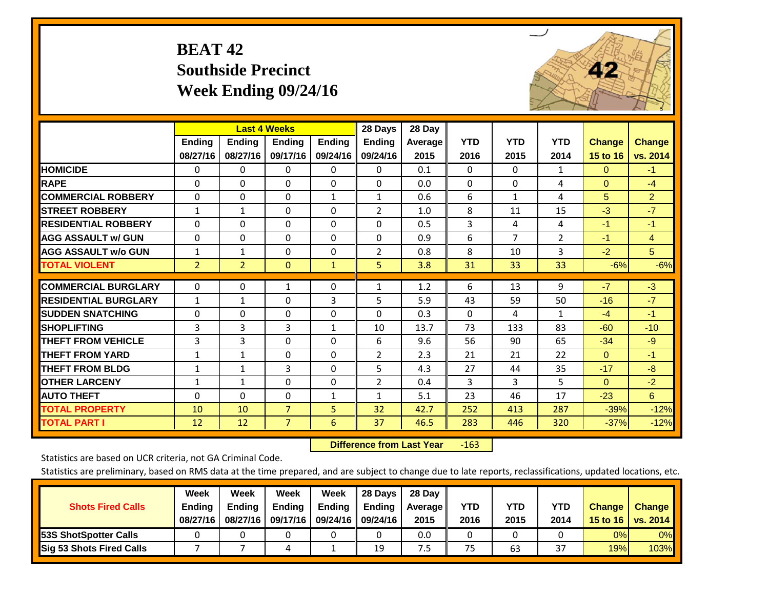# BEAT 42
## Southside Precinct
## Week Ending 09/24/16

| | Last 4 Weeks | | | | 28 Days | 28 Day | | | | | |
|---|---|---|---|---|---|---|---|---|---|---|---|
| | Ending 08/27/16 | Ending 08/27/16 | Ending 09/17/16 | Ending 09/24/16 | Ending 09/24/16 | Average 2015 | YTD 2016 | YTD 2015 | YTD 2014 | Change 15 to 16 | Change vs. 2014 |
| HOMICIDE | 0 | 0 | 0 | 0 | 0 | 0.1 | 0 | 0 | 1 | 0 | -1 |
| RAPE | 0 | 0 | 0 | 0 | 0 | 0.0 | 0 | 0 | 4 | 0 | -4 |
| COMMERCIAL ROBBERY | 0 | 0 | 0 | 1 | 1 | 0.6 | 6 | 1 | 4 | 5 | 2 |
| STREET ROBBERY | 1 | 1 | 0 | 0 | 2 | 1.0 | 8 | 11 | 15 | -3 | -7 |
| RESIDENTIAL ROBBERY | 0 | 0 | 0 | 0 | 0 | 0.5 | 3 | 4 | 4 | -1 | -1 |
| AGG ASSAULT w/ GUN | 0 | 0 | 0 | 0 | 0 | 0.9 | 6 | 7 | 2 | -1 | 4 |
| AGG ASSAULT w/o GUN | 1 | 1 | 0 | 0 | 2 | 0.8 | 8 | 10 | 3 | -2 | 5 |
| TOTAL VIOLENT | 2 | 2 | 0 | 1 | 5 | 3.8 | 31 | 33 | 33 | -6% | -6% |
| COMMERCIAL BURGLARY | 0 | 0 | 1 | 0 | 1 | 1.2 | 6 | 13 | 9 | -7 | -3 |
| RESIDENTIAL BURGLARY | 1 | 1 | 0 | 3 | 5 | 5.9 | 43 | 59 | 50 | -16 | -7 |
| SUDDEN SNATCHING | 0 | 0 | 0 | 0 | 0 | 0.3 | 0 | 4 | 1 | -4 | -1 |
| SHOPLIFTING | 3 | 3 | 3 | 1 | 10 | 13.7 | 73 | 133 | 83 | -60 | -10 |
| THEFT FROM VEHICLE | 3 | 3 | 0 | 0 | 6 | 9.6 | 56 | 90 | 65 | -34 | -9 |
| THEFT FROM YARD | 1 | 1 | 0 | 0 | 2 | 2.3 | 21 | 21 | 22 | 0 | -1 |
| THEFT FROM BLDG | 1 | 1 | 3 | 0 | 5 | 4.3 | 27 | 44 | 35 | -17 | -8 |
| OTHER LARCENY | 1 | 1 | 0 | 0 | 2 | 0.4 | 3 | 3 | 5 | 0 | -2 |
| AUTO THEFT | 0 | 0 | 0 | 1 | 1 | 5.1 | 23 | 46 | 17 | -23 | 6 |
| TOTAL PROPERTY | 10 | 10 | 7 | 5 | 32 | 42.7 | 252 | 413 | 287 | -39% | -12% |
| TOTAL PART I | 12 | 12 | 7 | 6 | 37 | 46.5 | 283 | 446 | 320 | -37% | -12% |

**Difference from Last Year** -163

Statistics are based on UCR criteria, not GA Criminal Code.

Statistics are preliminary, based on RMS data at the time prepared, and are subject to change due to late reports, reclassifications, updated locations, etc.

| Shots Fired Calls | Week Ending 08/27/16 | Week Ending 08/27/16 | Week Ending 09/17/16 | Week Ending 09/24/16 | 28 Days Ending 09/24/16 | 28 Day Average 2015 | YTD 2016 | YTD 2015 | YTD 2014 | Change 15 to 16 | Change vs. 2014 |
|---|---|---|---|---|---|---|---|---|---|---|---|
| 53S ShotSpotter Calls | 0 | 0 | 0 | 0 | 0 | 0.0 | 0 | 0 | 0 | 0% | 0% |
| Sig 53 Shots Fired Calls | 7 | 7 | 4 | 1 | 19 | 7.5 | 75 | 63 | 37 | 19% | 103% |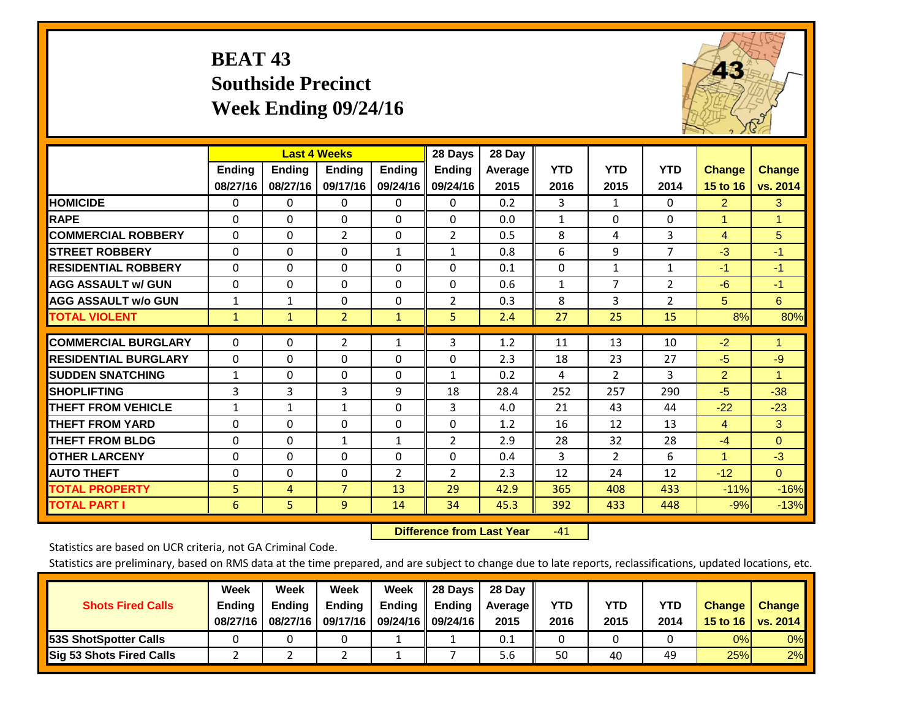# BEAT 43
## Southside Precinct
## Week Ending 09/24/16

| | Last 4 Weeks | | | | 28 Days | 28 Day | | | | | |
|---|---|---|---|---|---|---|---|---|---|---|---|
| | Ending 08/27/16 | Ending 08/27/16 | Ending 09/17/16 | Ending 09/24/16 | Ending 09/24/16 | Average 2015 | YTD 2016 | YTD 2015 | YTD 2014 | Change 15 to 16 | Change vs. 2014 |
| **HOMICIDE** | 0 | 0 | 0 | 0 | 0 | 0.2 | 3 | 1 | 0 | 2 | 3 |
| **RAPE** | 0 | 0 | 0 | 0 | 0 | 0.0 | 1 | 0 | 0 | 1 | 1 |
| **COMMERCIAL ROBBERY** | 0 | 0 | 2 | 0 | 2 | 0.5 | 8 | 4 | 3 | 4 | 5 |
| **STREET ROBBERY** | 0 | 0 | 0 | 1 | 1 | 0.8 | 6 | 9 | 7 | -3 | -1 |
| **RESIDENTIAL ROBBERY** | 0 | 0 | 0 | 0 | 0 | 0.1 | 0 | 1 | 1 | -1 | -1 |
| **AGG ASSAULT w/ GUN** | 0 | 0 | 0 | 0 | 0 | 0.6 | 1 | 7 | 2 | -6 | -1 |
| **AGG ASSAULT w/o GUN** | 1 | 1 | 0 | 0 | 2 | 0.3 | 8 | 3 | 2 | 5 | 6 |
| **TOTAL VIOLENT** | 1 | 1 | 2 | 1 | 5 | 2.4 | 27 | 25 | 15 | 8% | 80% |
| **COMMERCIAL BURGLARY** | 0 | 0 | 2 | 1 | 3 | 1.2 | 11 | 13 | 10 | -2 | 1 |
| **RESIDENTIAL BURGLARY** | 0 | 0 | 0 | 0 | 0 | 2.3 | 18 | 23 | 27 | -5 | -9 |
| **SUDDEN SNATCHING** | 1 | 0 | 0 | 0 | 1 | 0.2 | 4 | 2 | 3 | 2 | 1 |
| **SHOPLIFTING** | 3 | 3 | 3 | 9 | 18 | 28.4 | 252 | 257 | 290 | -5 | -38 |
| **THEFT FROM VEHICLE** | 1 | 1 | 1 | 0 | 3 | 4.0 | 21 | 43 | 44 | -22 | -23 |
| **THEFT FROM YARD** | 0 | 0 | 0 | 0 | 0 | 1.2 | 16 | 12 | 13 | 4 | 3 |
| **THEFT FROM BLDG** | 0 | 0 | 1 | 1 | 2 | 2.9 | 28 | 32 | 28 | -4 | 0 |
| **OTHER LARCENY** | 0 | 0 | 0 | 0 | 0 | 0.4 | 3 | 2 | 6 | 1 | -3 |
| **AUTO THEFT** | 0 | 0 | 0 | 2 | 2 | 2.3 | 12 | 24 | 12 | -12 | 0 |
| **TOTAL PROPERTY** | 5 | 4 | 7 | 13 | 29 | 42.9 | 365 | 408 | 433 | -11% | -16% |
| **TOTAL PART I** | 6 | 5 | 9 | 14 | 34 | 45.3 | 392 | 433 | 448 | -9% | -13% |

**Difference from Last Year** -41

Statistics are based on UCR criteria, not GA Criminal Code.

Statistics are preliminary, based on RMS data at the time prepared, and are subject to change due to late reports, reclassifications, updated locations, etc.

| Shots Fired Calls | Week Ending 08/27/16 | Week Ending 08/27/16 | Week Ending 09/17/16 | Week Ending 09/24/16 | 28 Days Ending 09/24/16 | 28 Day Average 2015 | YTD 2016 | YTD 2015 | YTD 2014 | Change 15 to 16 | Change vs. 2014 |
|---|---|---|---|---|---|---|---|---|---|---|---|
| **53S ShotSpotter Calls** | 0 | 0 | 0 | 1 | 1 | 0.1 | 0 | 0 | 0 | 0% | 0% |
| **Sig 53 Shots Fired Calls** | 2 | 2 | 2 | 1 | 7 | 5.6 | 50 | 40 | 49 | 25% | 2% |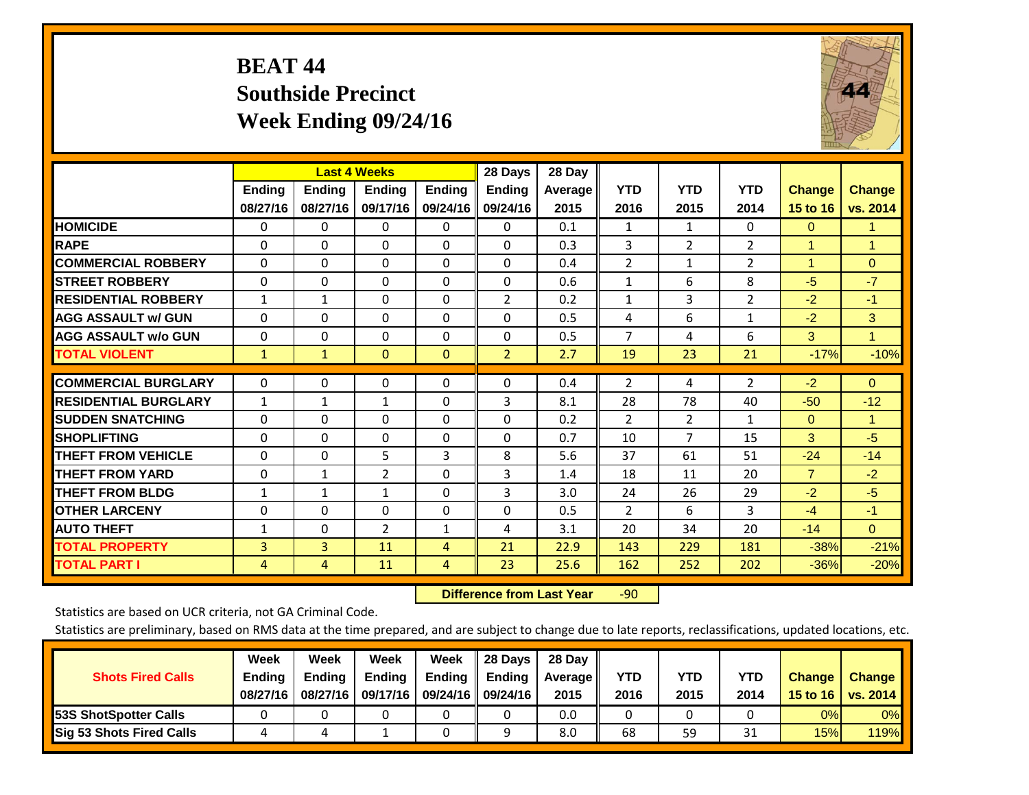# BEAT 44
## Southside Precinct
## Week Ending 09/24/16

| | Last 4 Weeks | | | | 28 Days | 28 Day | | | | | |
|---|---|---|---|---|---|---|---|---|---|---|---|
| | Ending 08/27/16 | Ending 08/27/16 | Ending 09/17/16 | Ending 09/24/16 | Ending 09/24/16 | Average 2015 | YTD 2016 | YTD 2015 | YTD 2014 | Change 15 to 16 | Change vs. 2014 |
| HOMICIDE | 0 | 0 | 0 | 0 | 0 | 0.1 | 1 | 1 | 0 | 0 | 1 |
| RAPE | 0 | 0 | 0 | 0 | 0 | 0.3 | 3 | 2 | 2 | 1 | 1 |
| COMMERCIAL ROBBERY | 0 | 0 | 0 | 0 | 0 | 0.4 | 2 | 1 | 2 | 1 | 0 |
| STREET ROBBERY | 0 | 0 | 0 | 0 | 0 | 0.6 | 1 | 6 | 8 | -5 | -7 |
| RESIDENTIAL ROBBERY | 1 | 1 | 0 | 0 | 2 | 0.2 | 1 | 3 | 2 | -2 | -1 |
| AGG ASSAULT w/ GUN | 0 | 0 | 0 | 0 | 0 | 0.5 | 4 | 6 | 1 | -2 | 3 |
| AGG ASSAULT w/o GUN | 0 | 0 | 0 | 0 | 0 | 0.5 | 7 | 4 | 6 | 3 | 1 |
| TOTAL VIOLENT | 1 | 1 | 0 | 0 | 2 | 2.7 | 19 | 23 | 21 | -17% | -10% |
| COMMERCIAL BURGLARY | 0 | 0 | 0 | 0 | 0 | 0.4 | 2 | 4 | 2 | -2 | 0 |
| RESIDENTIAL BURGLARY | 1 | 1 | 1 | 0 | 3 | 8.1 | 28 | 78 | 40 | -50 | -12 |
| SUDDEN SNATCHING | 0 | 0 | 0 | 0 | 0 | 0.2 | 2 | 2 | 1 | 0 | 1 |
| SHOPLIFTING | 0 | 0 | 0 | 0 | 0 | 0.7 | 10 | 7 | 15 | 3 | -5 |
| THEFT FROM VEHICLE | 0 | 0 | 5 | 3 | 8 | 5.6 | 37 | 61 | 51 | -24 | -14 |
| THEFT FROM YARD | 0 | 1 | 2 | 0 | 3 | 1.4 | 18 | 11 | 20 | 7 | -2 |
| THEFT FROM BLDG | 1 | 1 | 1 | 0 | 3 | 3.0 | 24 | 26 | 29 | -2 | -5 |
| OTHER LARCENY | 0 | 0 | 0 | 0 | 0 | 0.5 | 2 | 6 | 3 | -4 | -1 |
| AUTO THEFT | 1 | 0 | 2 | 1 | 4 | 3.1 | 20 | 34 | 20 | -14 | 0 |
| TOTAL PROPERTY | 3 | 3 | 11 | 4 | 21 | 22.9 | 143 | 229 | 181 | -38% | -21% |
| TOTAL PART I | 4 | 4 | 11 | 4 | 23 | 25.6 | 162 | 252 | 202 | -36% | -20% |

**Difference from Last Year** -90

Statistics are based on UCR criteria, not GA Criminal Code.

Statistics are preliminary, based on RMS data at the time prepared, and are subject to change due to late reports, reclassifications, updated locations, etc.

| Shots Fired Calls | Week Ending 08/27/16 | Week Ending 08/27/16 | Week Ending 09/17/16 | Week Ending 09/24/16 | 28 Days Ending 09/24/16 | 28 Day Average 2015 | YTD 2016 | YTD 2015 | YTD 2014 | Change 15 to 16 | Change vs. 2014 |
|---|---|---|---|---|---|---|---|---|---|---|---|
| 53S ShotSpotter Calls | 0 | 0 | 0 | 0 | 0 | 0.0 | 0 | 0 | 0 | 0% | 0% |
| Sig 53 Shots Fired Calls | 4 | 4 | 1 | 0 | 9 | 8.0 | 68 | 59 | 31 | 15% | 119% |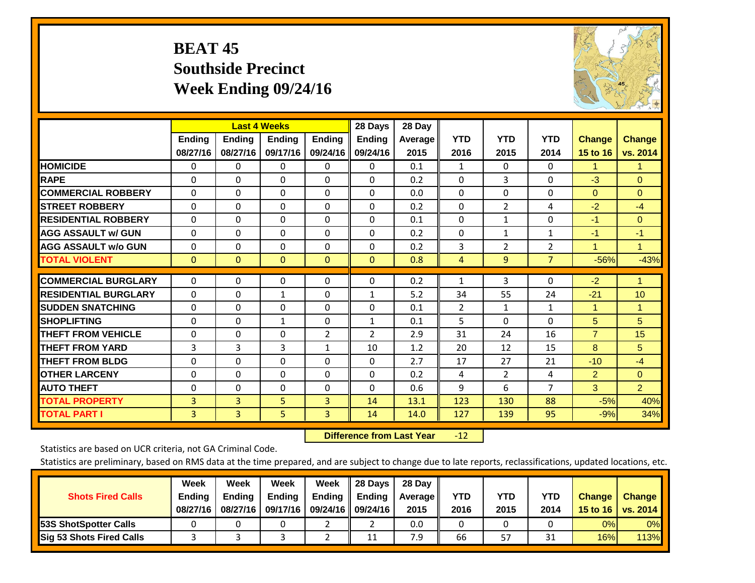# BEAT 45
## Southside Precinct
## Week Ending 09/24/16

| | Last 4 Weeks | | | | 28 Days | 28 Day | | | | | |
|---|---|---|---|---|---|---|---|---|---|---|---|
| | Ending 08/27/16 | Ending 08/27/16 | Ending 09/17/16 | Ending 09/24/16 | Ending 09/24/16 | Average 2015 | YTD 2016 | YTD 2015 | YTD 2014 | Change 15 to 16 | Change vs. 2014 |
| HOMICIDE | 0 | 0 | 0 | 0 | 0 | 0.1 | 1 | 0 | 0 | 1 | 1 |
| RAPE | 0 | 0 | 0 | 0 | 0 | 0.2 | 0 | 3 | 0 | -3 | 0 |
| COMMERCIAL ROBBERY | 0 | 0 | 0 | 0 | 0 | 0.0 | 0 | 0 | 0 | 0 | 0 |
| STREET ROBBERY | 0 | 0 | 0 | 0 | 0 | 0.2 | 0 | 2 | 4 | -2 | -4 |
| RESIDENTIAL ROBBERY | 0 | 0 | 0 | 0 | 0 | 0.1 | 0 | 1 | 0 | -1 | 0 |
| AGG ASSAULT w/ GUN | 0 | 0 | 0 | 0 | 0 | 0.2 | 0 | 1 | 1 | -1 | -1 |
| AGG ASSAULT w/o GUN | 0 | 0 | 0 | 0 | 0 | 0.2 | 3 | 2 | 2 | 1 | 1 |
| TOTAL VIOLENT | 0 | 0 | 0 | 0 | 0 | 0.8 | 4 | 9 | 7 | -56% | -43% |
| COMMERCIAL BURGLARY | 0 | 0 | 0 | 0 | 0 | 0.2 | 1 | 3 | 0 | -2 | 1 |
| RESIDENTIAL BURGLARY | 0 | 0 | 1 | 0 | 1 | 5.2 | 34 | 55 | 24 | -21 | 10 |
| SUDDEN SNATCHING | 0 | 0 | 0 | 0 | 0 | 0.1 | 2 | 1 | 1 | 1 | 1 |
| SHOPLIFTING | 0 | 0 | 1 | 0 | 1 | 0.1 | 5 | 0 | 0 | 5 | 5 |
| THEFT FROM VEHICLE | 0 | 0 | 0 | 2 | 2 | 2.9 | 31 | 24 | 16 | 7 | 15 |
| THEFT FROM YARD | 3 | 3 | 3 | 1 | 10 | 1.2 | 20 | 12 | 15 | 8 | 5 |
| THEFT FROM BLDG | 0 | 0 | 0 | 0 | 0 | 2.7 | 17 | 27 | 21 | -10 | -4 |
| OTHER LARCENY | 0 | 0 | 0 | 0 | 0 | 0.2 | 4 | 2 | 4 | 2 | 0 |
| AUTO THEFT | 0 | 0 | 0 | 0 | 0 | 0.6 | 9 | 6 | 7 | 3 | 2 |
| TOTAL PROPERTY | 3 | 3 | 5 | 3 | 14 | 13.1 | 123 | 130 | 88 | -5% | 40% |
| TOTAL PART I | 3 | 3 | 5 | 3 | 14 | 14.0 | 127 | 139 | 95 | -9% | 34% |

**Difference from Last Year** -12

Statistics are based on UCR criteria, not GA Criminal Code.

Statistics are preliminary, based on RMS data at the time prepared, and are subject to change due to late reports, reclassifications, updated locations, etc.

| Shots Fired Calls | Week Ending 08/27/16 | Week Ending 08/27/16 | Week Ending 09/17/16 | Week Ending 09/24/16 | 28 Days Ending 09/24/16 | 28 Day Average 2015 | YTD 2016 | YTD 2015 | YTD 2014 | Change 15 to 16 | Change vs. 2014 |
|---|---|---|---|---|---|---|---|---|---|---|---|
| 53S ShotSpotter Calls | 0 | 0 | 0 | 2 | 2 | 0.0 | 0 | 0 | 0 | 0% | 0% |
| Sig 53 Shots Fired Calls | 3 | 3 | 3 | 2 | 11 | 7.9 | 66 | 57 | 31 | 16% | 113% |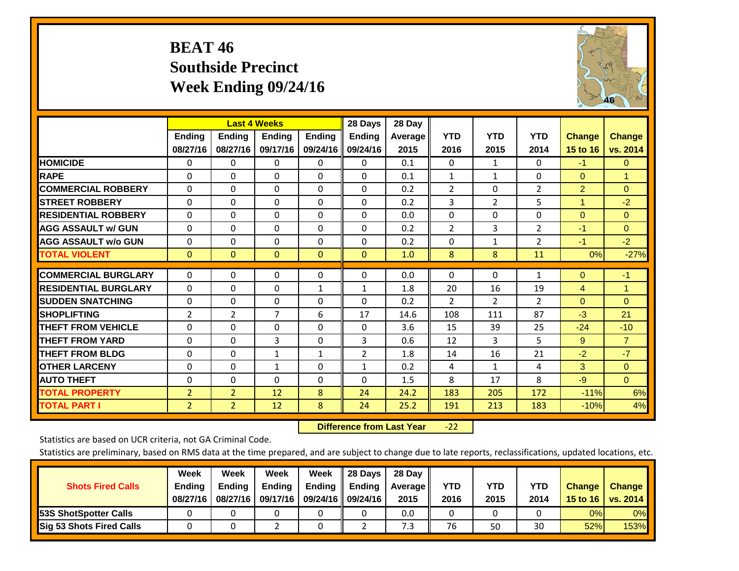# BEAT 46
# Southside Precinct
# Week Ending 09/24/16

| | Last 4 Weeks | | | | 28 Days | 28 Day | | | | | |
|---|---|---|---|---|---|---|---|---|---|---|---|
| | Ending 08/27/16 | Ending 08/27/16 | Ending 09/17/16 | Ending 09/24/16 | Ending 09/24/16 | Average 2015 | YTD 2016 | YTD 2015 | YTD 2014 | Change 15 to 16 | Change vs. 2014 |
| **HOMICIDE** | 0 | 0 | 0 | 0 | 0 | 0.1 | 0 | 1 | 0 | -1 | 0 |
| **RAPE** | 0 | 0 | 0 | 0 | 0 | 0.1 | 1 | 1 | 0 | 0 | 1 |
| **COMMERCIAL ROBBERY** | 0 | 0 | 0 | 0 | 0 | 0.2 | 2 | 0 | 2 | 2 | 0 |
| **STREET ROBBERY** | 0 | 0 | 0 | 0 | 0 | 0.2 | 3 | 2 | 5 | 1 | -2 |
| **RESIDENTIAL ROBBERY** | 0 | 0 | 0 | 0 | 0 | 0.0 | 0 | 0 | 0 | 0 | 0 |
| **AGG ASSAULT w/ GUN** | 0 | 0 | 0 | 0 | 0 | 0.2 | 2 | 3 | 2 | -1 | 0 |
| **AGG ASSAULT w/o GUN** | 0 | 0 | 0 | 0 | 0 | 0.2 | 0 | 1 | 2 | -1 | -2 |
| **TOTAL VIOLENT** | 0 | 0 | 0 | 0 | 0 | 1.0 | 8 | 8 | 11 | 0% | -27% |
| **COMMERCIAL BURGLARY** | 0 | 0 | 0 | 0 | 0 | 0.0 | 0 | 0 | 1 | 0 | -1 |
| **RESIDENTIAL BURGLARY** | 0 | 0 | 0 | 1 | 1 | 1.8 | 20 | 16 | 19 | 4 | 1 |
| **SUDDEN SNATCHING** | 0 | 0 | 0 | 0 | 0 | 0.2 | 2 | 2 | 2 | 0 | 0 |
| **SHOPLIFTING** | 2 | 2 | 7 | 6 | 17 | 14.6 | 108 | 111 | 87 | -3 | 21 |
| **THEFT FROM VEHICLE** | 0 | 0 | 0 | 0 | 0 | 3.6 | 15 | 39 | 25 | -24 | -10 |
| **THEFT FROM YARD** | 0 | 0 | 3 | 0 | 3 | 0.6 | 12 | 3 | 5 | 9 | 7 |
| **THEFT FROM BLDG** | 0 | 0 | 1 | 1 | 2 | 1.8 | 14 | 16 | 21 | -2 | -7 |
| **OTHER LARCENY** | 0 | 0 | 1 | 0 | 1 | 0.2 | 4 | 1 | 4 | 3 | 0 |
| **AUTO THEFT** | 0 | 0 | 0 | 0 | 0 | 1.5 | 8 | 17 | 8 | -9 | 0 |
| **TOTAL PROPERTY** | 2 | 2 | 12 | 8 | 24 | 24.2 | 183 | 205 | 172 | -11% | 6% |
| **TOTAL PART I** | 2 | 2 | 12 | 8 | 24 | 25.2 | 191 | 213 | 183 | -10% | 4% |

**Difference from Last Year** -22

Statistics are based on UCR criteria, not GA Criminal Code.

Statistics are preliminary, based on RMS data at the time prepared, and are subject to change due to late reports, reclassifications, updated locations, etc.

| Shots Fired Calls | Week Ending 08/27/16 | Week Ending 08/27/16 | Week Ending 09/17/16 | Week Ending 09/24/16 | 28 Days Ending 09/24/16 | 28 Day Average 2015 | YTD 2016 | YTD 2015 | YTD 2014 | Change 15 to 16 | Change vs. 2014 |
|---|---|---|---|---|---|---|---|---|---|---|---|
| **53S ShotSpotter Calls** | 0 | 0 | 0 | 0 | 0 | 0.0 | 0 | 0 | 0 | 0% | 0% |
| **Sig 53 Shots Fired Calls** | 0 | 0 | 2 | 0 | 2 | 7.3 | 76 | 50 | 30 | 52% | 153% |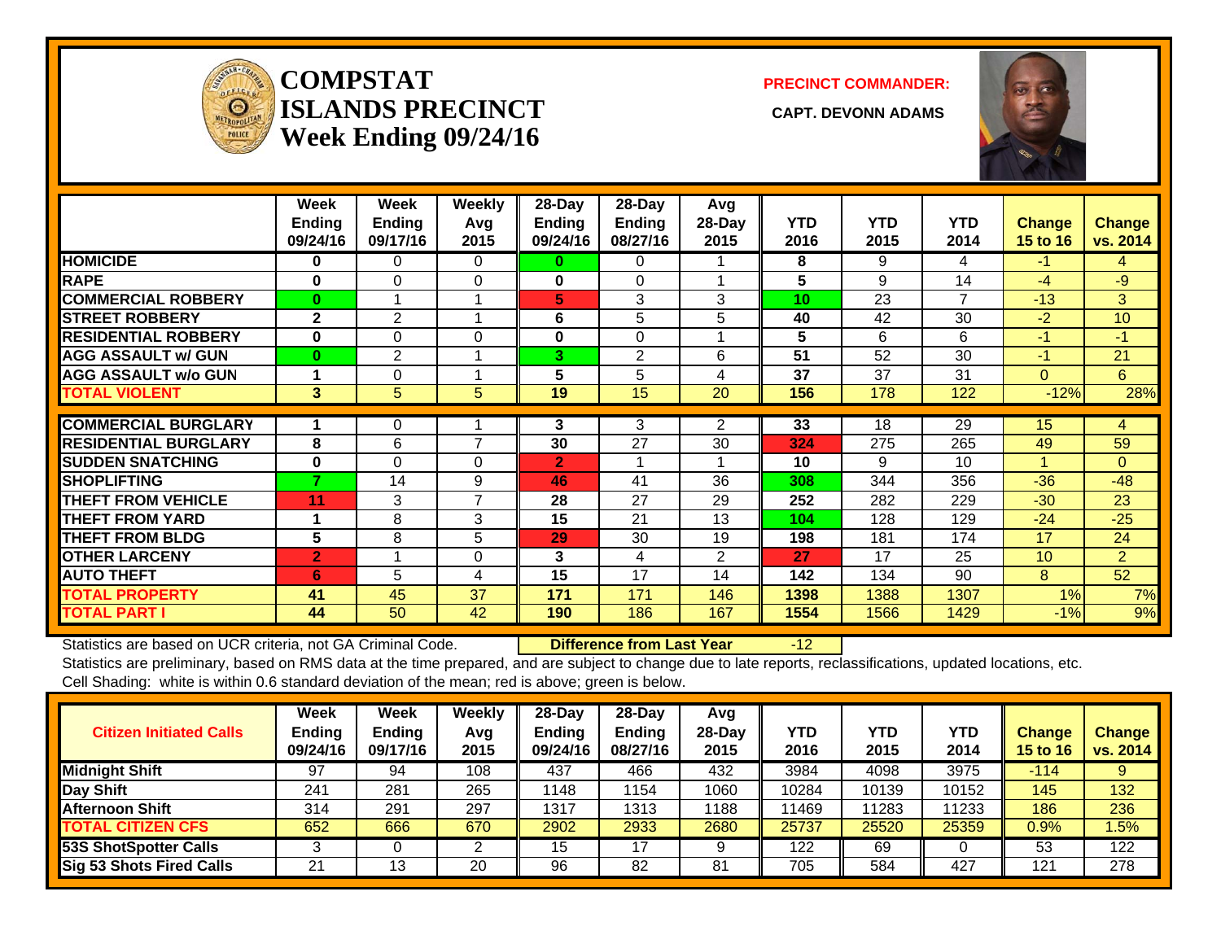# COMPSTAT ISLANDS PRECINCT Week Ending 09/24/16

**PRECINCT COMMANDER:**

**CAPT. DEVONN ADAMS**

| | Week Ending 09/24/16 | Week Ending 09/17/16 | Weekly Avg 2015 | 28-Day Ending 09/24/16 | 28-Day Ending 08/27/16 | Avg 28-Day 2015 | YTD 2016 | YTD 2015 | YTD 2014 | Change 15 to 16 | Change vs. 2014 |
|---|---|---|---|---|---|---|---|---|---|---|---|
| HOMICIDE | 0 | 0 | 0 | 0 | 0 | 1 | 8 | 9 | 4 | -1 | 4 |
| RAPE | 0 | 0 | 0 | 0 | 0 | 1 | 5 | 9 | 14 | -4 | -9 |
| COMMERCIAL ROBBERY | 0 | 1 | 1 | 5 | 3 | 3 | 10 | 23 | 7 | -13 | 3 |
| STREET ROBBERY | 2 | 2 | 1 | 6 | 5 | 5 | 40 | 42 | 30 | -2 | 10 |
| RESIDENTIAL ROBBERY | 0 | 0 | 0 | 0 | 0 | 1 | 5 | 6 | 6 | -1 | -1 |
| AGG ASSAULT w/ GUN | 0 | 2 | 1 | 3 | 2 | 6 | 51 | 52 | 30 | -1 | 21 |
| AGG ASSAULT w/o GUN | 1 | 0 | 1 | 5 | 5 | 4 | 37 | 37 | 31 | 0 | 6 |
| TOTAL VIOLENT | 3 | 5 | 5 | 19 | 15 | 20 | 156 | 178 | 122 | -12% | 28% |
| COMMERCIAL BURGLARY | 1 | 0 | 1 | 3 | 3 | 2 | 33 | 18 | 29 | 15 | 4 |
| RESIDENTIAL BURGLARY | 8 | 6 | 7 | 30 | 27 | 30 | 324 | 275 | 265 | 49 | 59 |
| SUDDEN SNATCHING | 0 | 0 | 0 | 2 | 1 | 1 | 10 | 9 | 10 | 1 | 0 |
| SHOPLIFTING | 7 | 14 | 9 | 46 | 41 | 36 | 308 | 344 | 356 | -36 | -48 |
| THEFT FROM VEHICLE | 11 | 3 | 7 | 28 | 27 | 29 | 252 | 282 | 229 | -30 | 23 |
| THEFT FROM YARD | 1 | 8 | 3 | 15 | 21 | 13 | 104 | 128 | 129 | -24 | -25 |
| THEFT FROM BLDG | 5 | 8 | 5 | 29 | 30 | 19 | 198 | 181 | 174 | 17 | 24 |
| OTHER LARCENY | 2 | 1 | 0 | 3 | 4 | 2 | 27 | 17 | 25 | 10 | 2 |
| AUTO THEFT | 6 | 5 | 4 | 15 | 17 | 14 | 142 | 134 | 90 | 8 | 52 |
| TOTAL PROPERTY | 41 | 45 | 37 | 171 | 171 | 146 | 1398 | 1388 | 1307 | 1% | 7% |
| TOTAL PART I | 44 | 50 | 42 | 190 | 186 | 167 | 1554 | 1566 | 1429 | -1% | 9% |

Statistics are based on UCR criteria, not GA Criminal Code. **Difference from Last Year** -12

Statistics are preliminary, based on RMS data at the time prepared, and are subject to change due to late reports, reclassifications, updated locations, etc.

Cell Shading: white is within 0.6 standard deviation of the mean; red is above; green is below.

| Citizen Initiated Calls | Week Ending 09/24/16 | Week Ending 09/17/16 | Weekly Avg 2015 | 28-Day Ending 09/24/16 | 28-Day Ending 08/27/16 | Avg 28-Day 2015 | YTD 2016 | YTD 2015 | YTD 2014 | Change 15 to 16 | Change vs. 2014 |
|---|---|---|---|---|---|---|---|---|---|---|---|
| Midnight Shift | 97 | 94 | 108 | 437 | 466 | 432 | 3984 | 4098 | 3975 | -114 | 9 |
| Day Shift | 241 | 281 | 265 | 1148 | 1154 | 1060 | 10284 | 10139 | 10152 | 145 | 132 |
| Afternoon Shift | 314 | 291 | 297 | 1317 | 1313 | 1188 | 11469 | 11283 | 11233 | 186 | 236 |
| TOTAL CITIZEN CFS | 652 | 666 | 670 | 2902 | 2933 | 2680 | 25737 | 25520 | 25359 | 0.9% | 1.5% |
| 53S ShotSpotter Calls | 3 | 0 | 2 | 15 | 17 | 9 | 122 | 69 | 0 | 53 | 122 |
| Sig 53 Shots Fired Calls | 21 | 13 | 20 | 96 | 82 | 81 | 705 | 584 | 427 | 121 | 278 |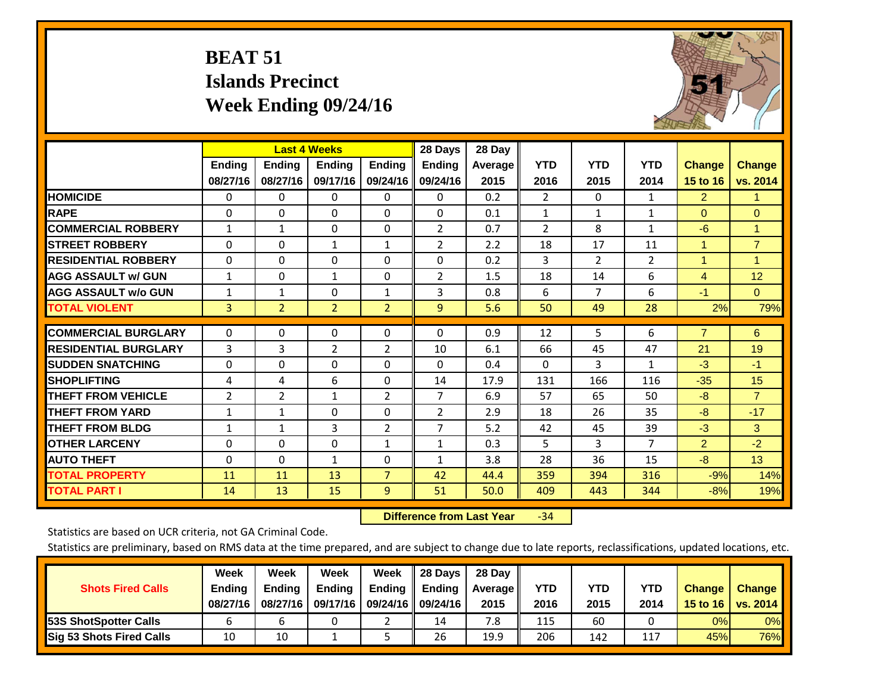# BEAT 51
## Islands Precinct
## Week Ending 09/24/16

| | Last 4 Weeks | | | | 28 Days | 28 Day | | | | | |
|---|---|---|---|---|---|---|---|---|---|---|---|
| | Ending 08/27/16 | Ending 08/27/16 | Ending 09/17/16 | Ending 09/24/16 | Ending 09/24/16 | Average 2015 | YTD 2016 | YTD 2015 | YTD 2014 | Change 15 to 16 | Change vs. 2014 |
| **HOMICIDE** | 0 | 0 | 0 | 0 | 0 | 0.2 | 2 | 0 | 1 | 2 | 1 |
| **RAPE** | 0 | 0 | 0 | 0 | 0 | 0.1 | 1 | 1 | 1 | 0 | 0 |
| **COMMERCIAL ROBBERY** | 1 | 1 | 0 | 0 | 2 | 0.7 | 2 | 8 | 1 | -6 | 1 |
| **STREET ROBBERY** | 0 | 0 | 1 | 1 | 2 | 2.2 | 18 | 17 | 11 | 1 | 7 |
| **RESIDENTIAL ROBBERY** | 0 | 0 | 0 | 0 | 0 | 0.2 | 3 | 2 | 2 | 1 | 1 |
| **AGG ASSAULT w/ GUN** | 1 | 0 | 1 | 0 | 2 | 1.5 | 18 | 14 | 6 | 4 | 12 |
| **AGG ASSAULT w/o GUN** | 1 | 1 | 0 | 1 | 3 | 0.8 | 6 | 7 | 6 | -1 | 0 |
| **TOTAL VIOLENT** | 3 | 2 | 2 | 2 | 9 | 5.6 | 50 | 49 | 28 | 2% | 79% |
| **COMMERCIAL BURGLARY** | 0 | 0 | 0 | 0 | 0 | 0.9 | 12 | 5 | 6 | 7 | 6 |
| **RESIDENTIAL BURGLARY** | 3 | 3 | 2 | 2 | 10 | 6.1 | 66 | 45 | 47 | 21 | 19 |
| **SUDDEN SNATCHING** | 0 | 0 | 0 | 0 | 0 | 0.4 | 0 | 3 | 1 | -3 | -1 |
| **SHOPLIFTING** | 4 | 4 | 6 | 0 | 14 | 17.9 | 131 | 166 | 116 | -35 | 15 |
| **THEFT FROM VEHICLE** | 2 | 2 | 1 | 2 | 7 | 6.9 | 57 | 65 | 50 | -8 | 7 |
| **THEFT FROM YARD** | 1 | 1 | 0 | 0 | 2 | 2.9 | 18 | 26 | 35 | -8 | -17 |
| **THEFT FROM BLDG** | 1 | 1 | 3 | 2 | 7 | 5.2 | 42 | 45 | 39 | -3 | 3 |
| **OTHER LARCENY** | 0 | 0 | 0 | 1 | 1 | 0.3 | 5 | 3 | 7 | 2 | -2 |
| **AUTO THEFT** | 0 | 0 | 1 | 0 | 1 | 3.8 | 28 | 36 | 15 | -8 | 13 |
| **TOTAL PROPERTY** | 11 | 11 | 13 | 7 | 42 | 44.4 | 359 | 394 | 316 | -9% | 14% |
| **TOTAL PART I** | 14 | 13 | 15 | 9 | 51 | 50.0 | 409 | 443 | 344 | -8% | 19% |

**Difference from Last Year** -34

Statistics are based on UCR criteria, not GA Criminal Code.

Statistics are preliminary, based on RMS data at the time prepared, and are subject to change due to late reports, reclassifications, updated locations, etc.

| Shots Fired Calls | Week Ending 08/27/16 | Week Ending 08/27/16 | Week Ending 09/17/16 | Week Ending 09/24/16 | 28 Days Ending 09/24/16 | 28 Day Average 2015 | YTD 2016 | YTD 2015 | YTD 2014 | Change 15 to 16 | Change vs. 2014 |
|---|---|---|---|---|---|---|---|---|---|---|---|
| **53S ShotSpotter Calls** | 6 | 6 | 0 | 2 | 14 | 7.8 | 115 | 60 | 0 | 0% | 0% |
| **Sig 53 Shots Fired Calls** | 10 | 10 | 1 | 5 | 26 | 19.9 | 206 | 142 | 117 | 45% | 76% |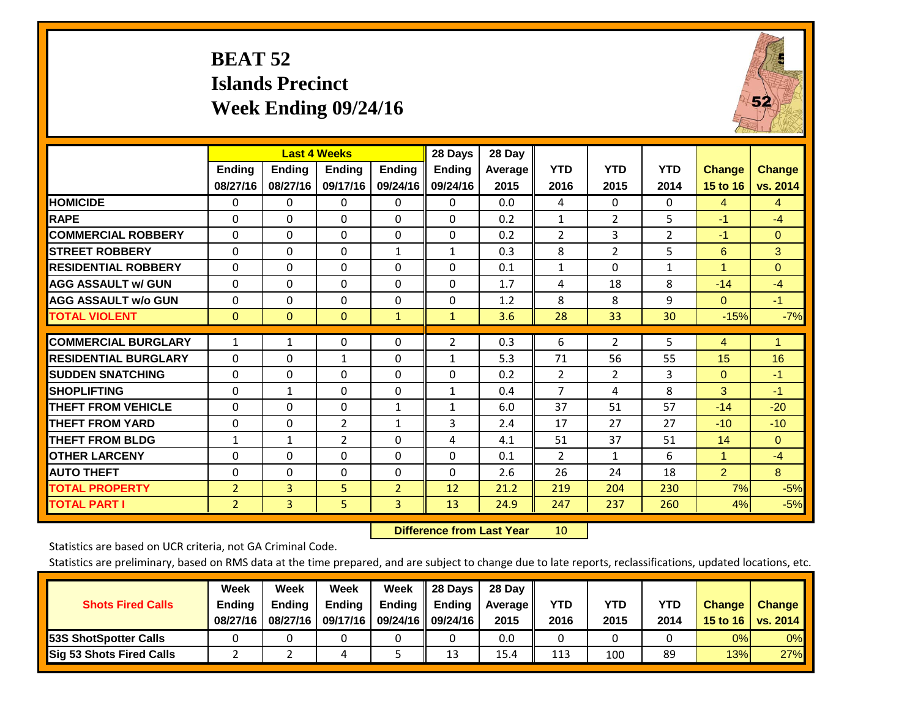# BEAT 52
## Islands Precinct
## Week Ending 09/24/16

| | Last 4 Weeks | | | | 28 Days | 28 Day | | | | | |
|---|---|---|---|---|---|---|---|---|---|---|---|
| | Ending 08/27/16 | Ending 08/27/16 | Ending 09/17/16 | Ending 09/24/16 | Ending 09/24/16 | Average 2015 | YTD 2016 | YTD 2015 | YTD 2014 | Change 15 to 16 | Change vs. 2014 |
| **HOMICIDE** | 0 | 0 | 0 | 0 | 0 | 0.0 | 4 | 0 | 0 | 4 | 4 |
| **RAPE** | 0 | 0 | 0 | 0 | 0 | 0.2 | 1 | 2 | 5 | -1 | -4 |
| **COMMERCIAL ROBBERY** | 0 | 0 | 0 | 0 | 0 | 0.2 | 2 | 3 | 2 | -1 | 0 |
| **STREET ROBBERY** | 0 | 0 | 0 | 1 | 1 | 0.3 | 8 | 2 | 5 | 6 | 3 |
| **RESIDENTIAL ROBBERY** | 0 | 0 | 0 | 0 | 0 | 0.1 | 1 | 0 | 1 | 1 | 0 |
| **AGG ASSAULT w/ GUN** | 0 | 0 | 0 | 0 | 0 | 1.7 | 4 | 18 | 8 | -14 | -4 |
| **AGG ASSAULT w/o GUN** | 0 | 0 | 0 | 0 | 0 | 1.2 | 8 | 8 | 9 | 0 | -1 |
| **TOTAL VIOLENT** | 0 | 0 | 0 | 1 | 1 | 3.6 | 28 | 33 | 30 | -15% | -7% |
| **COMMERCIAL BURGLARY** | 1 | 1 | 0 | 0 | 2 | 0.3 | 6 | 2 | 5 | 4 | 1 |
| **RESIDENTIAL BURGLARY** | 0 | 0 | 1 | 0 | 1 | 5.3 | 71 | 56 | 55 | 15 | 16 |
| **SUDDEN SNATCHING** | 0 | 0 | 0 | 0 | 0 | 0.2 | 2 | 2 | 3 | 0 | -1 |
| **SHOPLIFTING** | 0 | 1 | 0 | 0 | 1 | 0.4 | 7 | 4 | 8 | 3 | -1 |
| **THEFT FROM VEHICLE** | 0 | 0 | 0 | 1 | 1 | 6.0 | 37 | 51 | 57 | -14 | -20 |
| **THEFT FROM YARD** | 0 | 0 | 2 | 1 | 3 | 2.4 | 17 | 27 | 27 | -10 | -10 |
| **THEFT FROM BLDG** | 1 | 1 | 2 | 0 | 4 | 4.1 | 51 | 37 | 51 | 14 | 0 |
| **OTHER LARCENY** | 0 | 0 | 0 | 0 | 0 | 0.1 | 2 | 1 | 6 | 1 | -4 |
| **AUTO THEFT** | 0 | 0 | 0 | 0 | 0 | 2.6 | 26 | 24 | 18 | 2 | 8 |
| **TOTAL PROPERTY** | 2 | 3 | 5 | 2 | 12 | 21.2 | 219 | 204 | 230 | 7% | -5% |
| **TOTAL PART I** | 2 | 3 | 5 | 3 | 13 | 24.9 | 247 | 237 | 260 | 4% | -5% |

**Difference from Last Year** 10

Statistics are based on UCR criteria, not GA Criminal Code.

Statistics are preliminary, based on RMS data at the time prepared, and are subject to change due to late reports, reclassifications, updated locations, etc.

| Shots Fired Calls | Week Ending 08/27/16 | Week Ending 08/27/16 | Week Ending 09/17/16 | Week Ending 09/24/16 | 28 Days Ending 09/24/16 | 28 Day Average 2015 | YTD 2016 | YTD 2015 | YTD 2014 | Change 15 to 16 | Change vs. 2014 |
|---|---|---|---|---|---|---|---|---|---|---|---|
| **53S ShotSpotter Calls** | 0 | 0 | 0 | 0 | 0 | 0.0 | 0 | 0 | 0 | 0% | 0% |
| **Sig 53 Shots Fired Calls** | 2 | 2 | 4 | 5 | 13 | 15.4 | 113 | 100 | 89 | 13% | 27% |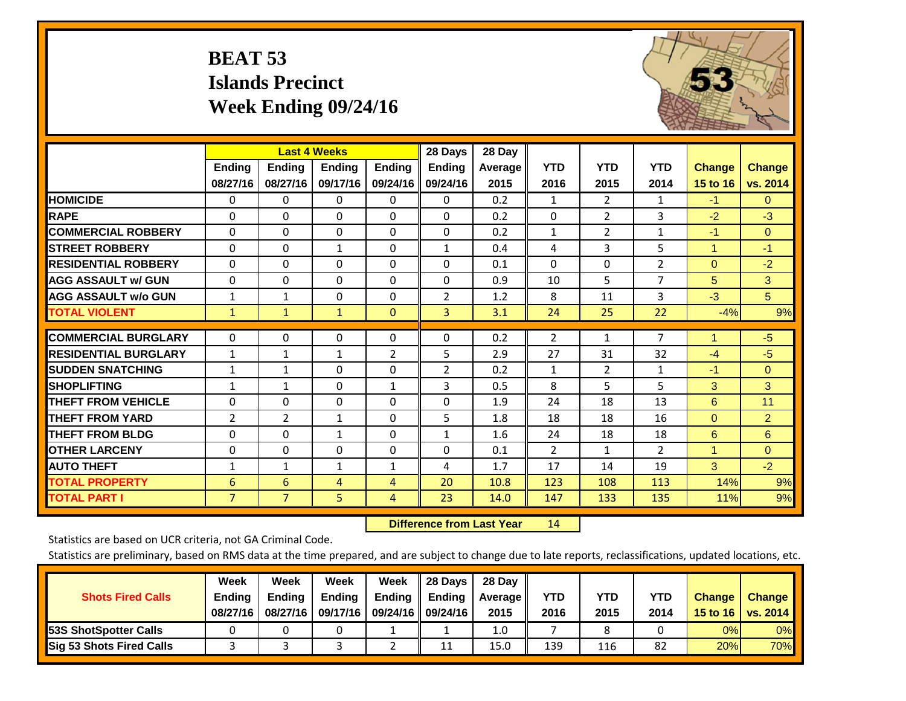# BEAT 53
## Islands Precinct
## Week Ending 09/24/16

| | Last 4 Weeks | | | | 28 Days | 28 Day | | | | | |
|---|---|---|---|---|---|---|---|---|---|---|---|
| | Ending 08/27/16 | Ending 08/27/16 | Ending 09/17/16 | Ending 09/24/16 | Ending 09/24/16 | Average 2015 | YTD 2016 | YTD 2015 | YTD 2014 | Change 15 to 16 | Change vs. 2014 |
| HOMICIDE | 0 | 0 | 0 | 0 | 0 | 0.2 | 1 | 2 | 1 | -1 | 0 |
| RAPE | 0 | 0 | 0 | 0 | 0 | 0.2 | 0 | 2 | 3 | -2 | -3 |
| COMMERCIAL ROBBERY | 0 | 0 | 0 | 0 | 0 | 0.2 | 1 | 2 | 1 | -1 | 0 |
| STREET ROBBERY | 0 | 0 | 1 | 0 | 1 | 0.4 | 4 | 3 | 5 | 1 | -1 |
| RESIDENTIAL ROBBERY | 0 | 0 | 0 | 0 | 0 | 0.1 | 0 | 0 | 2 | 0 | -2 |
| AGG ASSAULT w/ GUN | 0 | 0 | 0 | 0 | 0 | 0.9 | 10 | 5 | 7 | 5 | 3 |
| AGG ASSAULT w/o GUN | 1 | 1 | 0 | 0 | 2 | 1.2 | 8 | 11 | 3 | -3 | 5 |
| TOTAL VIOLENT | 1 | 1 | 1 | 0 | 3 | 3.1 | 24 | 25 | 22 | -4% | 9% |
| COMMERCIAL BURGLARY | 0 | 0 | 0 | 0 | 0 | 0.2 | 2 | 1 | 7 | 1 | -5 |
| RESIDENTIAL BURGLARY | 1 | 1 | 1 | 2 | 5 | 2.9 | 27 | 31 | 32 | -4 | -5 |
| SUDDEN SNATCHING | 1 | 1 | 0 | 0 | 2 | 0.2 | 1 | 2 | 1 | -1 | 0 |
| SHOPLIFTING | 1 | 1 | 0 | 1 | 3 | 0.5 | 8 | 5 | 5 | 3 | 3 |
| THEFT FROM VEHICLE | 0 | 0 | 0 | 0 | 0 | 1.9 | 24 | 18 | 13 | 6 | 11 |
| THEFT FROM YARD | 2 | 2 | 1 | 0 | 5 | 1.8 | 18 | 18 | 16 | 0 | 2 |
| THEFT FROM BLDG | 0 | 0 | 1 | 0 | 1 | 1.6 | 24 | 18 | 18 | 6 | 6 |
| OTHER LARCENY | 0 | 0 | 0 | 0 | 0 | 0.1 | 2 | 1 | 2 | 1 | 0 |
| AUTO THEFT | 1 | 1 | 1 | 1 | 4 | 1.7 | 17 | 14 | 19 | 3 | -2 |
| TOTAL PROPERTY | 6 | 6 | 4 | 4 | 20 | 10.8 | 123 | 108 | 113 | 14% | 9% |
| TOTAL PART I | 7 | 7 | 5 | 4 | 23 | 14.0 | 147 | 133 | 135 | 11% | 9% |

**Difference from Last Year** 14

Statistics are based on UCR criteria, not GA Criminal Code.

Statistics are preliminary, based on RMS data at the time prepared, and are subject to change due to late reports, reclassifications, updated locations, etc.

| Shots Fired Calls | Week Ending 08/27/16 | Week Ending 08/27/16 | Week Ending 09/17/16 | Week Ending 09/24/16 | 28 Days Ending 09/24/16 | 28 Day Average 2015 | YTD 2016 | YTD 2015 | YTD 2014 | Change 15 to 16 | Change vs. 2014 |
|---|---|---|---|---|---|---|---|---|---|---|---|
| 53S ShotSpotter Calls | 0 | 0 | 0 | 1 | 1 | 1.0 | 7 | 8 | 0 | 0% | 0% |
| Sig 53 Shots Fired Calls | 3 | 3 | 3 | 2 | 11 | 15.0 | 139 | 116 | 82 | 20% | 70% |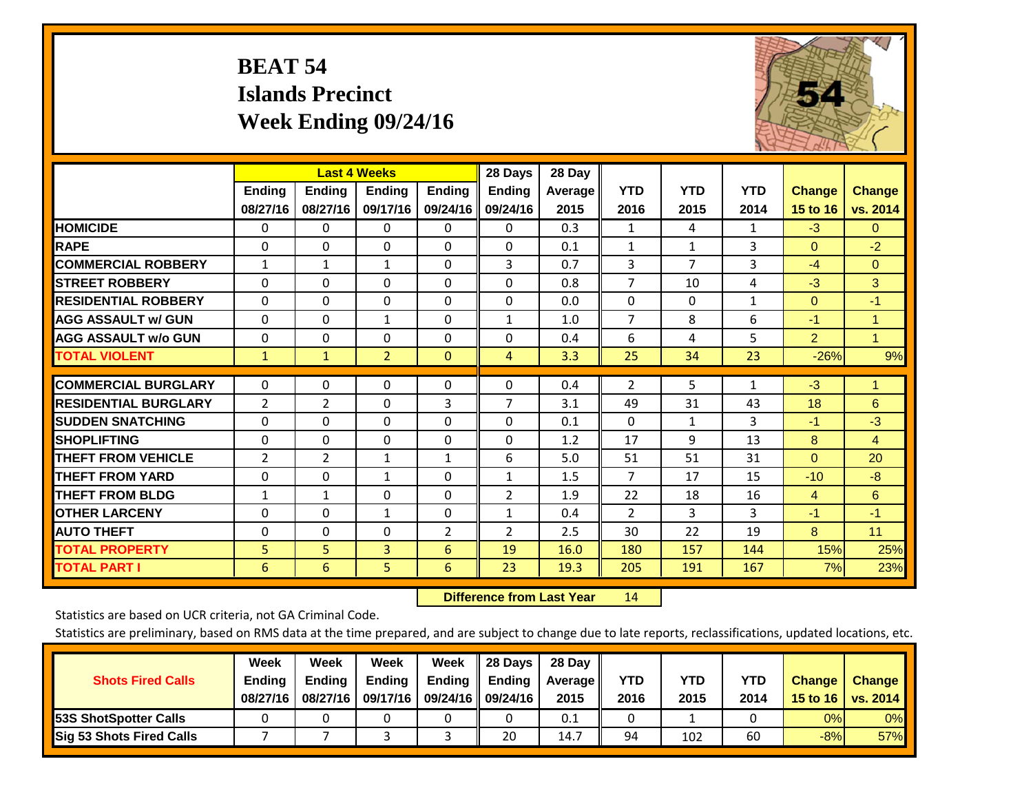# BEAT 54
## Islands Precinct
## Week Ending 09/24/16

| | Last 4 Weeks | | | | 28 Days | 28 Day | | | | | |
|---|---|---|---|---|---|---|---|---|---|---|---|
| | Ending 08/27/16 | Ending 08/27/16 | Ending 09/17/16 | Ending 09/24/16 | Ending 09/24/16 | Average 2015 | YTD 2016 | YTD 2015 | YTD 2014 | Change 15 to 16 | Change vs. 2014 |
| HOMICIDE | 0 | 0 | 0 | 0 | 0 | 0.3 | 1 | 4 | 1 | -3 | 0 |
| RAPE | 0 | 0 | 0 | 0 | 0 | 0.1 | 1 | 1 | 3 | 0 | -2 |
| COMMERCIAL ROBBERY | 1 | 1 | 1 | 0 | 3 | 0.7 | 3 | 7 | 3 | -4 | 0 |
| STREET ROBBERY | 0 | 0 | 0 | 0 | 0 | 0.8 | 7 | 10 | 4 | -3 | 3 |
| RESIDENTIAL ROBBERY | 0 | 0 | 0 | 0 | 0 | 0.0 | 0 | 0 | 1 | 0 | -1 |
| AGG ASSAULT w/ GUN | 0 | 0 | 1 | 0 | 1 | 1.0 | 7 | 8 | 6 | -1 | 1 |
| AGG ASSAULT w/o GUN | 0 | 0 | 0 | 0 | 0 | 0.4 | 6 | 4 | 5 | 2 | 1 |
| TOTAL VIOLENT | 1 | 1 | 2 | 0 | 4 | 3.3 | 25 | 34 | 23 | -26% | 9% |
| COMMERCIAL BURGLARY | 0 | 0 | 0 | 0 | 0 | 0.4 | 2 | 5 | 1 | -3 | 1 |
| RESIDENTIAL BURGLARY | 2 | 2 | 0 | 3 | 7 | 3.1 | 49 | 31 | 43 | 18 | 6 |
| SUDDEN SNATCHING | 0 | 0 | 0 | 0 | 0 | 0.1 | 0 | 1 | 3 | -1 | -3 |
| SHOPLIFTING | 0 | 0 | 0 | 0 | 0 | 1.2 | 17 | 9 | 13 | 8 | 4 |
| THEFT FROM VEHICLE | 2 | 2 | 1 | 1 | 6 | 5.0 | 51 | 51 | 31 | 0 | 20 |
| THEFT FROM YARD | 0 | 0 | 1 | 0 | 1 | 1.5 | 7 | 17 | 15 | -10 | -8 |
| THEFT FROM BLDG | 1 | 1 | 0 | 0 | 2 | 1.9 | 22 | 18 | 16 | 4 | 6 |
| OTHER LARCENY | 0 | 0 | 1 | 0 | 1 | 0.4 | 2 | 3 | 3 | -1 | -1 |
| AUTO THEFT | 0 | 0 | 0 | 2 | 2 | 2.5 | 30 | 22 | 19 | 8 | 11 |
| TOTAL PROPERTY | 5 | 5 | 3 | 6 | 19 | 16.0 | 180 | 157 | 144 | 15% | 25% |
| TOTAL PART I | 6 | 6 | 5 | 6 | 23 | 19.3 | 205 | 191 | 167 | 7% | 23% |

**Difference from Last Year** 14

Statistics are based on UCR criteria, not GA Criminal Code.

Statistics are preliminary, based on RMS data at the time prepared, and are subject to change due to late reports, reclassifications, updated locations, etc.

| Shots Fired Calls | Week Ending 08/27/16 | Week Ending 08/27/16 | Week Ending 09/17/16 | Week Ending 09/24/16 | 28 Days Ending 09/24/16 | 28 Day Average 2015 | YTD 2016 | YTD 2015 | YTD 2014 | Change 15 to 16 | Change vs. 2014 |
|---|---|---|---|---|---|---|---|---|---|---|---|
| 53S ShotSpotter Calls | 0 | 0 | 0 | 0 | 0 | 0.1 | 0 | 1 | 0 | 0% | 0% |
| Sig 53 Shots Fired Calls | 7 | 7 | 3 | 3 | 20 | 14.7 | 94 | 102 | 60 | -8% | 57% |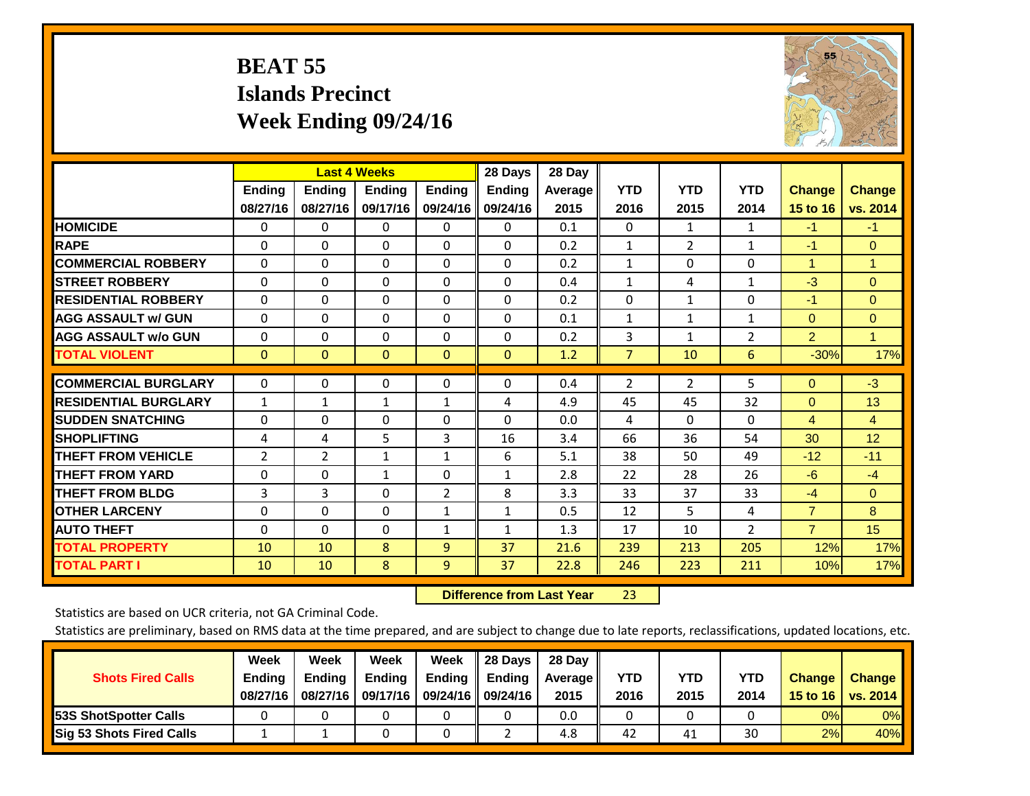# BEAT 55
## Islands Precinct
## Week Ending 09/24/16

| | Last 4 Weeks | | | | 28 Days | 28 Day | | | | | |
|---|---|---|---|---|---|---|---|---|---|---|---|
| | Ending 08/27/16 | Ending 08/27/16 | Ending 09/17/16 | Ending 09/24/16 | Ending 09/24/16 | Average 2015 | YTD 2016 | YTD 2015 | YTD 2014 | Change 15 to 16 | Change vs. 2014 |
| **HOMICIDE** | 0 | 0 | 0 | 0 | 0 | 0.1 | 0 | 1 | 1 | -1 | -1 |
| **RAPE** | 0 | 0 | 0 | 0 | 0 | 0.2 | 1 | 2 | 1 | -1 | 0 |
| **COMMERCIAL ROBBERY** | 0 | 0 | 0 | 0 | 0 | 0.2 | 1 | 0 | 0 | 1 | 1 |
| **STREET ROBBERY** | 0 | 0 | 0 | 0 | 0 | 0.4 | 1 | 4 | 1 | -3 | 0 |
| **RESIDENTIAL ROBBERY** | 0 | 0 | 0 | 0 | 0 | 0.2 | 0 | 1 | 0 | -1 | 0 |
| **AGG ASSAULT w/ GUN** | 0 | 0 | 0 | 0 | 0 | 0.1 | 1 | 1 | 1 | 0 | 0 |
| **AGG ASSAULT w/o GUN** | 0 | 0 | 0 | 0 | 0 | 0.2 | 3 | 1 | 2 | 2 | 1 |
| **TOTAL VIOLENT** | 0 | 0 | 0 | 0 | 0 | 1.2 | 7 | 10 | 6 | -30% | 17% |
| **COMMERCIAL BURGLARY** | 0 | 0 | 0 | 0 | 0 | 0.4 | 2 | 2 | 5 | 0 | -3 |
| **RESIDENTIAL BURGLARY** | 1 | 1 | 1 | 1 | 4 | 4.9 | 45 | 45 | 32 | 0 | 13 |
| **SUDDEN SNATCHING** | 0 | 0 | 0 | 0 | 0 | 0.0 | 4 | 0 | 0 | 4 | 4 |
| **SHOPLIFTING** | 4 | 4 | 5 | 3 | 16 | 3.4 | 66 | 36 | 54 | 30 | 12 |
| **THEFT FROM VEHICLE** | 2 | 2 | 1 | 1 | 6 | 5.1 | 38 | 50 | 49 | -12 | -11 |
| **THEFT FROM YARD** | 0 | 0 | 1 | 0 | 1 | 2.8 | 22 | 28 | 26 | -6 | -4 |
| **THEFT FROM BLDG** | 3 | 3 | 0 | 2 | 8 | 3.3 | 33 | 37 | 33 | -4 | 0 |
| **OTHER LARCENY** | 0 | 0 | 0 | 1 | 1 | 0.5 | 12 | 5 | 4 | 7 | 8 |
| **AUTO THEFT** | 0 | 0 | 0 | 1 | 1 | 1.3 | 17 | 10 | 2 | 7 | 15 |
| **TOTAL PROPERTY** | 10 | 10 | 8 | 9 | 37 | 21.6 | 239 | 213 | 205 | 12% | 17% |
| **TOTAL PART I** | 10 | 10 | 8 | 9 | 37 | 22.8 | 246 | 223 | 211 | 10% | 17% |

**Difference from Last Year** 23

Statistics are based on UCR criteria, not GA Criminal Code.

Statistics are preliminary, based on RMS data at the time prepared, and are subject to change due to late reports, reclassifications, updated locations, etc.

| Shots Fired Calls | Week Ending 08/27/16 | Week Ending 08/27/16 | Week Ending 09/17/16 | Week Ending 09/24/16 | 28 Days Ending 09/24/16 | 28 Day Average 2015 | YTD 2016 | YTD 2015 | YTD 2014 | Change 15 to 16 | Change vs. 2014 |
|---|---|---|---|---|---|---|---|---|---|---|---|
| **53S ShotSpotter Calls** | 0 | 0 | 0 | 0 | 0 | 0.0 | 0 | 0 | 0 | 0% | 0% |
| **Sig 53 Shots Fired Calls** | 1 | 1 | 0 | 0 | 2 | 4.8 | 42 | 41 | 30 | 2% | 40% |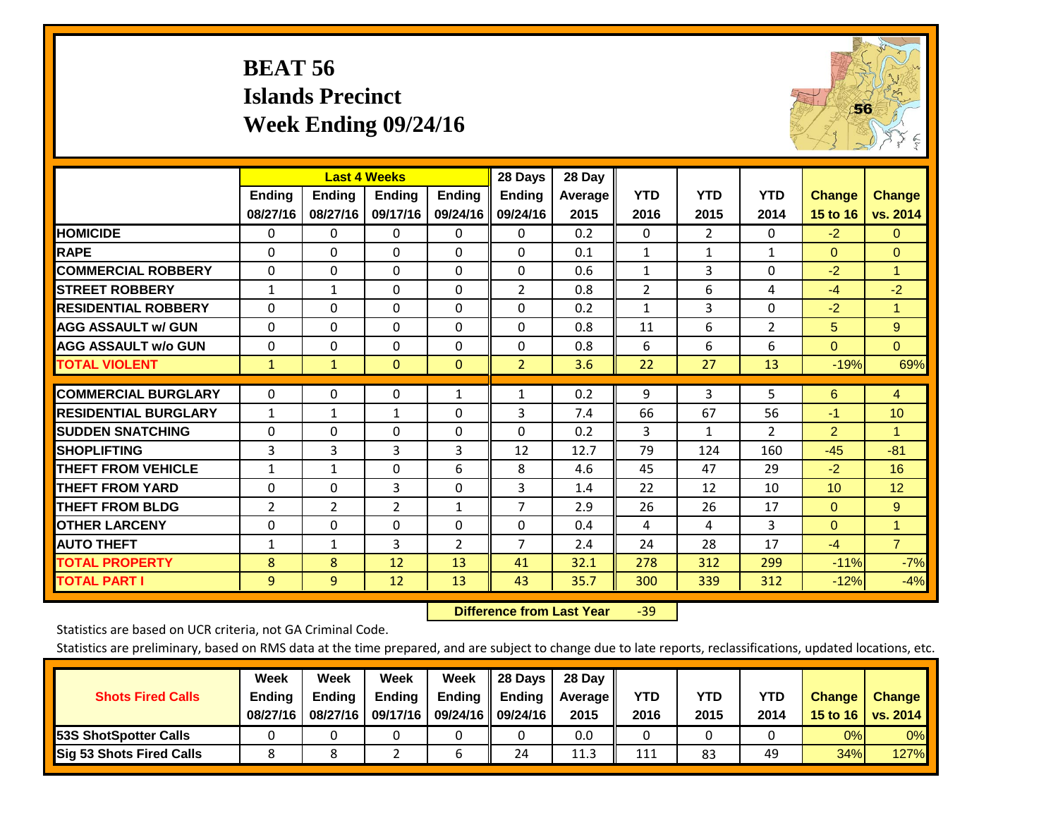# BEAT 56
## Islands Precinct
## Week Ending 09/24/16

| | Last 4 Weeks | | | | 28 Days | 28 Day | | | | | |
|---|---|---|---|---|---|---|---|---|---|---|---|
| | Ending 08/27/16 | Ending 08/27/16 | Ending 09/17/16 | Ending 09/24/16 | Ending 09/24/16 | Average 2015 | YTD 2016 | YTD 2015 | YTD 2014 | Change 15 to 16 | Change vs. 2014 |
| HOMICIDE | 0 | 0 | 0 | 0 | 0 | 0.2 | 0 | 2 | 0 | -2 | 0 |
| RAPE | 0 | 0 | 0 | 0 | 0 | 0.1 | 1 | 1 | 1 | 0 | 0 |
| COMMERCIAL ROBBERY | 0 | 0 | 0 | 0 | 0 | 0.6 | 1 | 3 | 0 | -2 | 1 |
| STREET ROBBERY | 1 | 1 | 0 | 0 | 2 | 0.8 | 2 | 6 | 4 | -4 | -2 |
| RESIDENTIAL ROBBERY | 0 | 0 | 0 | 0 | 0 | 0.2 | 1 | 3 | 0 | -2 | 1 |
| AGG ASSAULT w/ GUN | 0 | 0 | 0 | 0 | 0 | 0.8 | 11 | 6 | 2 | 5 | 9 |
| AGG ASSAULT w/o GUN | 0 | 0 | 0 | 0 | 0 | 0.8 | 6 | 6 | 6 | 0 | 0 |
| TOTAL VIOLENT | 1 | 1 | 0 | 0 | 2 | 3.6 | 22 | 27 | 13 | -19% | 69% |
| COMMERCIAL BURGLARY | 0 | 0 | 0 | 1 | 1 | 0.2 | 9 | 3 | 5 | 6 | 4 |
| RESIDENTIAL BURGLARY | 1 | 1 | 1 | 0 | 3 | 7.4 | 66 | 67 | 56 | -1 | 10 |
| SUDDEN SNATCHING | 0 | 0 | 0 | 0 | 0 | 0.2 | 3 | 1 | 2 | 2 | 1 |
| SHOPLIFTING | 3 | 3 | 3 | 3 | 12 | 12.7 | 79 | 124 | 160 | -45 | -81 |
| THEFT FROM VEHICLE | 1 | 1 | 0 | 6 | 8 | 4.6 | 45 | 47 | 29 | -2 | 16 |
| THEFT FROM YARD | 0 | 0 | 3 | 0 | 3 | 1.4 | 22 | 12 | 10 | 10 | 12 |
| THEFT FROM BLDG | 2 | 2 | 2 | 1 | 7 | 2.9 | 26 | 26 | 17 | 0 | 9 |
| OTHER LARCENY | 0 | 0 | 0 | 0 | 0 | 0.4 | 4 | 4 | 3 | 0 | 1 |
| AUTO THEFT | 1 | 1 | 3 | 2 | 7 | 2.4 | 24 | 28 | 17 | -4 | 7 |
| TOTAL PROPERTY | 8 | 8 | 12 | 13 | 41 | 32.1 | 278 | 312 | 299 | -11% | -7% |
| TOTAL PART I | 9 | 9 | 12 | 13 | 43 | 35.7 | 300 | 339 | 312 | -12% | -4% |

**Difference from Last Year** -39

Statistics are based on UCR criteria, not GA Criminal Code.

Statistics are preliminary, based on RMS data at the time prepared, and are subject to change due to late reports, reclassifications, updated locations, etc.

| Shots Fired Calls | Week Ending 08/27/16 | Week Ending 08/27/16 | Week Ending 09/17/16 | Week Ending 09/24/16 | 28 Days Ending 09/24/16 | 28 Day Average 2015 | YTD 2016 | YTD 2015 | YTD 2014 | Change 15 to 16 | Change vs. 2014 |
|---|---|---|---|---|---|---|---|---|---|---|---|
| 53S ShotSpotter Calls | 0 | 0 | 0 | 0 | 0 | 0.0 | 0 | 0 | 0 | 0% | 0% |
| Sig 53 Shots Fired Calls | 8 | 8 | 2 | 6 | 24 | 11.3 | 111 | 83 | 49 | 34% | 127% |